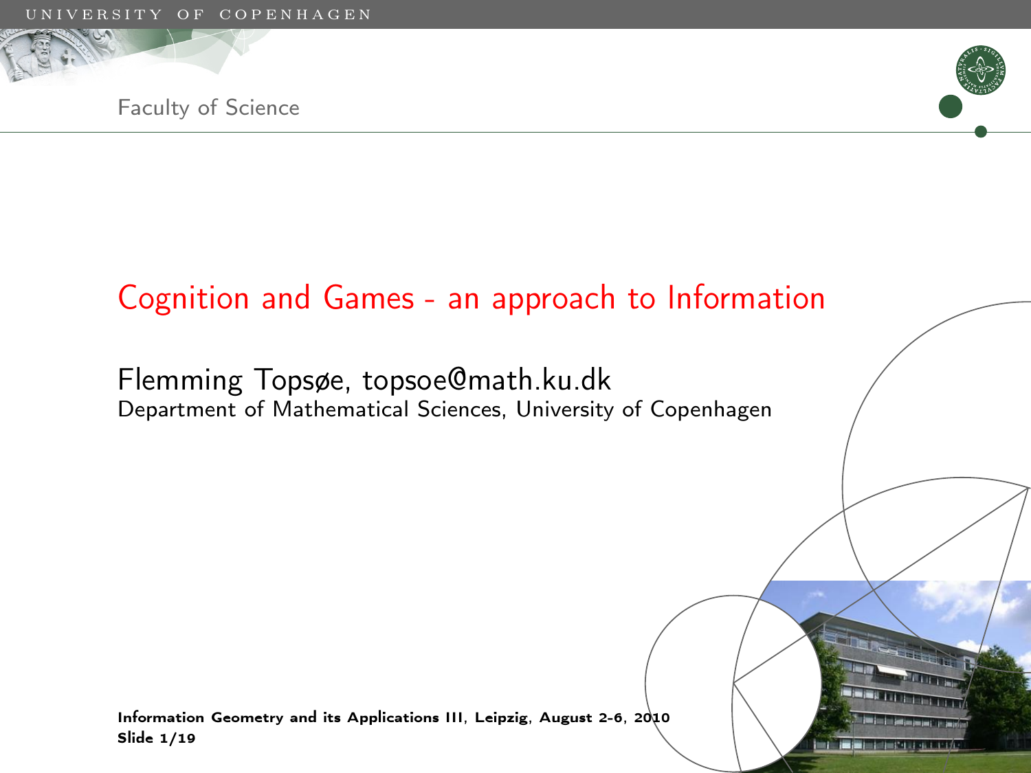# Cognition and Games - an approach to Information

Flemming Topsøe, topsoe@math.ku.dk
Department of Mathematical Sciences, University of Copenhagen

**Information Geometry and its Applications III, Leipzig, August 2-6, 2010**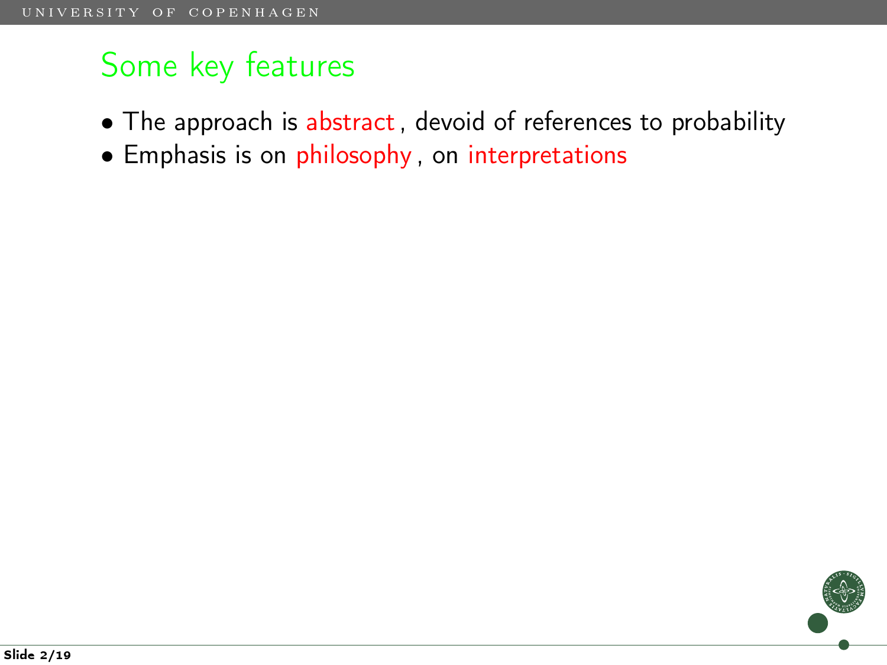## Some key features

- The approach is abstract, devoid of references to probability
- Emphasis is on philosophy, on interpretations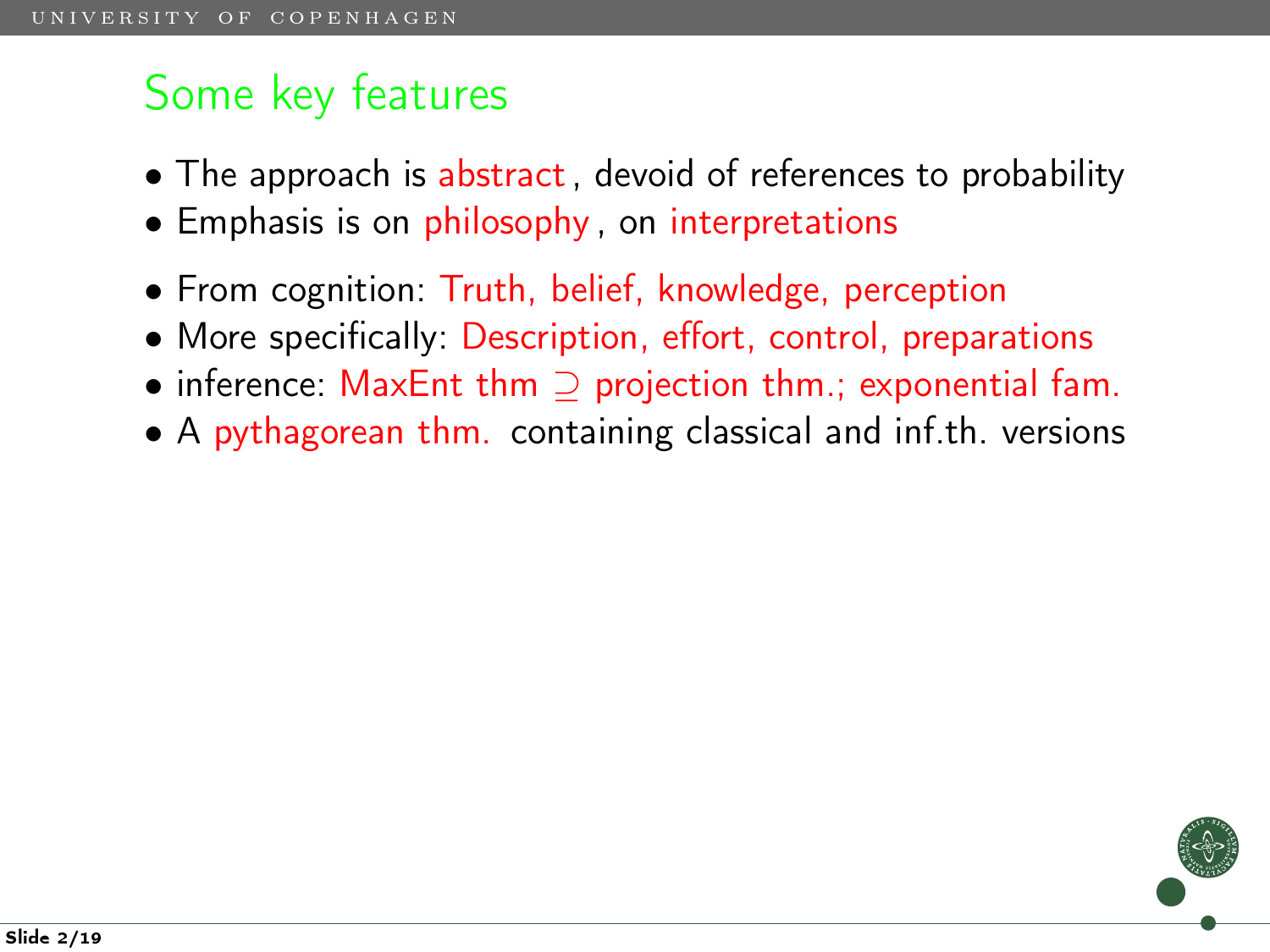# Some key features

- The approach is abstract, devoid of references to probability
- Emphasis is on philosophy, on interpretations

- From cognition: Truth, belief, knowledge, perception
- More specifically: Description, effort, control, preparations
- inference: MaxEnt thm $\supseteq$ projection thm.; exponential fam.
- A pythagorean thm. containing classical and inf.th. versions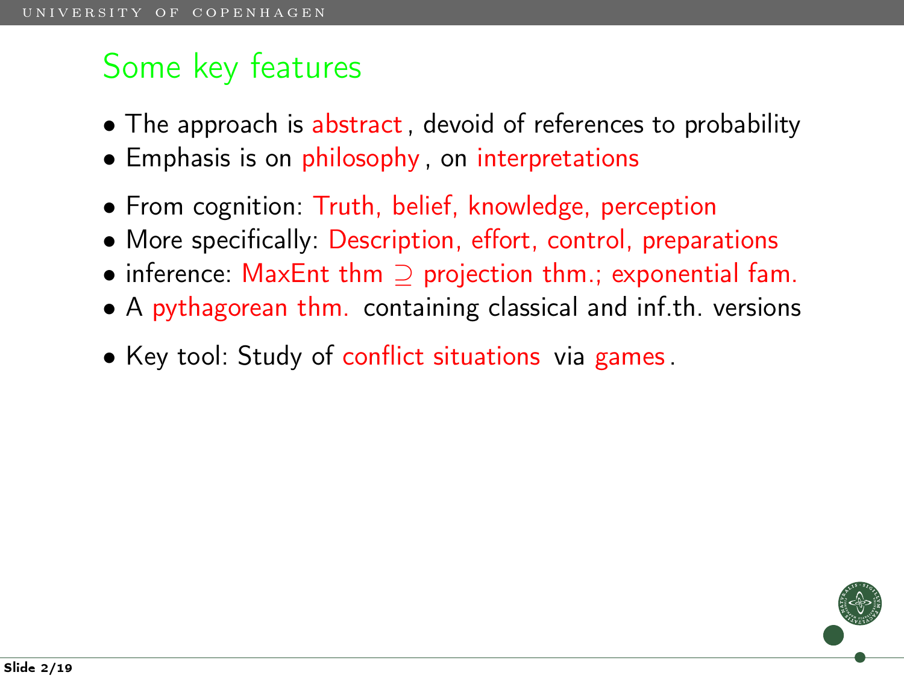## Some key features

- The approach is abstract, devoid of references to probability
- Emphasis is on philosophy, on interpretations

- From cognition: Truth, belief, knowledge, perception
- More specifically: Description, effort, control, preparations
- inference: MaxEnt thm $\supseteq$ projection thm.; exponential fam.
- A pythagorean thm. containing classical and inf.th. versions

- Key tool: Study of conflict situations via games.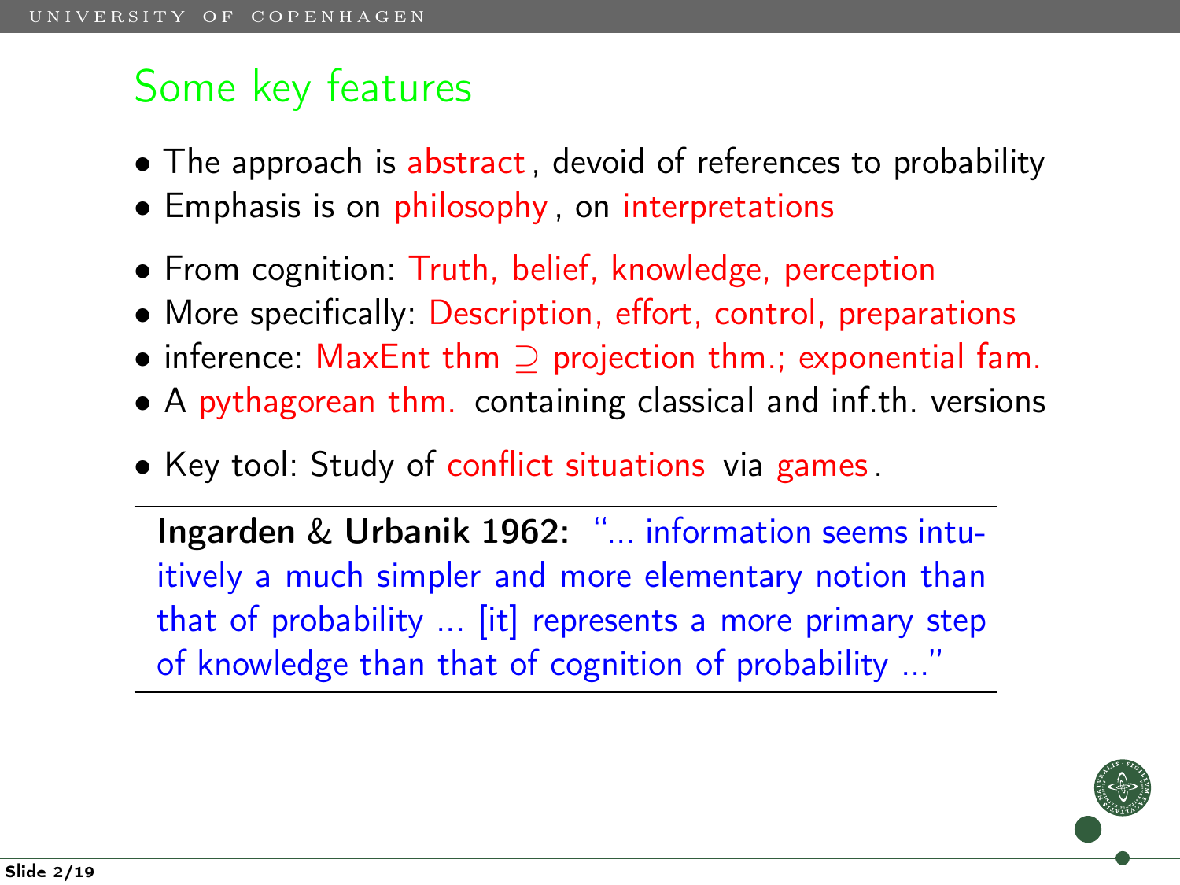## Some key features

- The approach is abstract, devoid of references to probability
- Emphasis is on philosophy, on interpretations

- From cognition: Truth, belief, knowledge, perception
- More specifically: Description, effort, control, preparations
- inference: MaxEnt thm $\supseteq$ projection thm.; exponential fam.
- A pythagorean thm. containing classical and inf.th. versions

- Key tool: Study of conflict situations via games.

**Ingarden & Urbanik 1962:** "... information seems intuitively a much simpler and more elementary notion than that of probability ... [it] represents a more primary step of knowledge than that of cognition of probability ..."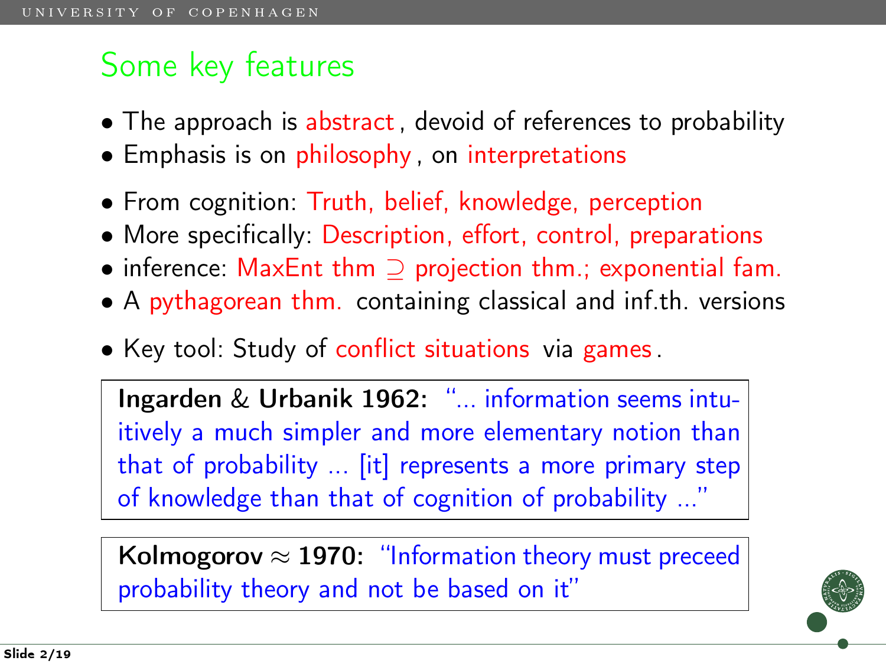## Some key features

- The approach is abstract, devoid of references to probability
- Emphasis is on philosophy, on interpretations

- From cognition: Truth, belief, knowledge, perception
- More specifically: Description, effort, control, preparations
- inference: MaxEnt thm $\supseteq$ projection thm.; exponential fam.
- A pythagorean thm. containing classical and inf.th. versions

- Key tool: Study of conflict situations via games.

> **Ingarden & Urbanik 1962:** "... information seems intuitively a much simpler and more elementary notion than that of probability ... [it] represents a more primary step of knowledge than that of cognition of probability ..."

> **Kolmogorov $\approx$ 1970:** "Information theory must preceed probability theory and not be based on it"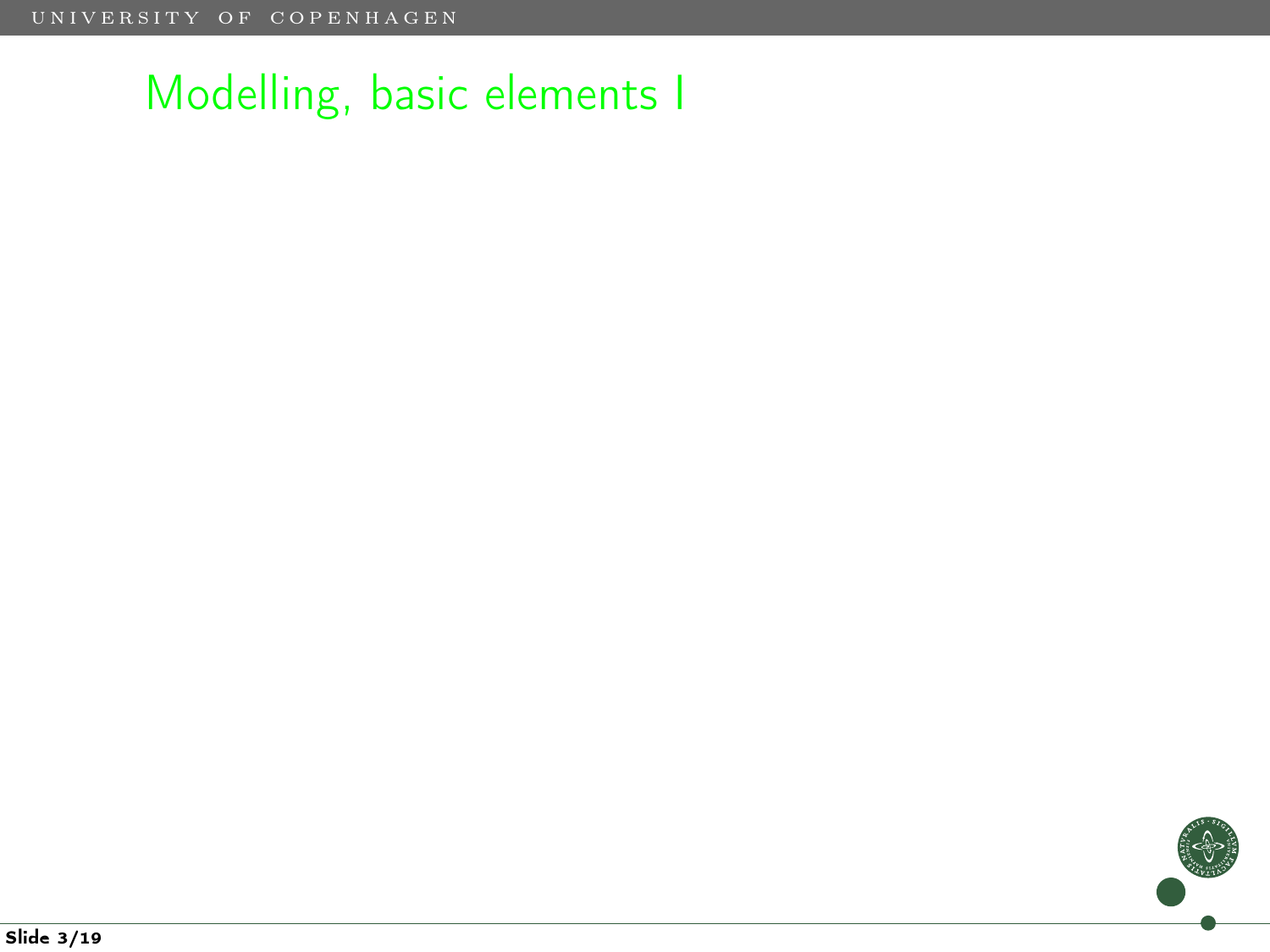# Modelling, basic elements I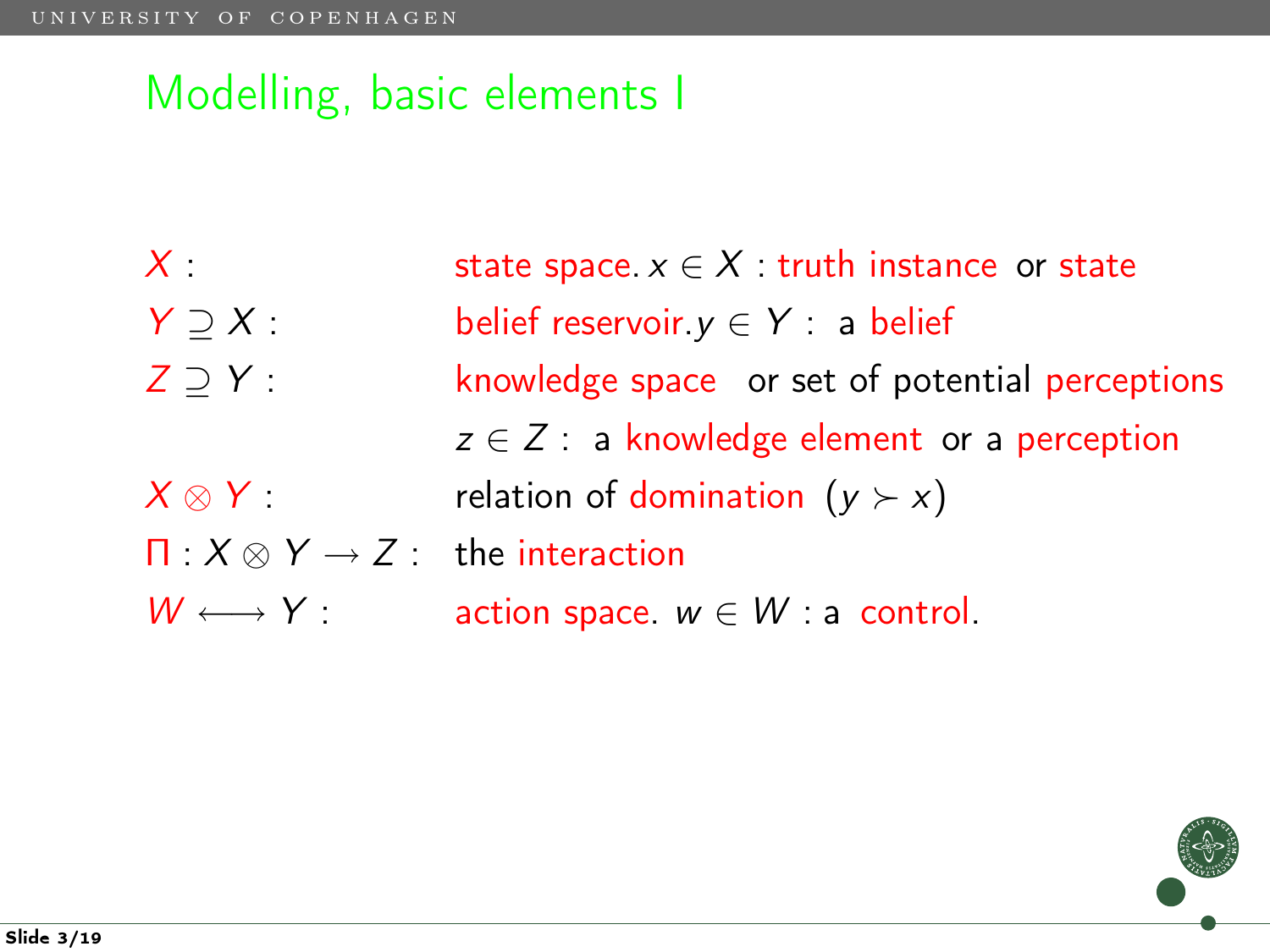# Modelling, basic elements I

| | |
|---|---|
| $X$ : | state space. $x \in X$ : truth instance or state |
| $Y \supseteq X$ : | belief reservoir. $y \in Y$ : a belief |
| $Z \supseteq Y$ : | knowledge space or set of potential perceptions |
| | $z \in Z$ : a knowledge element or a perception |
| $X \otimes Y$ : | relation of domination $(y \succ x)$ |
| $\Pi : X \otimes Y \to Z$ : | the interaction |
| $W \longleftrightarrow Y$ : | action space. $w \in W$ : a control. |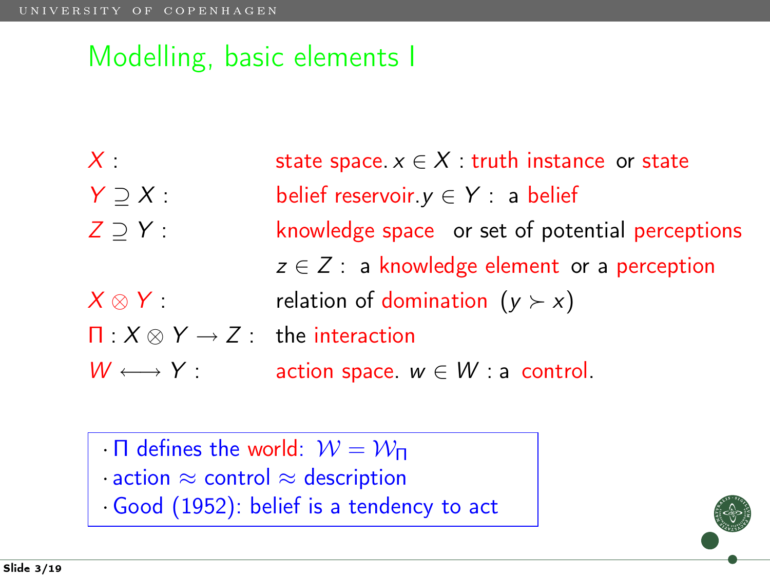# Modelling, basic elements I

| | |
|---|---|
| $X$ : | state space. $x \in X$ : truth instance or state |
| $Y \supseteq X$ : | belief reservoir. $y \in Y$ : a belief |
| $Z \supseteq Y$ : | knowledge space or set of potential perceptions |
| | $z \in Z$ : a knowledge element or a perception |
| $X \otimes Y$ : | relation of domination $(y \succ x)$ |
| $\Pi : X \otimes Y \to Z$ : | the interaction |
| $W \longleftrightarrow Y$ : | action space. $w \in W$ : a control. |

- $\Pi$ defines the world: $\mathcal{W} = \mathcal{W}_\Pi$
- action $\approx$ control $\approx$ description
- Good (1952): belief is a tendency to act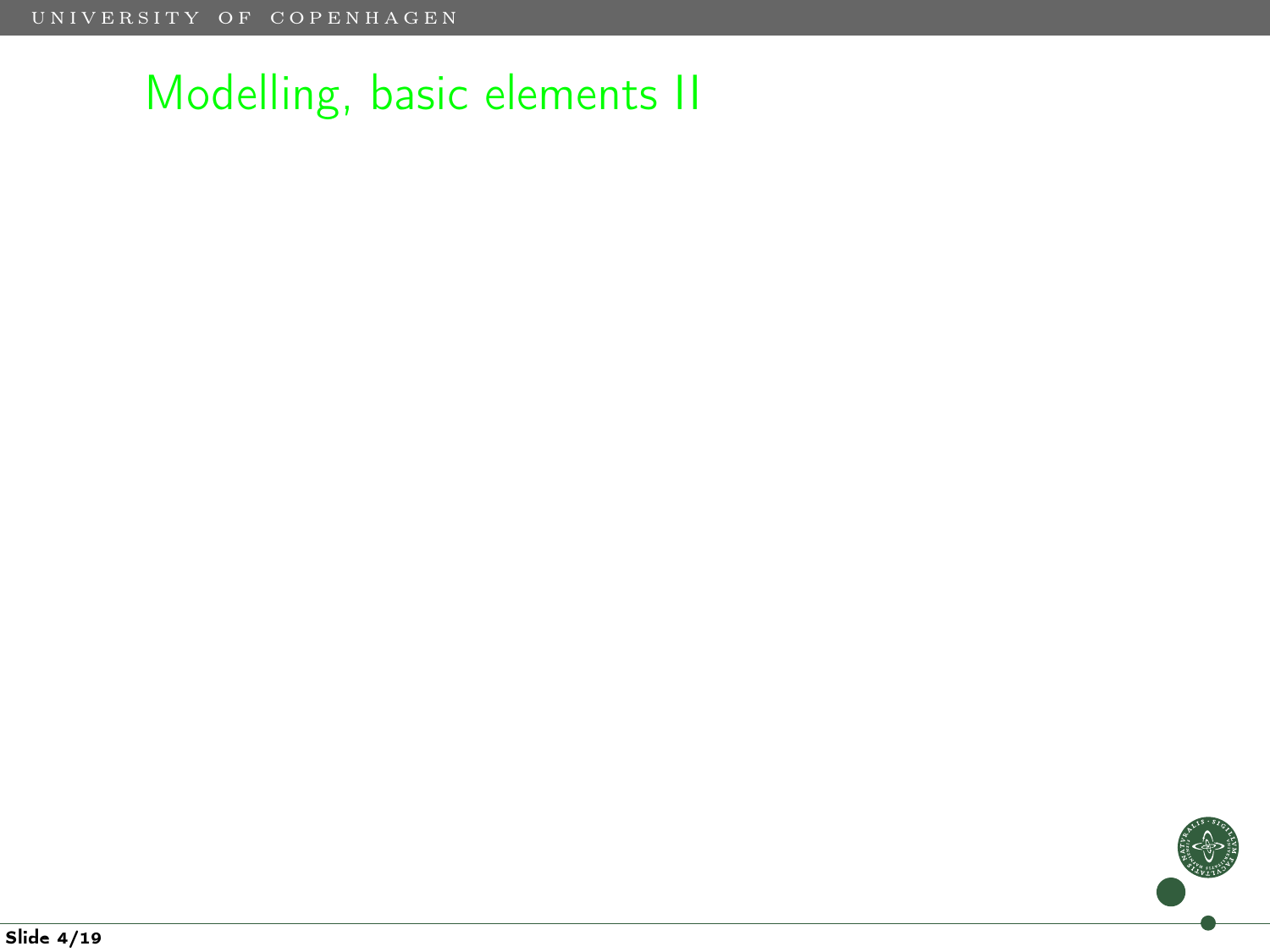# Modelling, basic elements II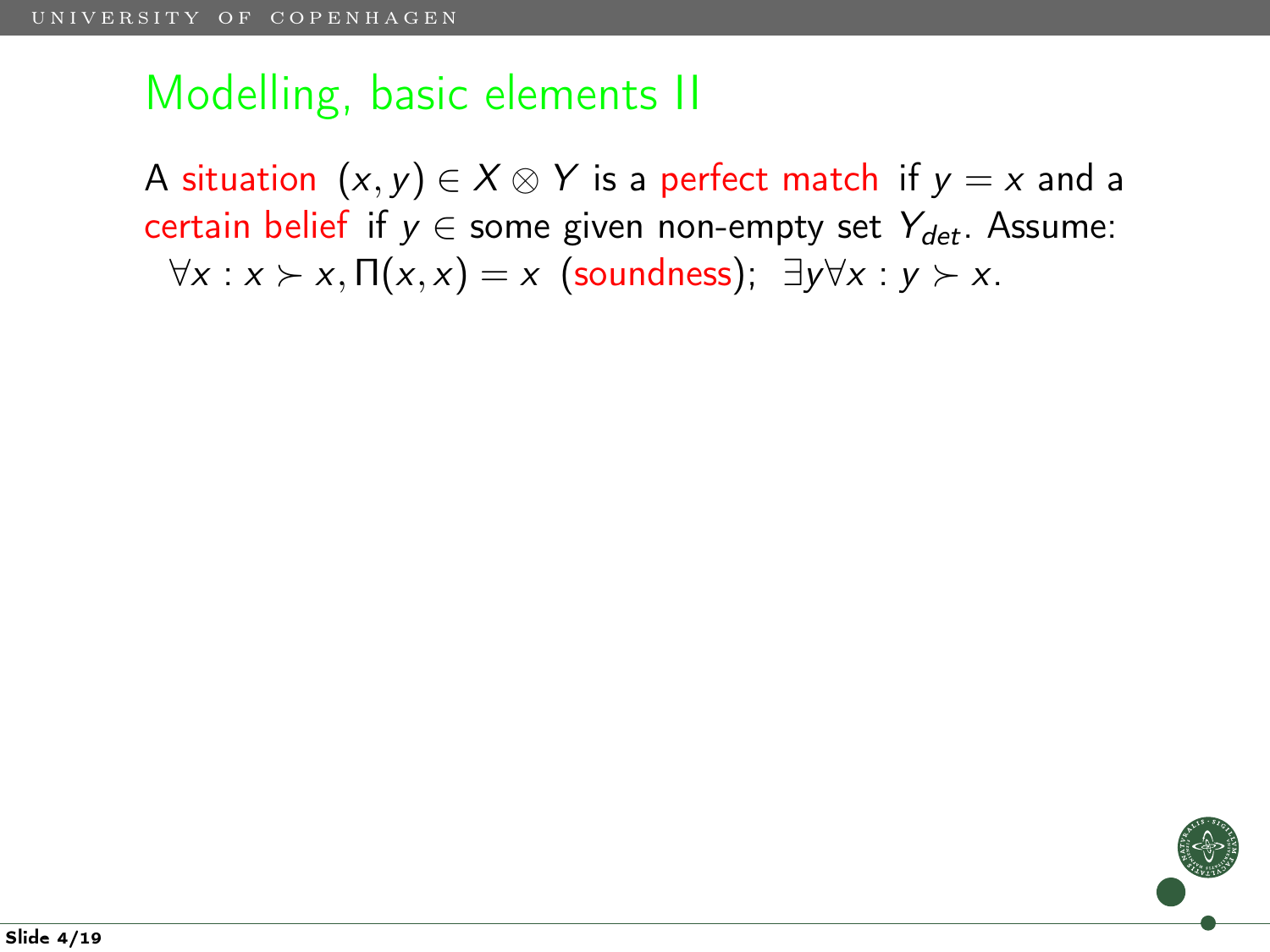# Modelling, basic elements II

A situation $(x, y) \in X \otimes Y$ is a perfect match if $y = x$ and a certain belief if $y \in$ some given non-empty set $Y_{det}$. Assume: $\forall x : x \succ x, \Pi(x, x) = x$ (soundness); $\exists y \forall x : y \succ x$.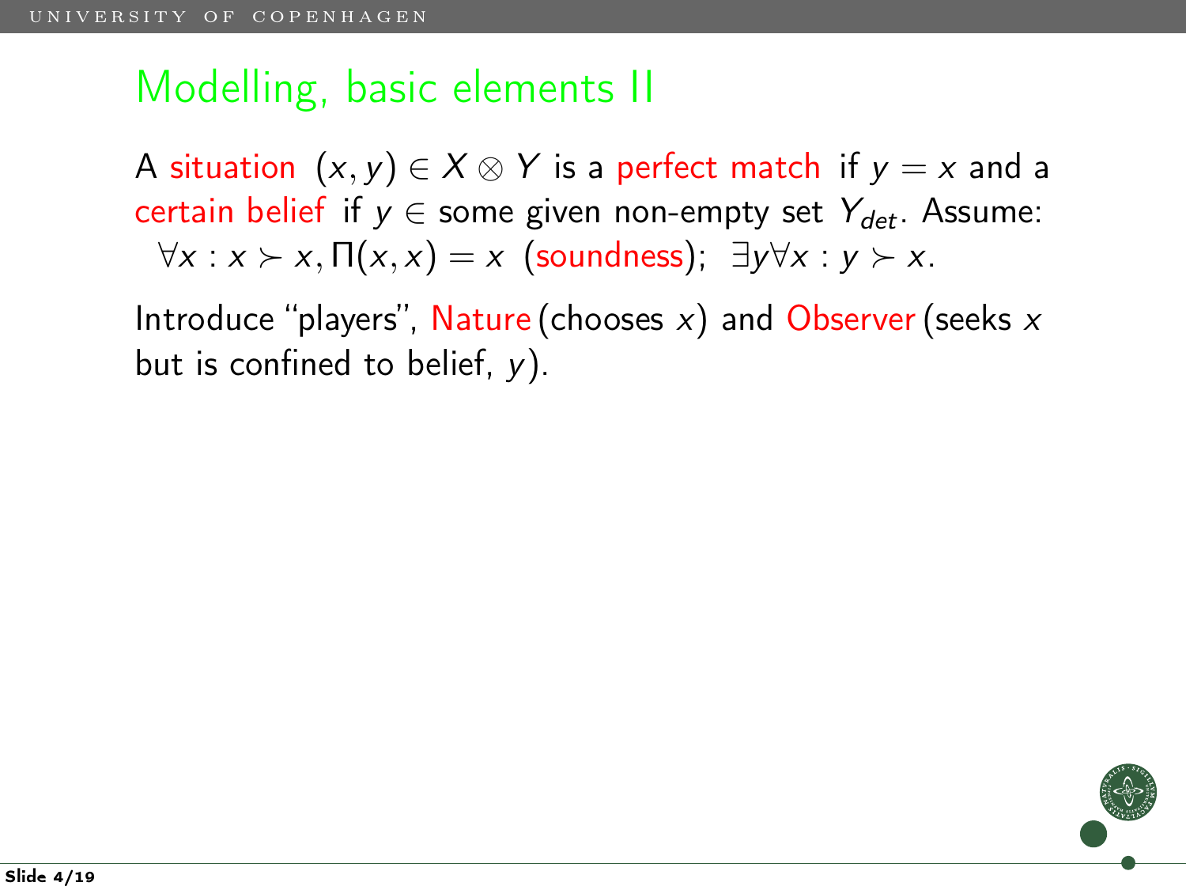# Modelling, basic elements II

A situation $(x, y) \in X \otimes Y$ is a perfect match if $y = x$ and a certain belief if $y \in$ some given non-empty set $Y_{det}$. Assume: $\forall x : x \succ x, \Pi(x, x) = x$ (soundness); $\exists y \forall x : y \succ x$.

Introduce "players", Nature (chooses $x$) and Observer (seeks $x$ but is confined to belief, $y$).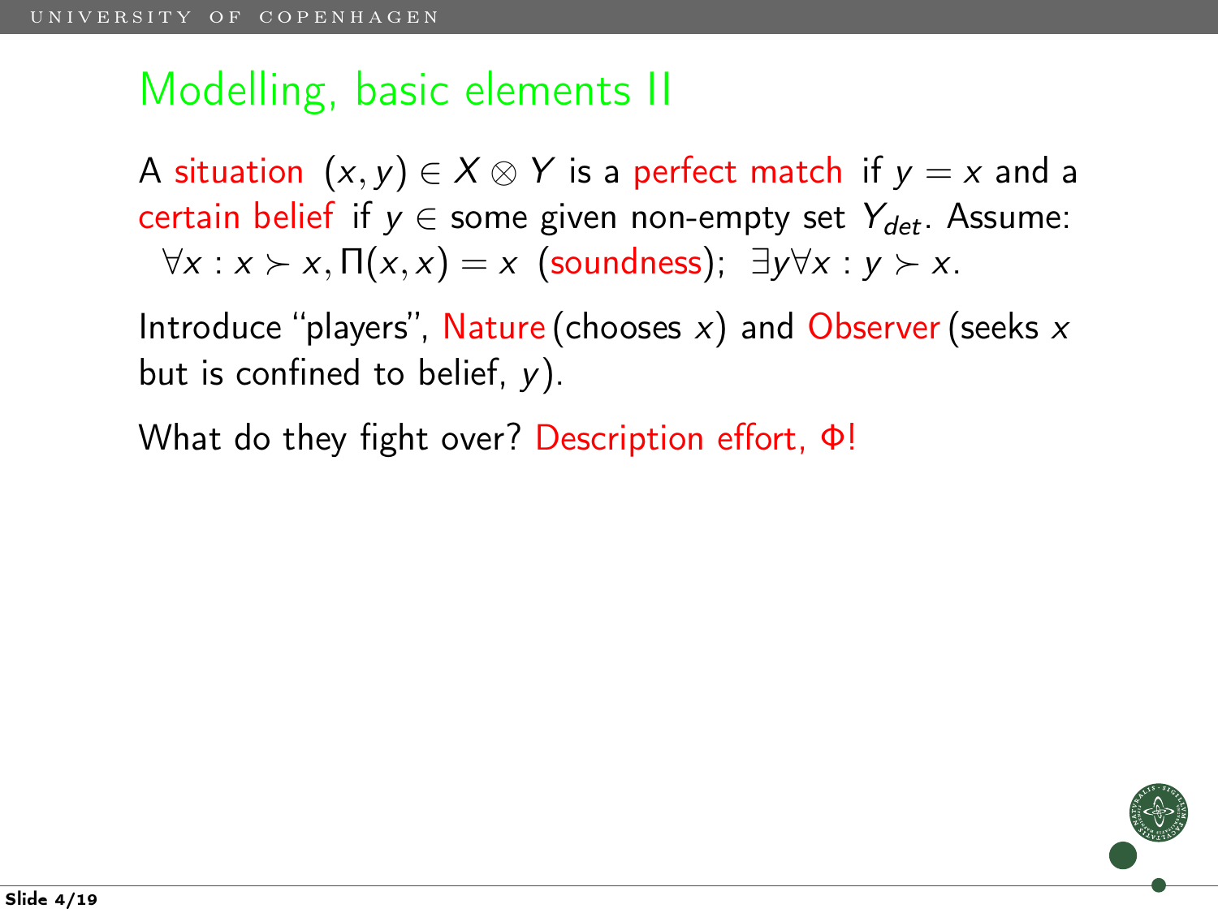# Modelling, basic elements II

A situation $(x, y) \in X \otimes Y$ is a perfect match if $y = x$ and a certain belief if $y \in$ some given non-empty set $Y_{det}$. Assume: $\forall x : x \succ x, \Pi(x, x) = x$ (soundness); $\exists y \forall x : y \succ x$.

Introduce "players", Nature (chooses $x$) and Observer (seeks $x$ but is confined to belief, $y$).

What do they fight over? Description effort, $\Phi$!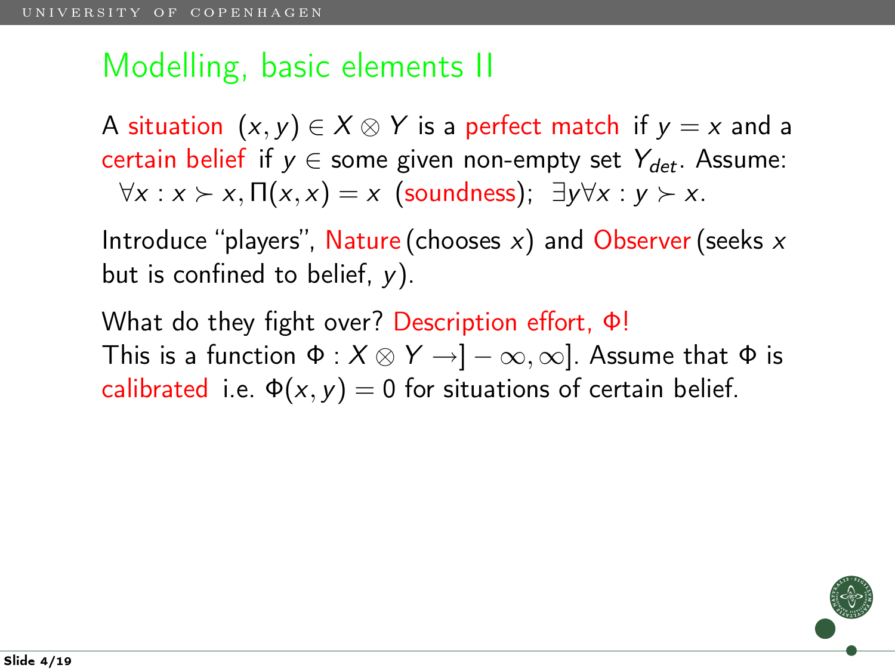# Modelling, basic elements II

A situation $(x, y) \in X \otimes Y$ is a perfect match if $y = x$ and a certain belief if $y \in$ some given non-empty set $Y_{det}$. Assume: $\forall x : x \succ x, \Pi(x, x) = x$ (soundness); $\exists y \forall x : y \succ x$.

Introduce "players", Nature (chooses $x$) and Observer (seeks $x$ but is confined to belief, $y$).

What do they fight over? Description effort, $\Phi$!
This is a function $\Phi : X \otimes Y \to ]-\infty, \infty]$. Assume that $\Phi$ is calibrated i.e. $\Phi(x, y) = 0$ for situations of certain belief.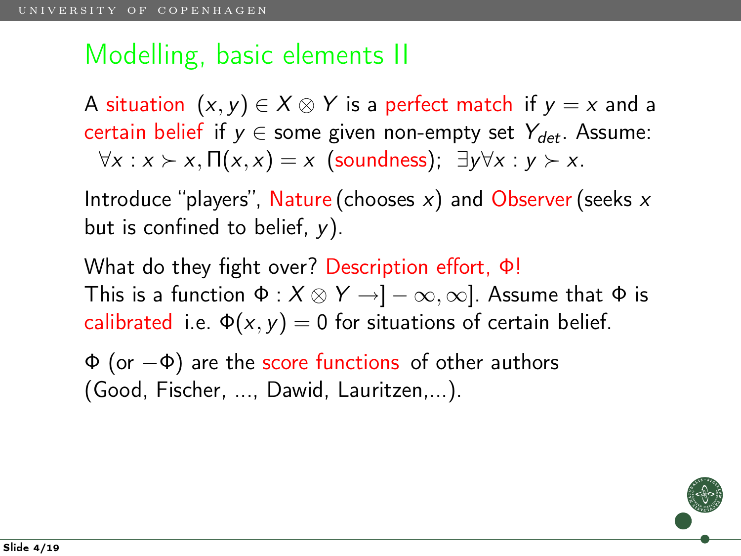# Modelling, basic elements II

A situation $(x, y) \in X \otimes Y$ is a perfect match if $y = x$ and a certain belief if $y \in$ some given non-empty set $Y_{det}$. Assume: $\forall x : x \succ x, \Pi(x, x) = x$ (soundness); $\exists y \forall x : y \succ x$.

Introduce "players", Nature (chooses $x$) and Observer (seeks $x$ but is confined to belief, $y$).

What do they fight over? Description effort, $\Phi$!
This is a function $\Phi : X \otimes Y \to ]-\infty, \infty]$. Assume that $\Phi$ is calibrated i.e. $\Phi(x, y) = 0$ for situations of certain belief.

$\Phi$ (or $-\Phi$) are the score functions of other authors (Good, Fischer, ..., Dawid, Lauritzen,...).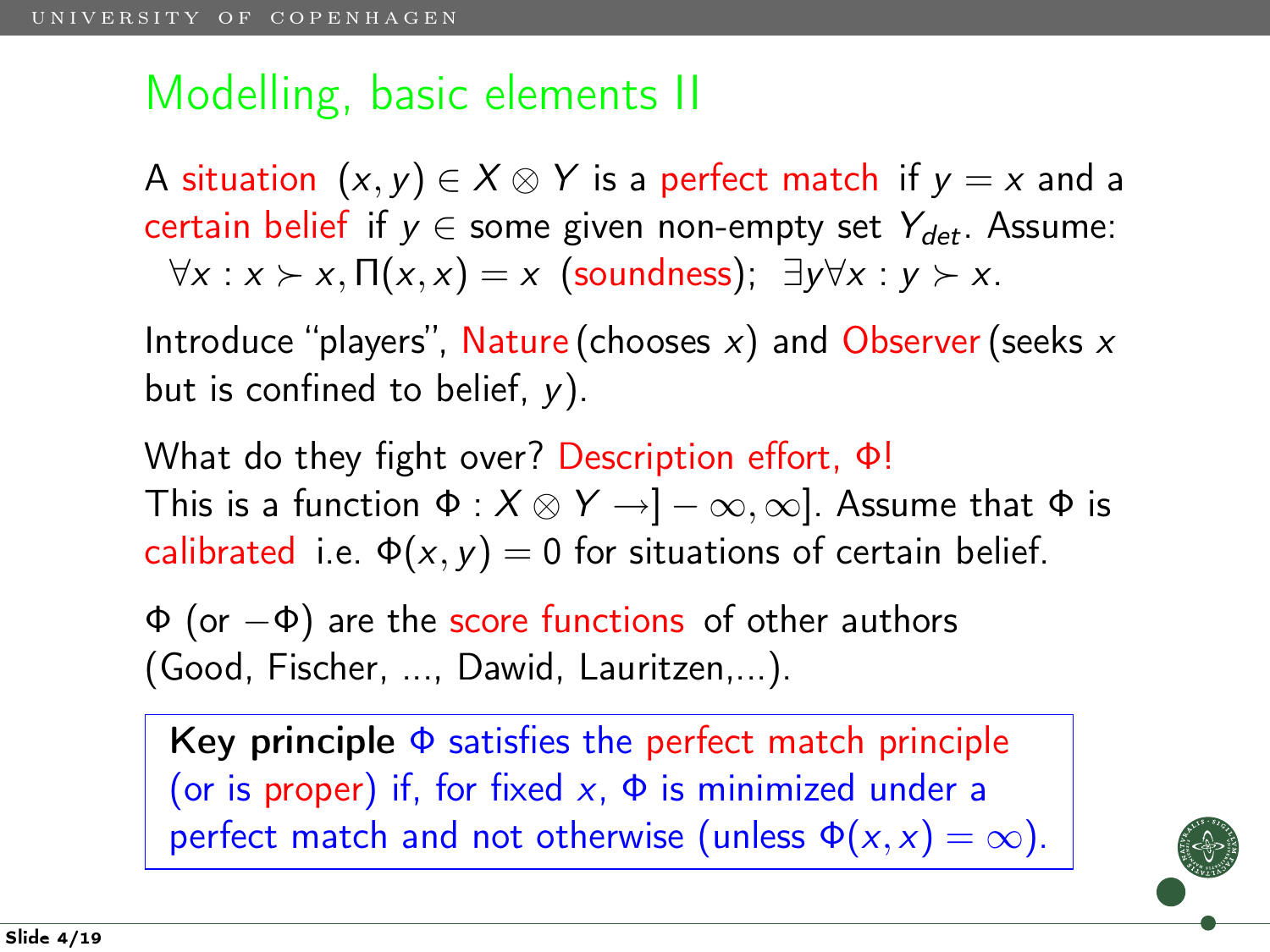# Modelling, basic elements II

A situation $(x, y) \in X \otimes Y$ is a perfect match if $y = x$ and a certain belief if $y \in$ some given non-empty set $Y_{det}$. Assume: $\forall x : x \succ x, \Pi(x, x) = x$ (soundness); $\exists y \forall x : y \succ x$.

Introduce "players", Nature (chooses $x$) and Observer (seeks $x$ but is confined to belief, $y$).

What do they fight over? Description effort, $\Phi$!
This is a function $\Phi : X \otimes Y \to ]-\infty, \infty]$. Assume that $\Phi$ is calibrated i.e. $\Phi(x, y) = 0$ for situations of certain belief.

$\Phi$ (or $-\Phi$) are the score functions of other authors (Good, Fischer, ..., Dawid, Lauritzen,...).

**Key principle** $\Phi$ satisfies the perfect match principle (or is proper) if, for fixed $x$, $\Phi$ is minimized under a perfect match and not otherwise (unless $\Phi(x, x) = \infty$).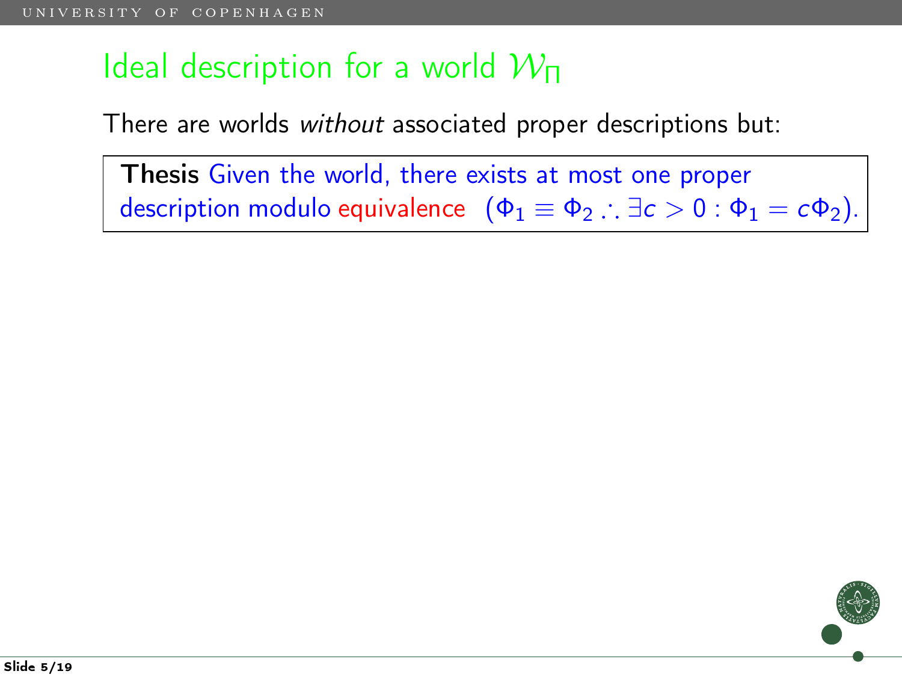## Ideal description for a world $\mathcal{W}_\Pi$

There are worlds *without* associated proper descriptions but:

> **Thesis** Given the world, there exists at most one proper description modulo equivalence $(\Phi_1 \equiv \Phi_2 \therefore \exists c > 0 : \Phi_1 = c\Phi_2)$.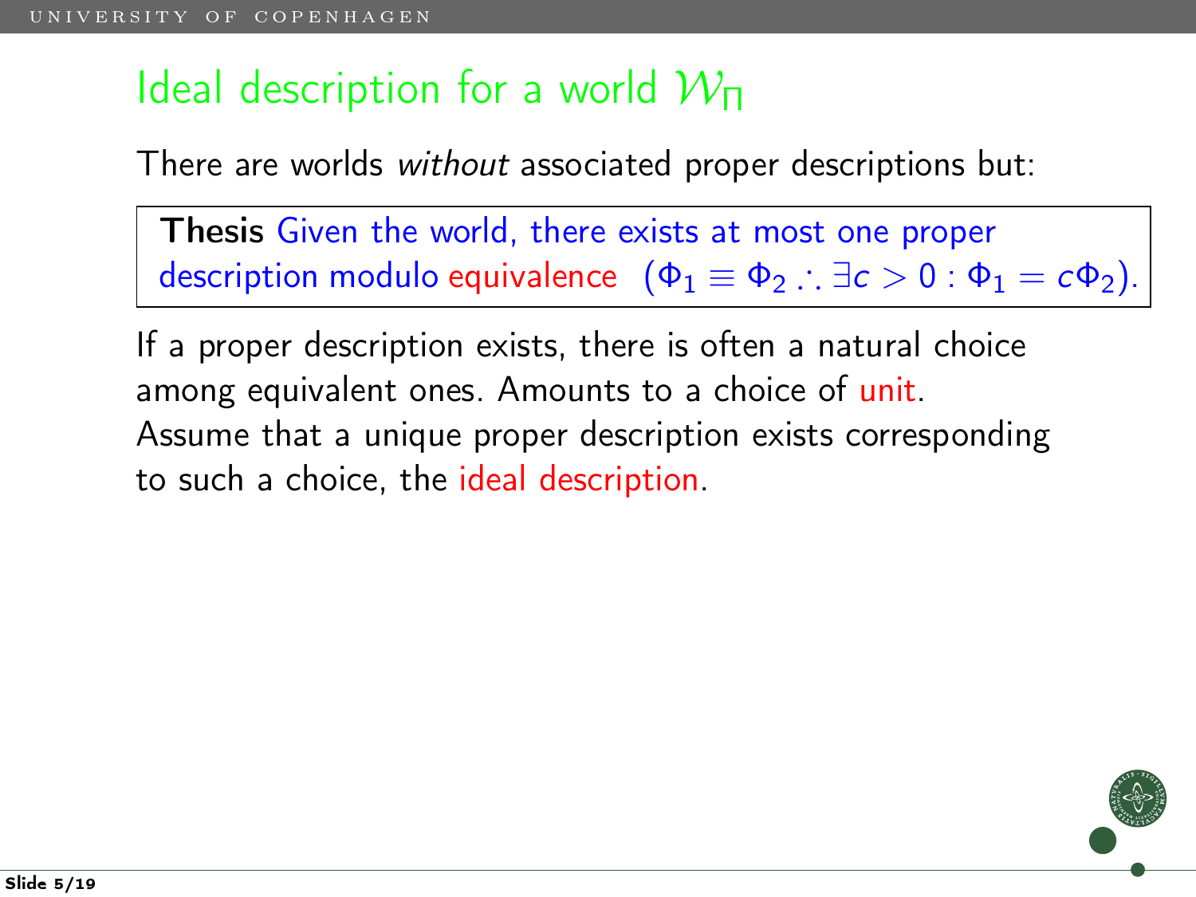# Ideal description for a world $\mathcal{W}_\Pi$

There are worlds *without* associated proper descriptions but:

**Thesis** Given the world, there exists at most one proper description modulo equivalence $(\Phi_1 \equiv \Phi_2 \therefore \exists c > 0 : \Phi_1 = c\Phi_2)$.

If a proper description exists, there is often a natural choice among equivalent ones. Amounts to a choice of unit.
Assume that a unique proper description exists corresponding to such a choice, the ideal description.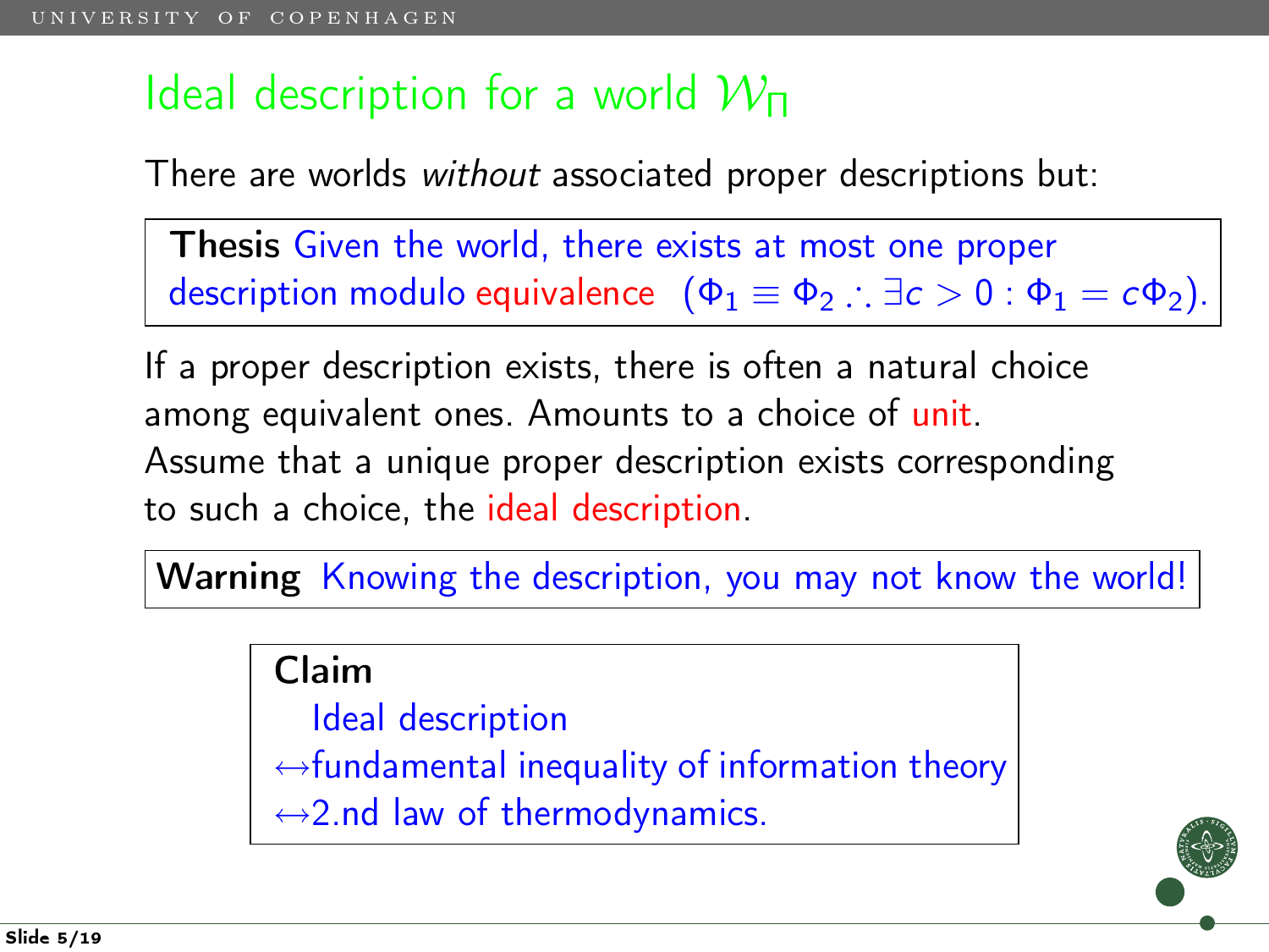# Ideal description for a world $\mathcal{W}_\Pi$

There are worlds *without* associated proper descriptions but:

**Thesis** Given the world, there exists at most one proper description modulo equivalence $(\Phi_1 \equiv \Phi_2 \therefore \exists c > 0 : \Phi_1 = c\Phi_2)$.

If a proper description exists, there is often a natural choice among equivalent ones. Amounts to a choice of unit. Assume that a unique proper description exists corresponding to such a choice, the ideal description.

**Warning** Knowing the description, you may not know the world!

**Claim**

Ideal description
$\leftrightarrow$fundamental inequality of information theory
$\leftrightarrow$2.nd law of thermodynamics.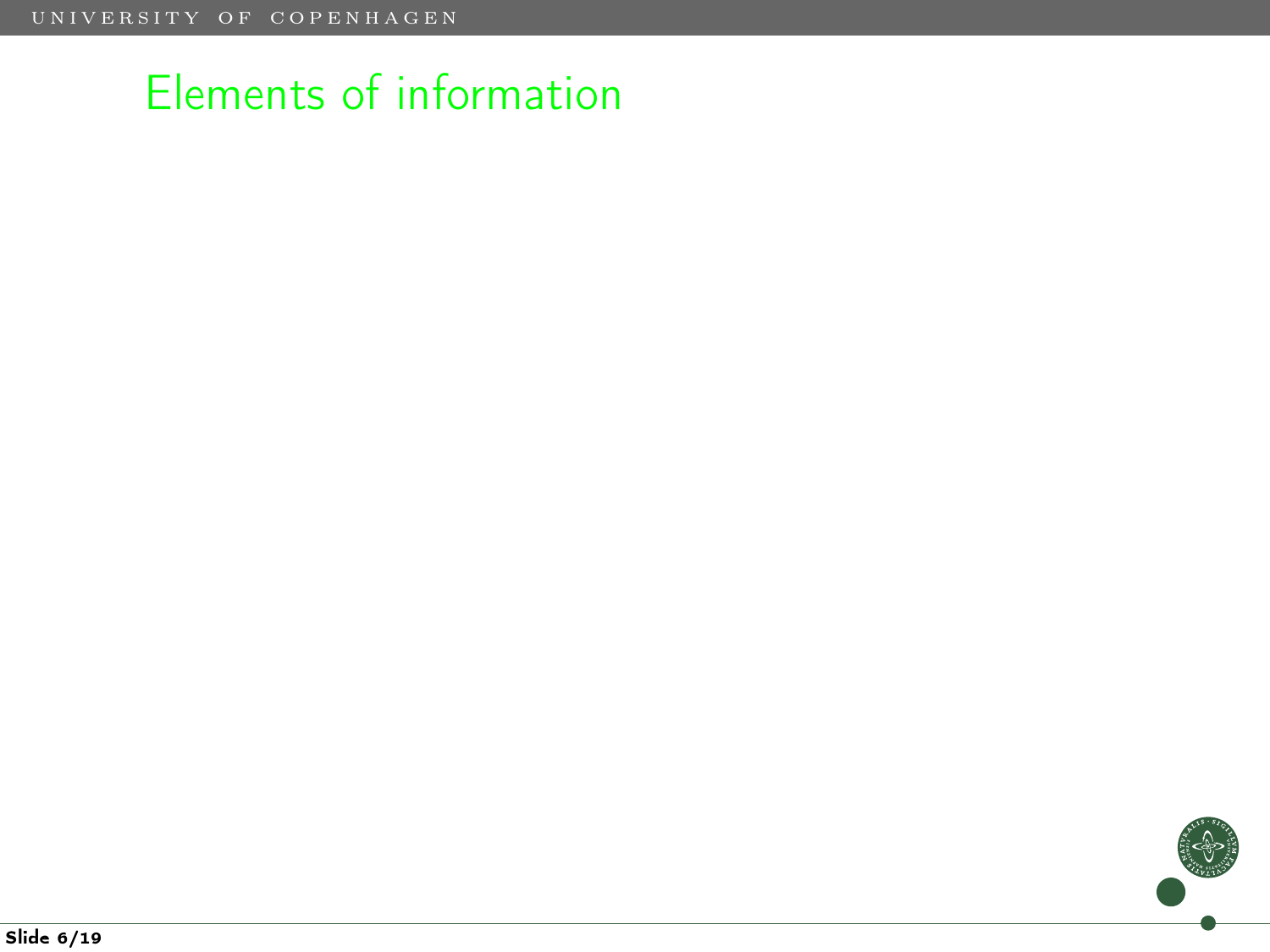# Elements of information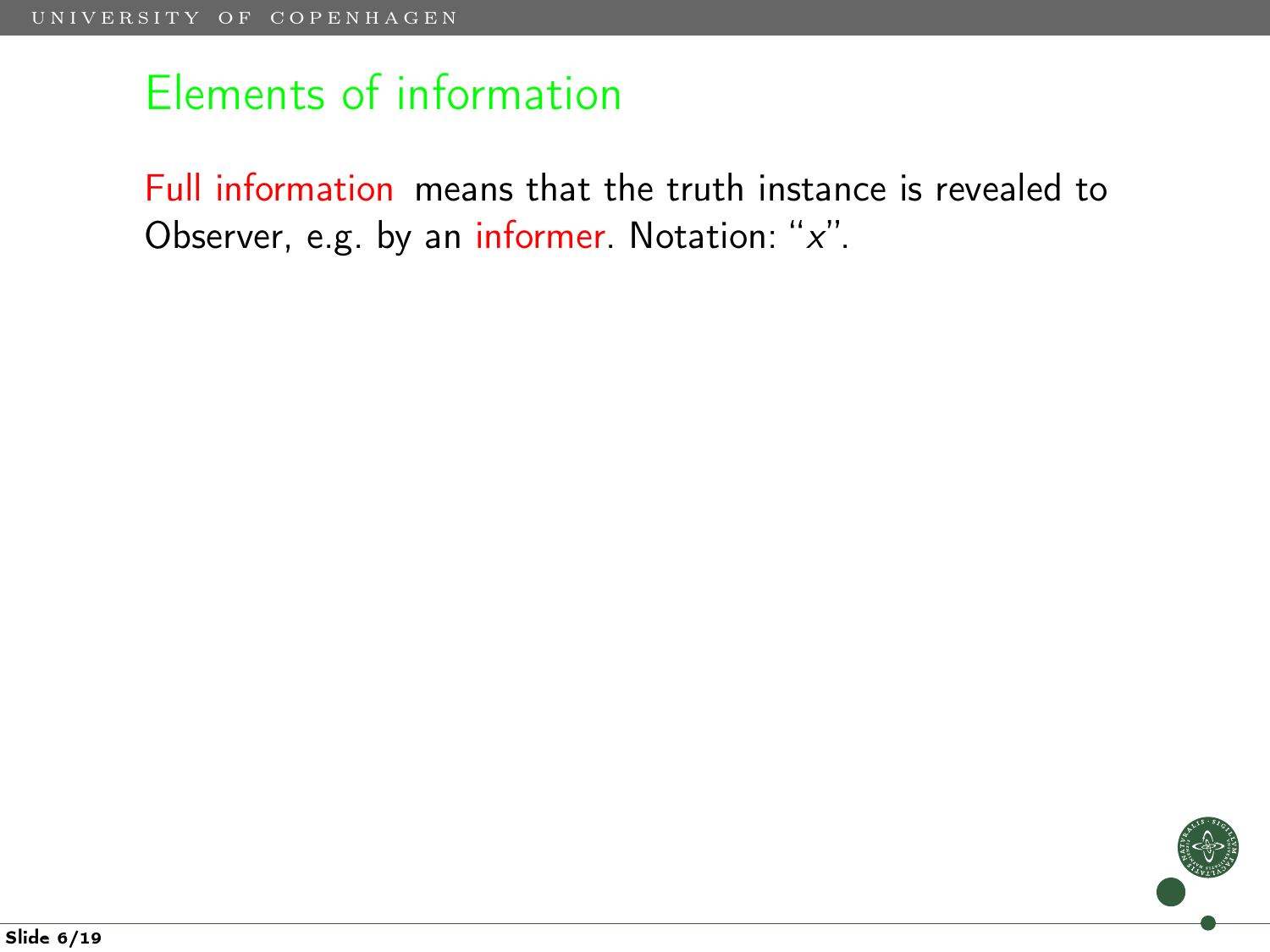## Elements of information

Full information means that the truth instance is revealed to Observer, e.g. by an informer. Notation: "$x$".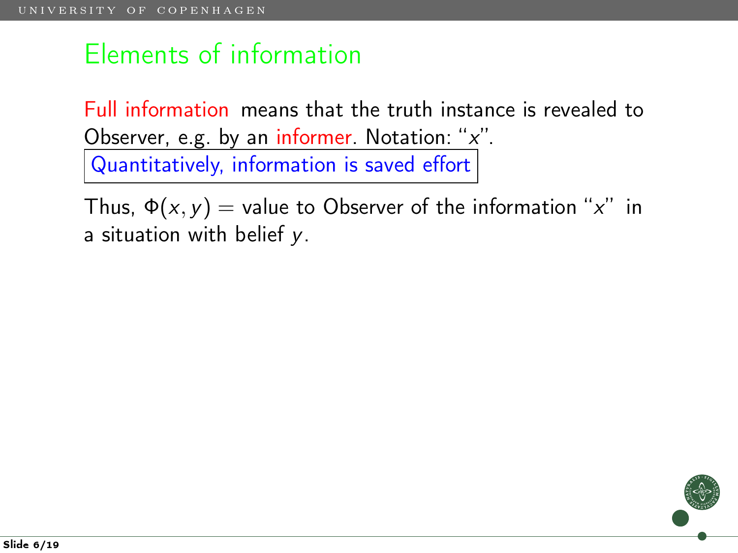# Elements of information

Full information means that the truth instance is revealed to Observer, e.g. by an informer. Notation: "$x$".

Quantitatively, information is saved effort

Thus, $\Phi(x, y)$ = value to Observer of the information "$x$" in a situation with belief $y$.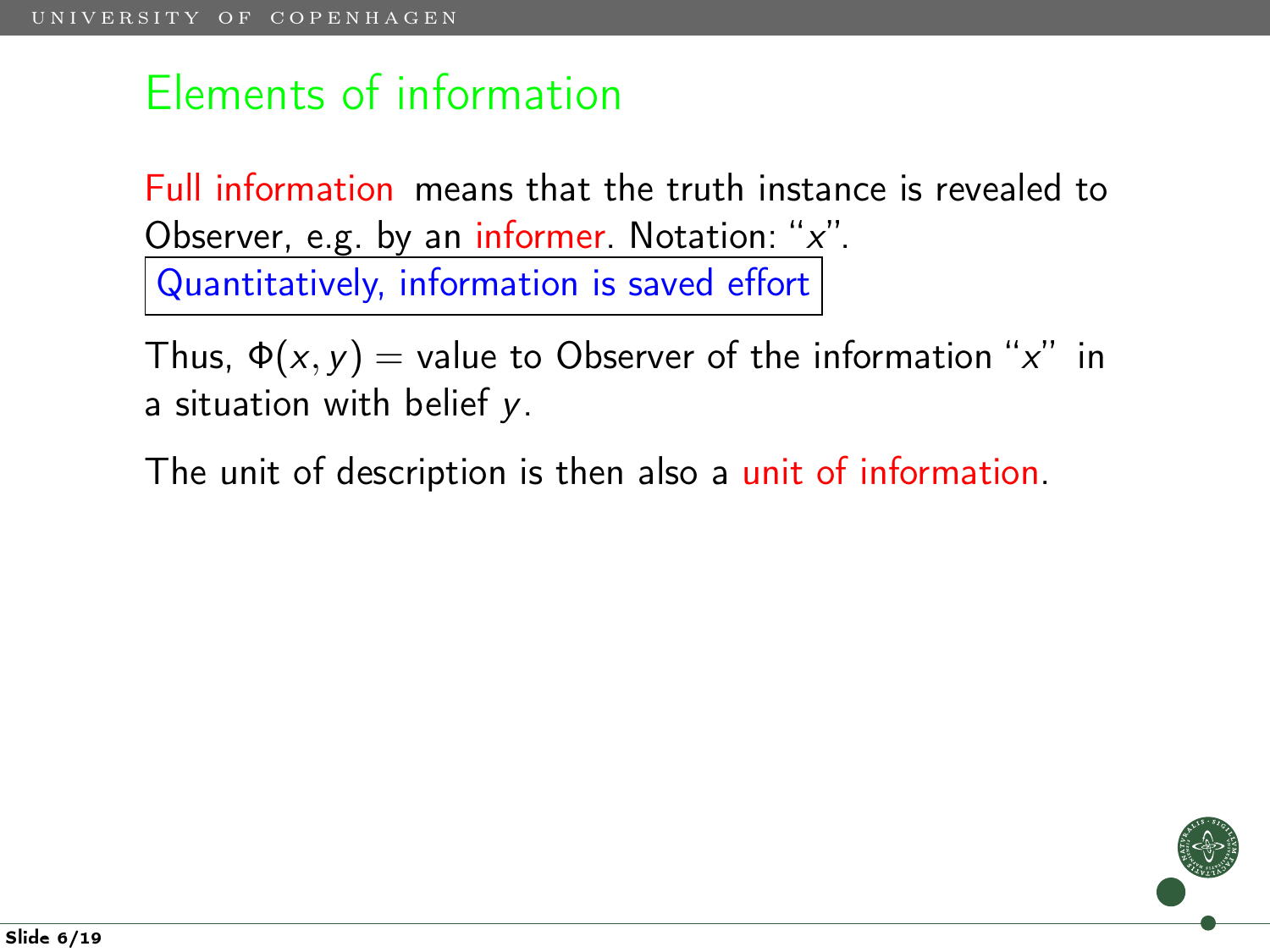# Elements of information

Full information means that the truth instance is revealed to Observer, e.g. by an informer. Notation: "$x$".

Quantitatively, information is saved effort

Thus, $\Phi(x, y)$ = value to Observer of the information "$x$" in a situation with belief $y$.

The unit of description is then also a unit of information.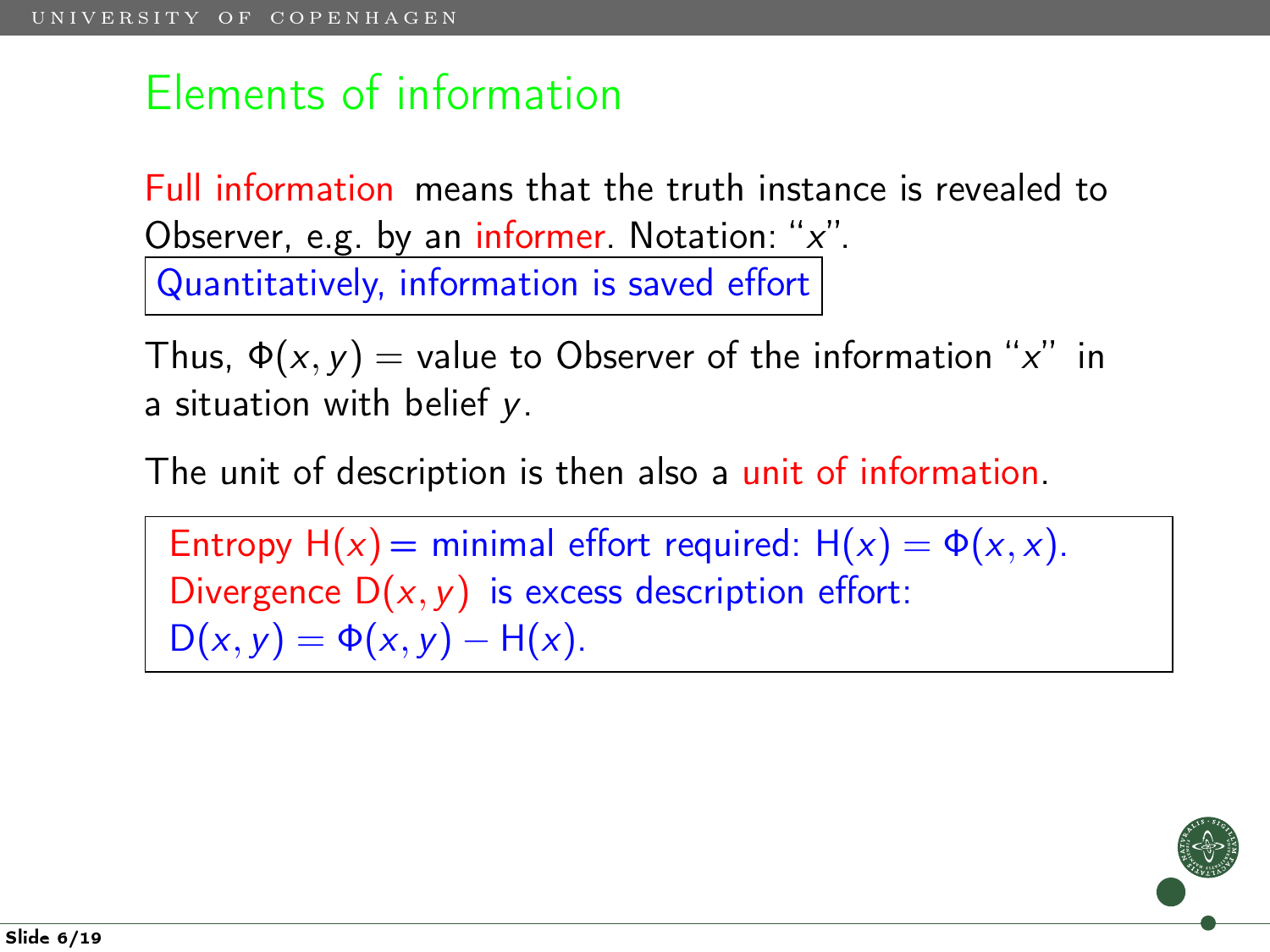# Elements of information

Full information means that the truth instance is revealed to Observer, e.g. by an informer. Notation: "$x$".

Quantitatively, information is saved effort

Thus, $\Phi(x, y)$ = value to Observer of the information "$x$" in a situation with belief $y$.

The unit of description is then also a unit of information.

Entropy $\mathrm{H}(x)$ = minimal effort required: $\mathrm{H}(x) = \Phi(x, x)$.
Divergence $\mathrm{D}(x, y)$ is excess description effort:
$\mathrm{D}(x, y) = \Phi(x, y) - \mathrm{H}(x)$.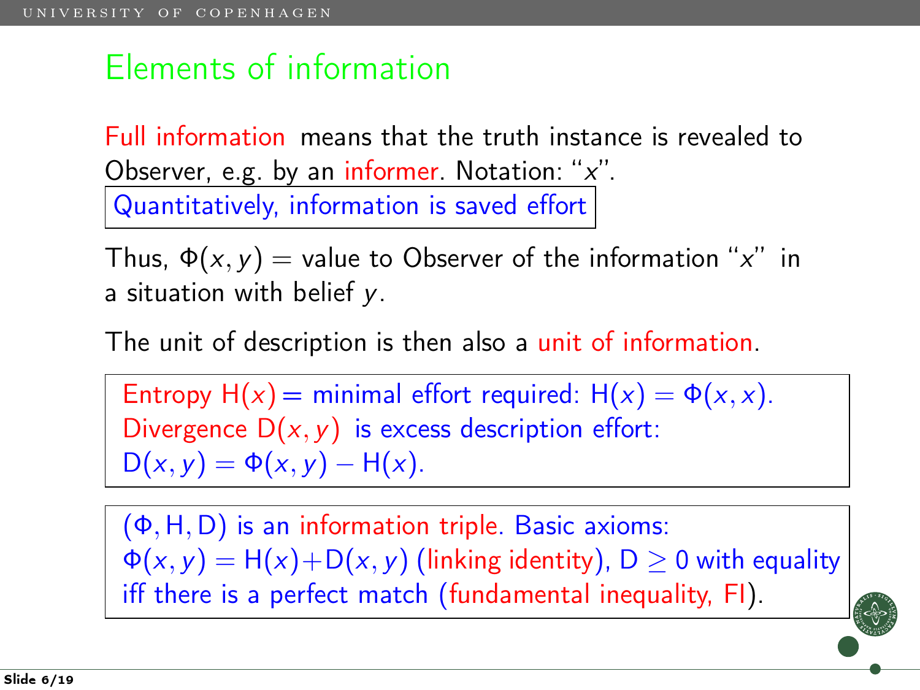# Elements of information

Full information means that the truth instance is revealed to Observer, e.g. by an informer. Notation: "$x$".

Quantitatively, information is saved effort

Thus, $\Phi(x, y)$ = value to Observer of the information "$x$" in a situation with belief $y$.

The unit of description is then also a unit of information.

Entropy $\mathrm{H}(x)$ = minimal effort required: $\mathrm{H}(x) = \Phi(x, x)$.
Divergence $\mathrm{D}(x, y)$ is excess description effort:
$\mathrm{D}(x, y) = \Phi(x, y) - \mathrm{H}(x)$.

$(\Phi, \mathrm{H}, \mathrm{D})$ is an information triple. Basic axioms:
$\Phi(x, y) = \mathrm{H}(x) + \mathrm{D}(x, y)$ (linking identity), $\mathrm{D} \geq 0$ with equality iff there is a perfect match (fundamental inequality, FI).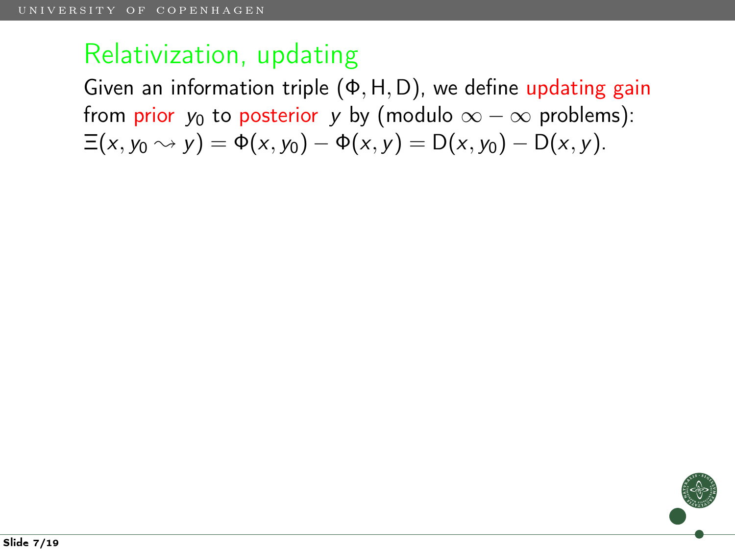## Relativization, updating

Given an information triple $(\Phi, \mathrm{H}, \mathrm{D})$, we define updating gain from prior $y_0$ to posterior $y$ by (modulo $\infty - \infty$ problems):

$$\Xi(x, y_0 \rightsquigarrow y) = \Phi(x, y_0) - \Phi(x, y) = \mathrm{D}(x, y_0) - \mathrm{D}(x, y).$$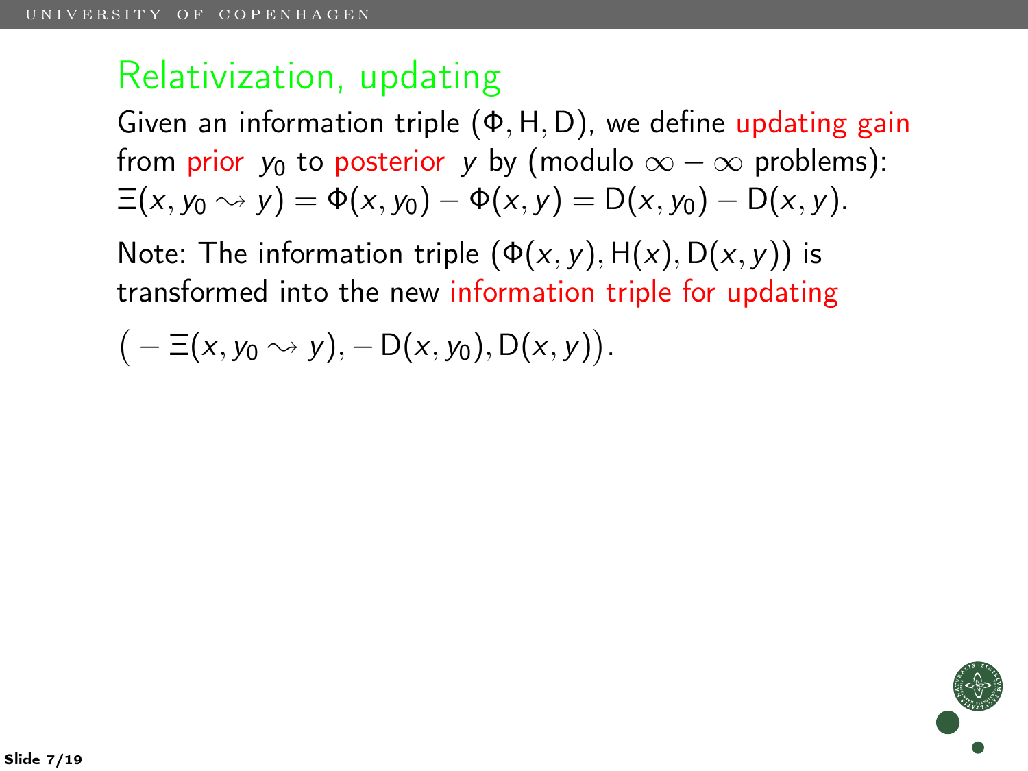# Relativization, updating

Given an information triple $(\Phi, \mathrm{H}, \mathrm{D})$, we define updating gain from prior $y_0$ to posterior $y$ by (modulo $\infty - \infty$ problems): $\Xi(x, y_0 \rightsquigarrow y) = \Phi(x, y_0) - \Phi(x, y) = \mathrm{D}(x, y_0) - \mathrm{D}(x, y)$.

Note: The information triple $(\Phi(x, y), \mathrm{H}(x), \mathrm{D}(x, y))$ is transformed into the new information triple for updating

$$\big( -\Xi(x, y_0 \rightsquigarrow y), -\mathrm{D}(x, y_0), \mathrm{D}(x, y) \big).$$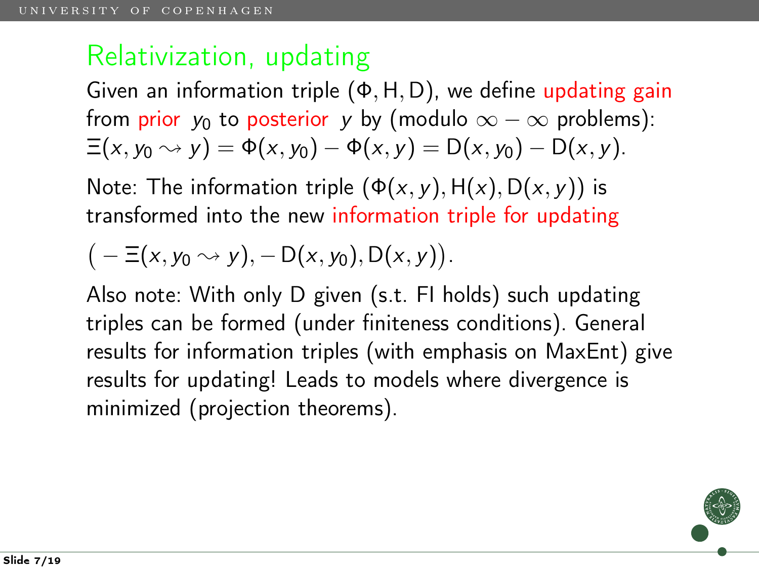## Relativization, updating

Given an information triple $(\Phi, \mathrm{H}, \mathrm{D})$, we define updating gain from prior $y_0$ to posterior $y$ by (modulo $\infty - \infty$ problems): $\Xi(x, y_0 \rightsquigarrow y) = \Phi(x, y_0) - \Phi(x, y) = \mathrm{D}(x, y_0) - \mathrm{D}(x, y)$.

Note: The information triple $(\Phi(x, y), \mathrm{H}(x), \mathrm{D}(x, y))$ is transformed into the new information triple for updating

$$\big( -\Xi(x, y_0 \rightsquigarrow y), -\mathrm{D}(x, y_0), \mathrm{D}(x, y) \big).$$

Also note: With only D given (s.t. FI holds) such updating triples can be formed (under finiteness conditions). General results for information triples (with emphasis on MaxEnt) give results for updating! Leads to models where divergence is minimized (projection theorems).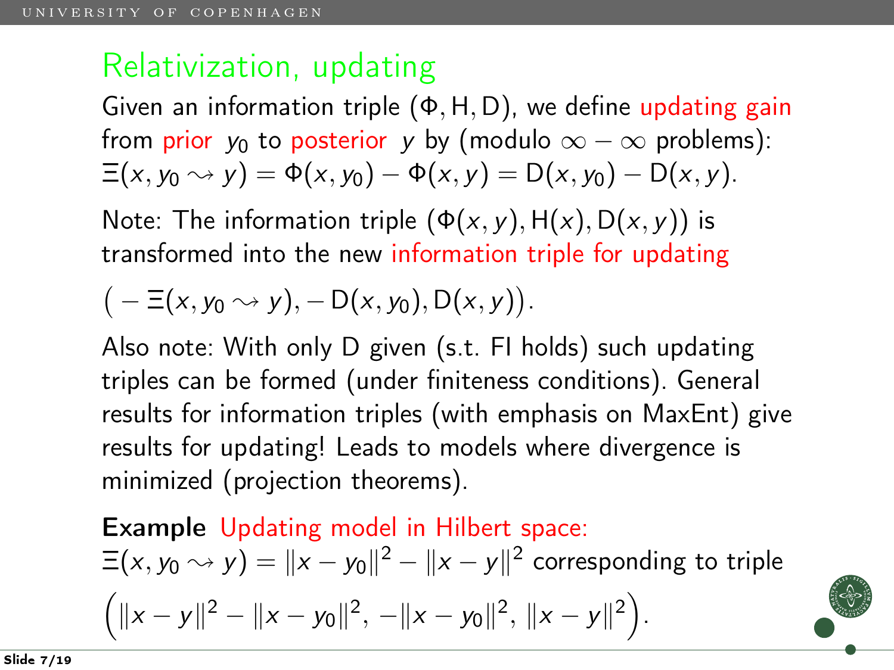## Relativization, updating

Given an information triple $(\Phi, \mathrm{H}, \mathrm{D})$, we define updating gain from prior $y_0$ to posterior $y$ by (modulo $\infty - \infty$ problems):
$\Xi(x, y_0 \rightsquigarrow y) = \Phi(x, y_0) - \Phi(x, y) = \mathrm{D}(x, y_0) - \mathrm{D}(x, y)$.

Note: The information triple $(\Phi(x, y), \mathrm{H}(x), \mathrm{D}(x, y))$ is transformed into the new information triple for updating

$$\big(-\Xi(x, y_0 \rightsquigarrow y), -\mathrm{D}(x, y_0), \mathrm{D}(x, y)\big).$$

Also note: With only D given (s.t. FI holds) such updating triples can be formed (under finiteness conditions). General results for information triples (with emphasis on MaxEnt) give results for updating! Leads to models where divergence is minimized (projection theorems).

**Example** Updating model in Hilbert space:
$\Xi(x, y_0 \rightsquigarrow y) = \|x - y_0\|^2 - \|x - y\|^2$ corresponding to triple

$$\Big(\|x - y\|^2 - \|x - y_0\|^2, \, -\|x - y_0\|^2, \, \|x - y\|^2\Big).$$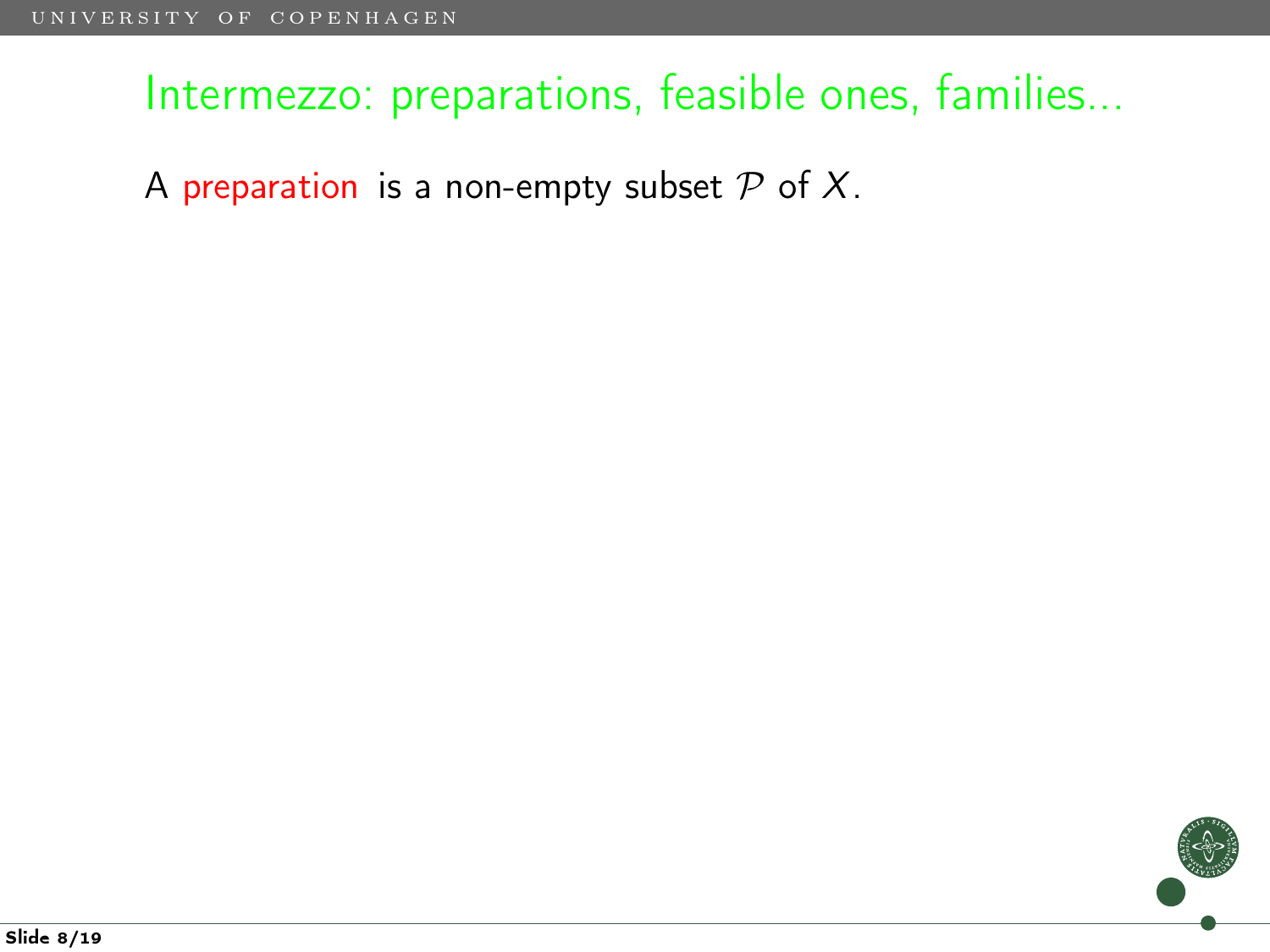## Intermezzo: preparations, feasible ones, families...

A preparation is a non-empty subset $\mathcal{P}$ of $X$.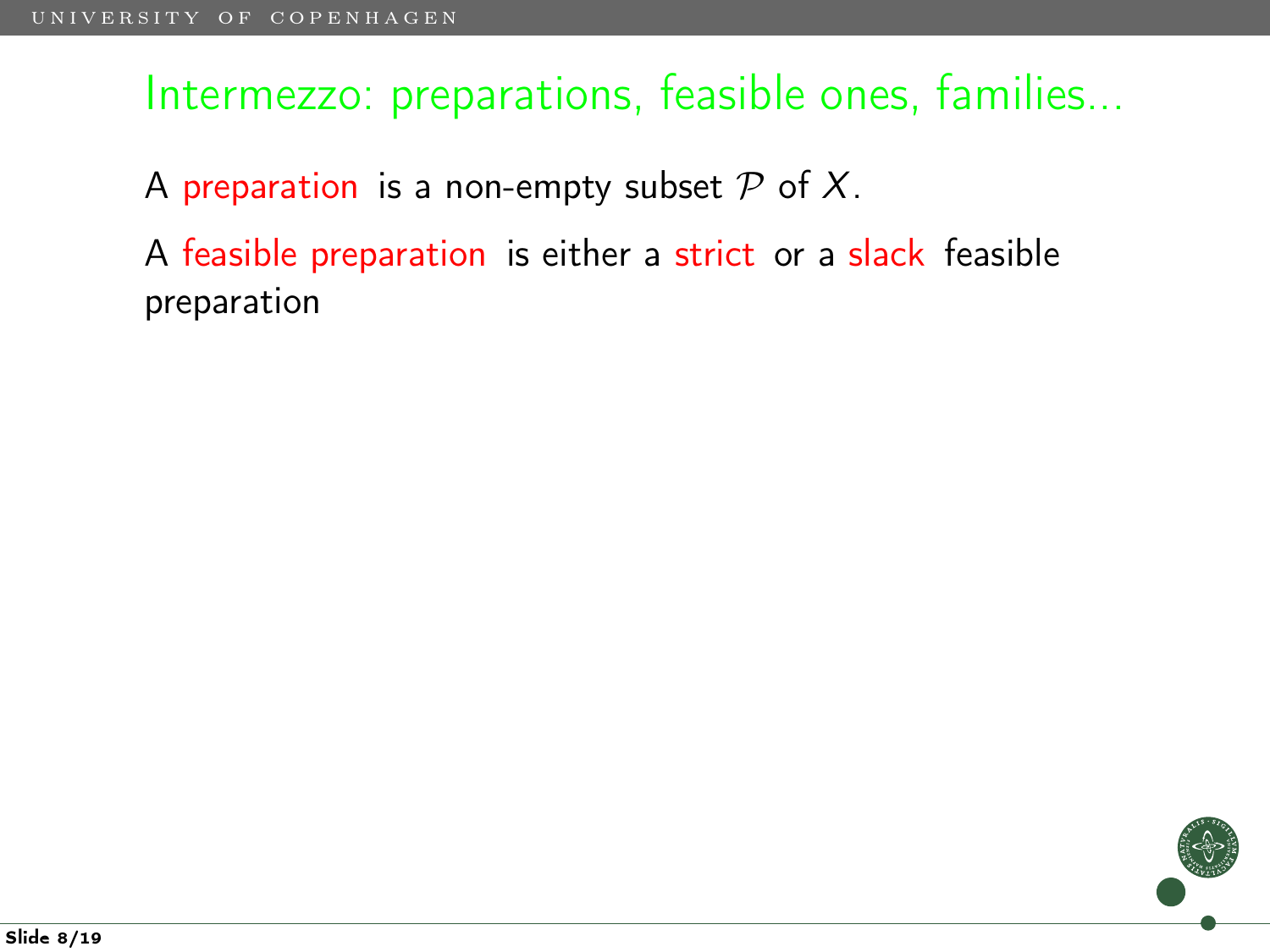# Intermezzo: preparations, feasible ones, families...

A preparation is a non-empty subset $\mathcal{P}$ of $X$.

A feasible preparation is either a strict or a slack feasible preparation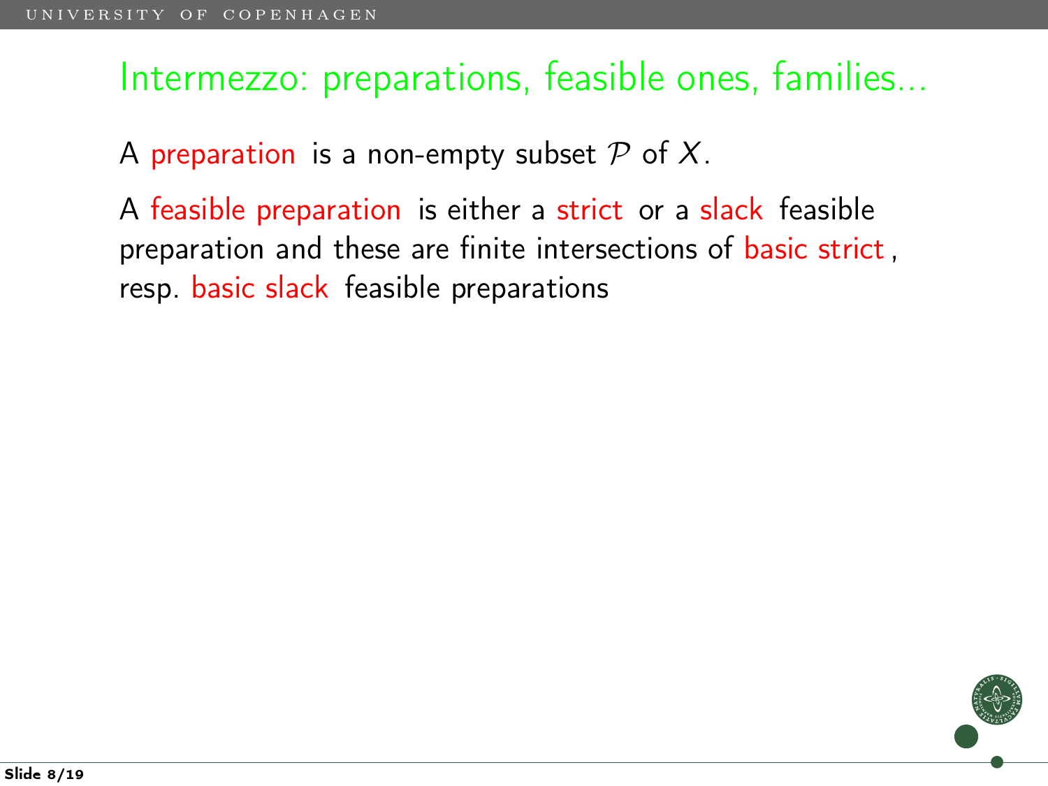## Intermezzo: preparations, feasible ones, families...

A preparation is a non-empty subset $\mathcal{P}$ of $X$.

A feasible preparation is either a strict or a slack feasible preparation and these are finite intersections of basic strict, resp. basic slack feasible preparations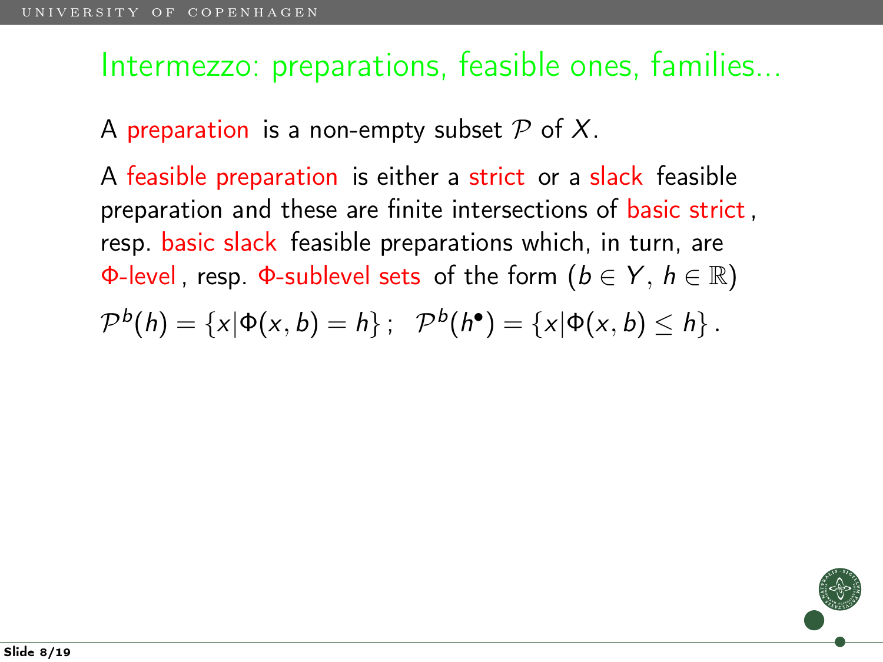## Intermezzo: preparations, feasible ones, families...

A preparation is a non-empty subset $\mathcal{P}$ of $X$.

A feasible preparation is either a strict or a slack feasible preparation and these are finite intersections of basic strict, resp. basic slack feasible preparations which, in turn, are Φ-level, resp. Φ-sublevel sets of the form ($b \in Y$, $h \in \mathbb{R}$)

$$\mathcal{P}^b(h) = \{x|\Phi(x,b) = h\}\,; \quad \mathcal{P}^b(h^\bullet) = \{x|\Phi(x,b) \leq h\}\,.$$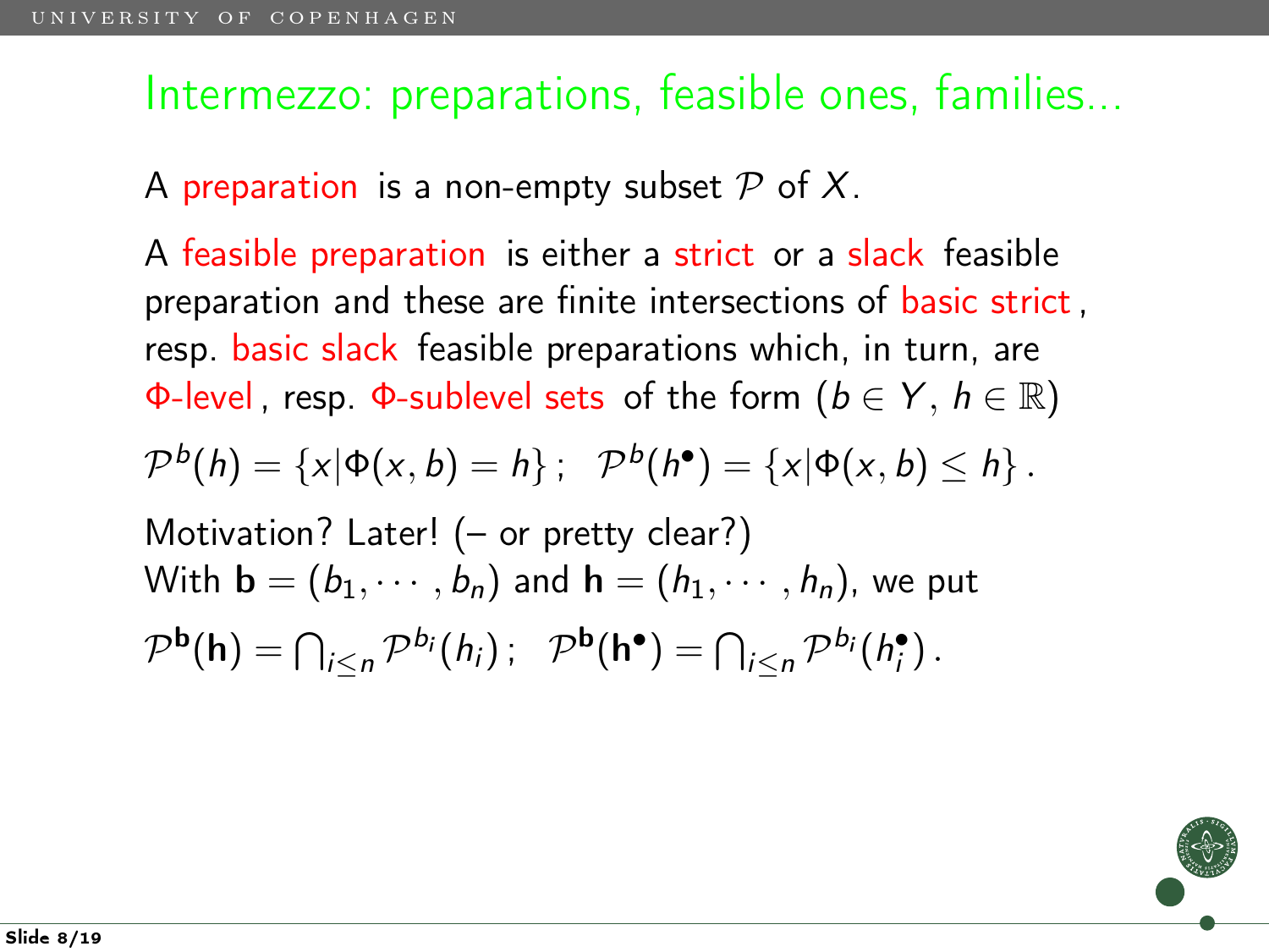## Intermezzo: preparations, feasible ones, families...

A preparation is a non-empty subset $\mathcal{P}$ of $X$.

A feasible preparation is either a strict or a slack feasible preparation and these are finite intersections of basic strict, resp. basic slack feasible preparations which, in turn, are $\Phi$-level, resp. $\Phi$-sublevel sets of the form ($b \in Y$, $h \in \mathbb{R}$)

$$\mathcal{P}^b(h) = \{x|\Phi(x,b) = h\}\,; \;\; \mathcal{P}^b(h^\bullet) = \{x|\Phi(x,b) \le h\}\,.$$

Motivation? Later! (– or pretty clear?)
With $\mathbf{b} = (b_1, \cdots, b_n)$ and $\mathbf{h} = (h_1, \cdots, h_n)$, we put

$$\mathcal{P}^{\mathbf{b}}(\mathbf{h}) = \bigcap_{i \le n} \mathcal{P}^{b_i}(h_i)\,; \;\; \mathcal{P}^{\mathbf{b}}(\mathbf{h}^\bullet) = \bigcap_{i \le n} \mathcal{P}^{b_i}(h_i^\bullet)\,.$$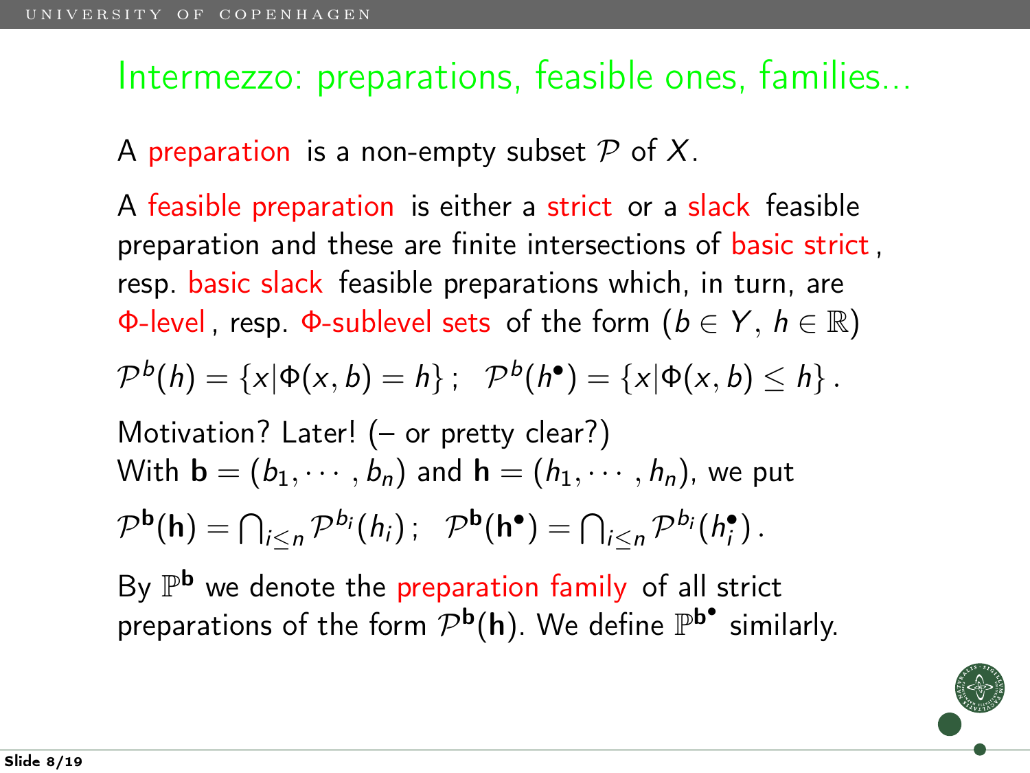## Intermezzo: preparations, feasible ones, families...

A preparation is a non-empty subset $\mathcal{P}$ of $X$.

A feasible preparation is either a strict or a slack feasible preparation and these are finite intersections of basic strict, resp. basic slack feasible preparations which, in turn, are $\Phi$-level, resp. $\Phi$-sublevel sets of the form ($b \in Y$, $h \in \mathbb{R}$)

$$\mathcal{P}^b(h) = \{x | \Phi(x,b) = h\}\,;\;\; \mathcal{P}^b(h^\bullet) = \{x | \Phi(x,b) \le h\}\,.$$

Motivation? Later! (– or pretty clear?)
With $\mathbf{b} = (b_1, \cdots, b_n)$ and $\mathbf{h} = (h_1, \cdots, h_n)$, we put

$$\mathcal{P}^{\mathbf{b}}(\mathbf{h}) = \bigcap_{i \le n} \mathcal{P}^{b_i}(h_i)\,;\;\; \mathcal{P}^{\mathbf{b}}(\mathbf{h}^\bullet) = \bigcap_{i \le n} \mathcal{P}^{b_i}(h_i^\bullet)\,.$$

By $\mathbb{P}^{\mathbf{b}}$ we denote the preparation family of all strict preparations of the form $\mathcal{P}^{\mathbf{b}}(\mathbf{h})$. We define $\mathbb{P}^{\mathbf{b}^\bullet}$ similarly.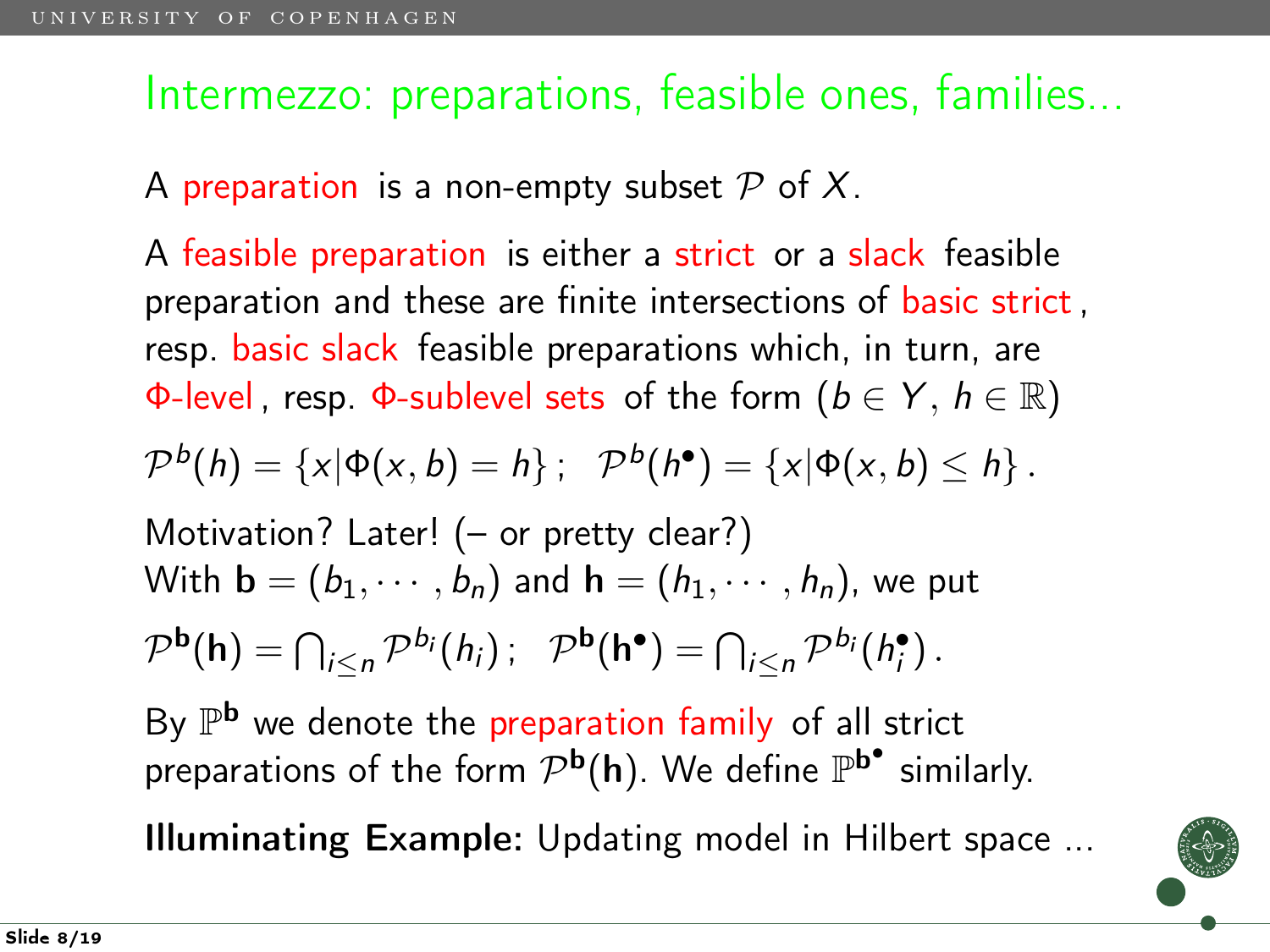## Intermezzo: preparations, feasible ones, families...

A preparation is a non-empty subset $\mathcal{P}$ of $X$.

A feasible preparation is either a strict or a slack feasible preparation and these are finite intersections of basic strict, resp. basic slack feasible preparations which, in turn, are $\Phi$-level, resp. $\Phi$-sublevel sets of the form ($b \in Y$, $h \in \mathbb{R}$)

$$\mathcal{P}^b(h) = \{x | \Phi(x,b) = h\}\,; \;\; \mathcal{P}^b(h^\bullet) = \{x | \Phi(x,b) \leq h\}\,.$$

Motivation? Later! (– or pretty clear?)
With $\mathbf{b} = (b_1, \cdots, b_n)$ and $\mathbf{h} = (h_1, \cdots, h_n)$, we put

$$\mathcal{P}^{\mathbf{b}}(\mathbf{h}) = \bigcap_{i \leq n} \mathcal{P}^{b_i}(h_i)\,; \;\; \mathcal{P}^{\mathbf{b}}(\mathbf{h}^\bullet) = \bigcap_{i \leq n} \mathcal{P}^{b_i}(h_i^\bullet)\,.$$

By $\mathbb{P}^{\mathbf{b}}$ we denote the preparation family of all strict preparations of the form $\mathcal{P}^{\mathbf{b}}(\mathbf{h})$. We define $\mathbb{P}^{\mathbf{b}^\bullet}$ similarly.

**Illuminating Example:** Updating model in Hilbert space ...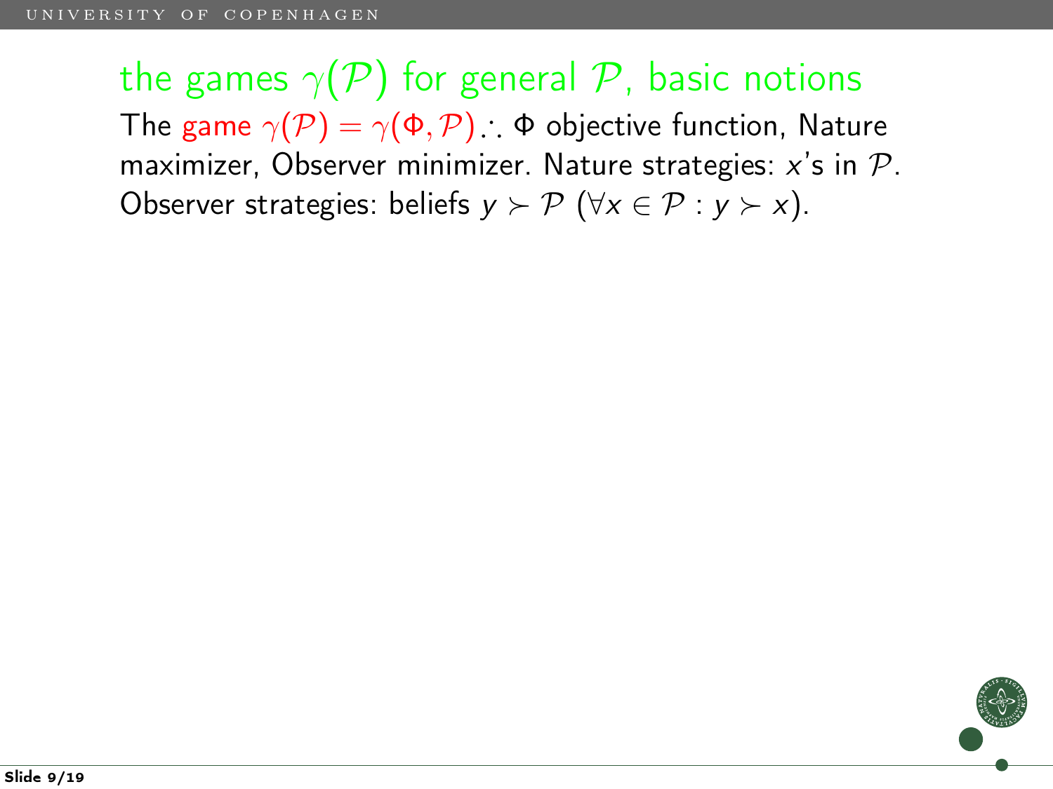# the games $\gamma(\mathcal{P})$ for general $\mathcal{P}$, basic notions

The game $\gamma(\mathcal{P}) = \gamma(\Phi, \mathcal{P})$ $\therefore$ $\Phi$ objective function, Nature maximizer, Observer minimizer. Nature strategies: $x$'s in $\mathcal{P}$. Observer strategies: beliefs $y \succ \mathcal{P}$ ($\forall x \in \mathcal{P} : y \succ x$).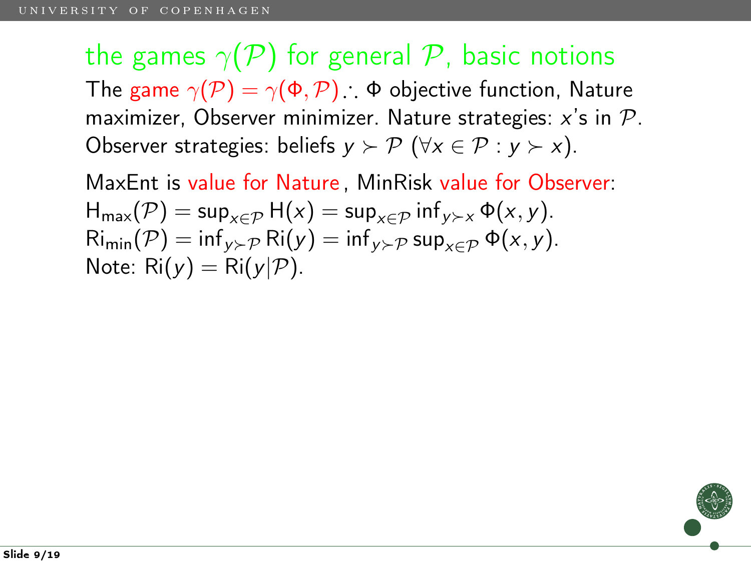# the games $\gamma(\mathcal{P})$ for general $\mathcal{P}$, basic notions

The game $\gamma(\mathcal{P}) = \gamma(\Phi, \mathcal{P})$ .·. $\Phi$ objective function, Nature maximizer, Observer minimizer. Nature strategies: $x$'s in $\mathcal{P}$. Observer strategies: beliefs $y \succ \mathcal{P}$ ($\forall x \in \mathcal{P} : y \succ x$).

MaxEnt is value for Nature, MinRisk value for Observer:
$\mathrm{H}_{\max}(\mathcal{P}) = \sup_{x \in \mathcal{P}} \mathrm{H}(x) = \sup_{x \in \mathcal{P}} \inf_{y \succ x} \Phi(x, y)$.
$\mathrm{Ri}_{\min}(\mathcal{P}) = \inf_{y \succ \mathcal{P}} \mathrm{Ri}(y) = \inf_{y \succ \mathcal{P}} \sup_{x \in \mathcal{P}} \Phi(x, y)$.
Note: $\mathrm{Ri}(y) = \mathrm{Ri}(y|\mathcal{P})$.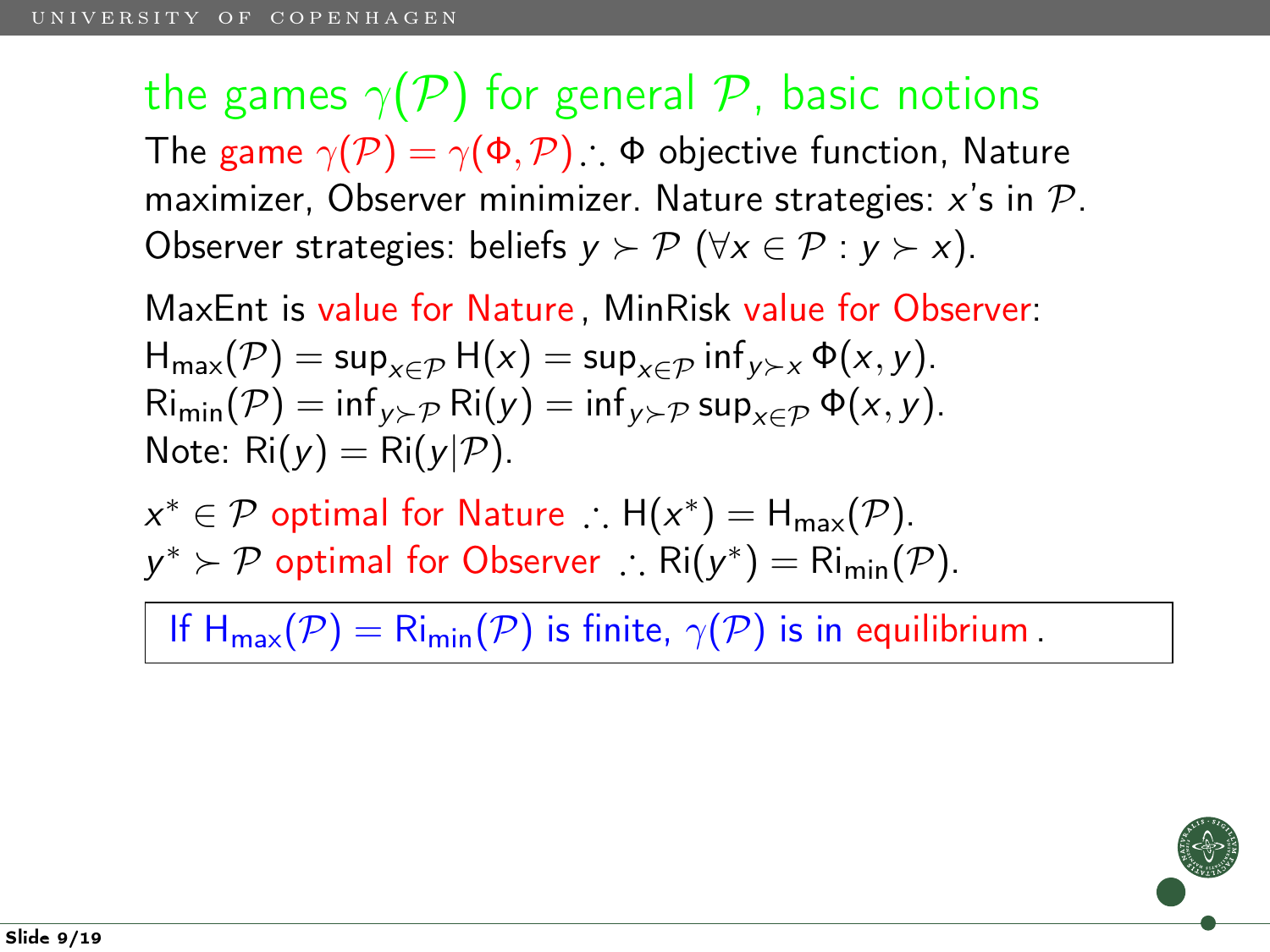## the games $\gamma(\mathcal{P})$ for general $\mathcal{P}$, basic notions

The game $\gamma(\mathcal{P}) = \gamma(\Phi, \mathcal{P})$ $\therefore$ $\Phi$ objective function, Nature maximizer, Observer minimizer. Nature strategies: $x$'s in $\mathcal{P}$. Observer strategies: beliefs $y \succ \mathcal{P}$ ($\forall x \in \mathcal{P} : y \succ x$).

MaxEnt is value for Nature, MinRisk value for Observer:
$\mathrm{H}_{\max}(\mathcal{P}) = \sup_{x \in \mathcal{P}} \mathrm{H}(x) = \sup_{x \in \mathcal{P}} \inf_{y \succ x} \Phi(x, y)$.
$\mathrm{Ri}_{\min}(\mathcal{P}) = \inf_{y \succ \mathcal{P}} \mathrm{Ri}(y) = \inf_{y \succ \mathcal{P}} \sup_{x \in \mathcal{P}} \Phi(x, y)$.
Note: $\mathrm{Ri}(y) = \mathrm{Ri}(y|\mathcal{P})$.

$x^* \in \mathcal{P}$ optimal for Nature $\therefore$ $\mathrm{H}(x^*) = \mathrm{H}_{\max}(\mathcal{P})$.
$y^* \succ \mathcal{P}$ optimal for Observer $\therefore$ $\mathrm{Ri}(y^*) = \mathrm{Ri}_{\min}(\mathcal{P})$.

If $\mathrm{H}_{\max}(\mathcal{P}) = \mathrm{Ri}_{\min}(\mathcal{P})$ is finite, $\gamma(\mathcal{P})$ is in equilibrium.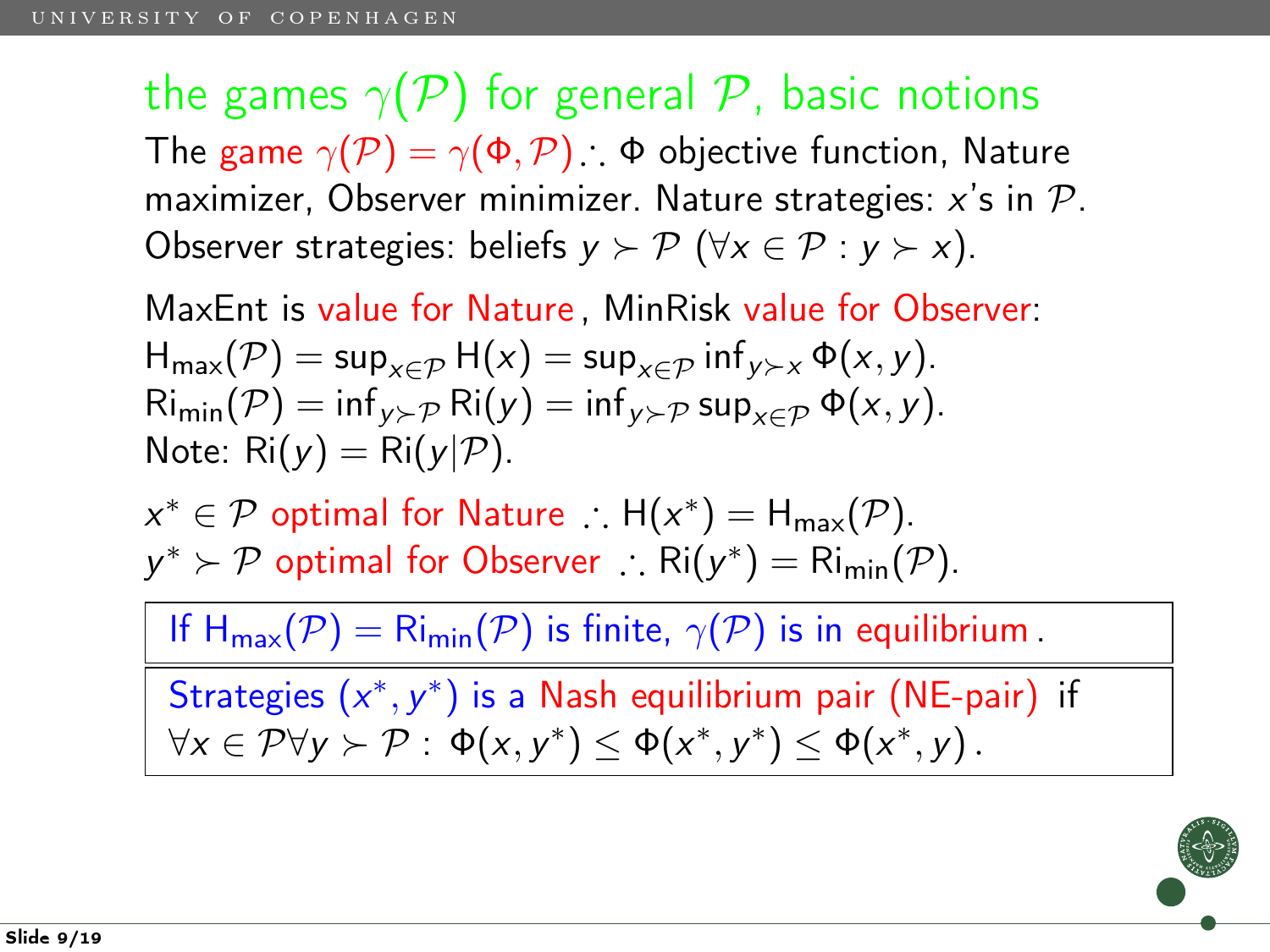## the games $\gamma(\mathcal{P})$ for general $\mathcal{P}$, basic notions

The game $\gamma(\mathcal{P}) = \gamma(\Phi, \mathcal{P})$ ∴ $\Phi$ objective function, Nature maximizer, Observer minimizer. Nature strategies: $x$'s in $\mathcal{P}$. Observer strategies: beliefs $y \succ \mathcal{P}$ ($\forall x \in \mathcal{P} : y \succ x$).

MaxEnt is value for Nature, MinRisk value for Observer:
$\mathrm{H}_{\max}(\mathcal{P}) = \sup_{x \in \mathcal{P}} \mathrm{H}(x) = \sup_{x \in \mathcal{P}} \inf_{y \succ x} \Phi(x, y)$.
$\mathrm{Ri}_{\min}(\mathcal{P}) = \inf_{y \succ \mathcal{P}} \mathrm{Ri}(y) = \inf_{y \succ \mathcal{P}} \sup_{x \in \mathcal{P}} \Phi(x, y)$.
Note: $\mathrm{Ri}(y) = \mathrm{Ri}(y|\mathcal{P})$.

$x^* \in \mathcal{P}$ optimal for Nature ∴ $\mathrm{H}(x^*) = \mathrm{H}_{\max}(\mathcal{P})$.
$y^* \succ \mathcal{P}$ optimal for Observer ∴ $\mathrm{Ri}(y^*) = \mathrm{Ri}_{\min}(\mathcal{P})$.

If $\mathrm{H}_{\max}(\mathcal{P}) = \mathrm{Ri}_{\min}(\mathcal{P})$ is finite, $\gamma(\mathcal{P})$ is in equilibrium.

Strategies $(x^*, y^*)$ is a Nash equilibrium pair (NE-pair) if
$\forall x \in \mathcal{P} \forall y \succ \mathcal{P} : \Phi(x, y^*) \leq \Phi(x^*, y^*) \leq \Phi(x^*, y)$.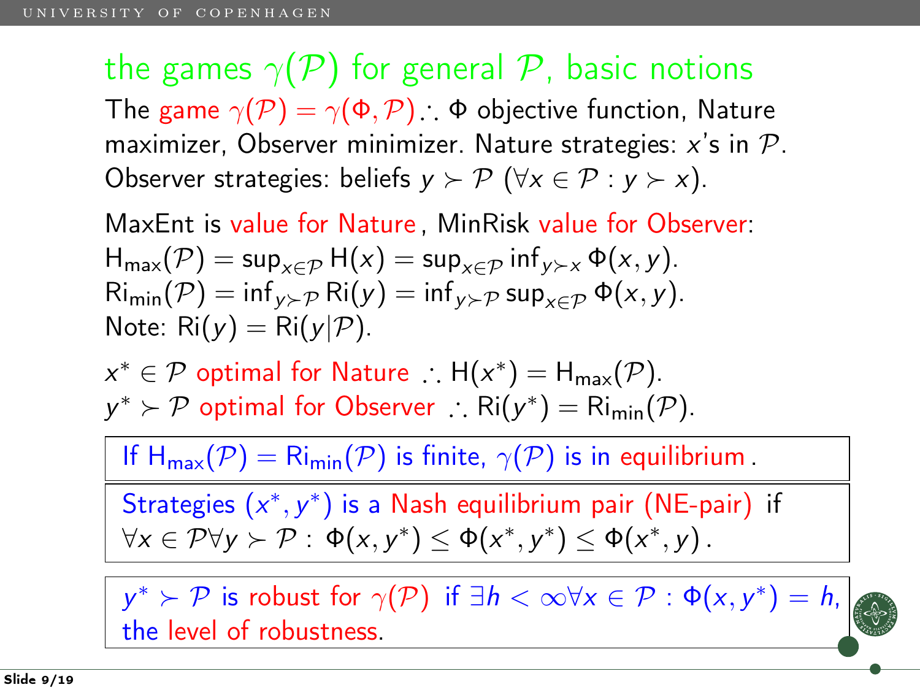## the games $\gamma(\mathcal{P})$ for general $\mathcal{P}$, basic notions

The game $\gamma(\mathcal{P}) = \gamma(\Phi, \mathcal{P})$ $\therefore$ $\Phi$ objective function, Nature maximizer, Observer minimizer. Nature strategies: $x$'s in $\mathcal{P}$. Observer strategies: beliefs $y \succ \mathcal{P}$ ($\forall x \in \mathcal{P} : y \succ x$).

MaxEnt is value for Nature, MinRisk value for Observer:
$\mathrm{H}_{\max}(\mathcal{P}) = \sup_{x \in \mathcal{P}} \mathrm{H}(x) = \sup_{x \in \mathcal{P}} \inf_{y \succ x} \Phi(x, y)$.
$\mathrm{Ri}_{\min}(\mathcal{P}) = \inf_{y \succ \mathcal{P}} \mathrm{Ri}(y) = \inf_{y \succ \mathcal{P}} \sup_{x \in \mathcal{P}} \Phi(x, y)$.
Note: $\mathrm{Ri}(y) = \mathrm{Ri}(y|\mathcal{P})$.

$x^* \in \mathcal{P}$ optimal for Nature $\therefore$ $\mathrm{H}(x^*) = \mathrm{H}_{\max}(\mathcal{P})$.
$y^* \succ \mathcal{P}$ optimal for Observer $\therefore$ $\mathrm{Ri}(y^*) = \mathrm{Ri}_{\min}(\mathcal{P})$.

If $\mathrm{H}_{\max}(\mathcal{P}) = \mathrm{Ri}_{\min}(\mathcal{P})$ is finite, $\gamma(\mathcal{P})$ is in equilibrium.

Strategies $(x^*, y^*)$ is a Nash equilibrium pair (NE-pair) if $\forall x \in \mathcal{P} \forall y \succ \mathcal{P} : \Phi(x, y^*) \leq \Phi(x^*, y^*) \leq \Phi(x^*, y)$.

$y^* \succ \mathcal{P}$ is robust for $\gamma(\mathcal{P})$ if $\exists h < \infty \forall x \in \mathcal{P} : \Phi(x, y^*) = h$, the level of robustness.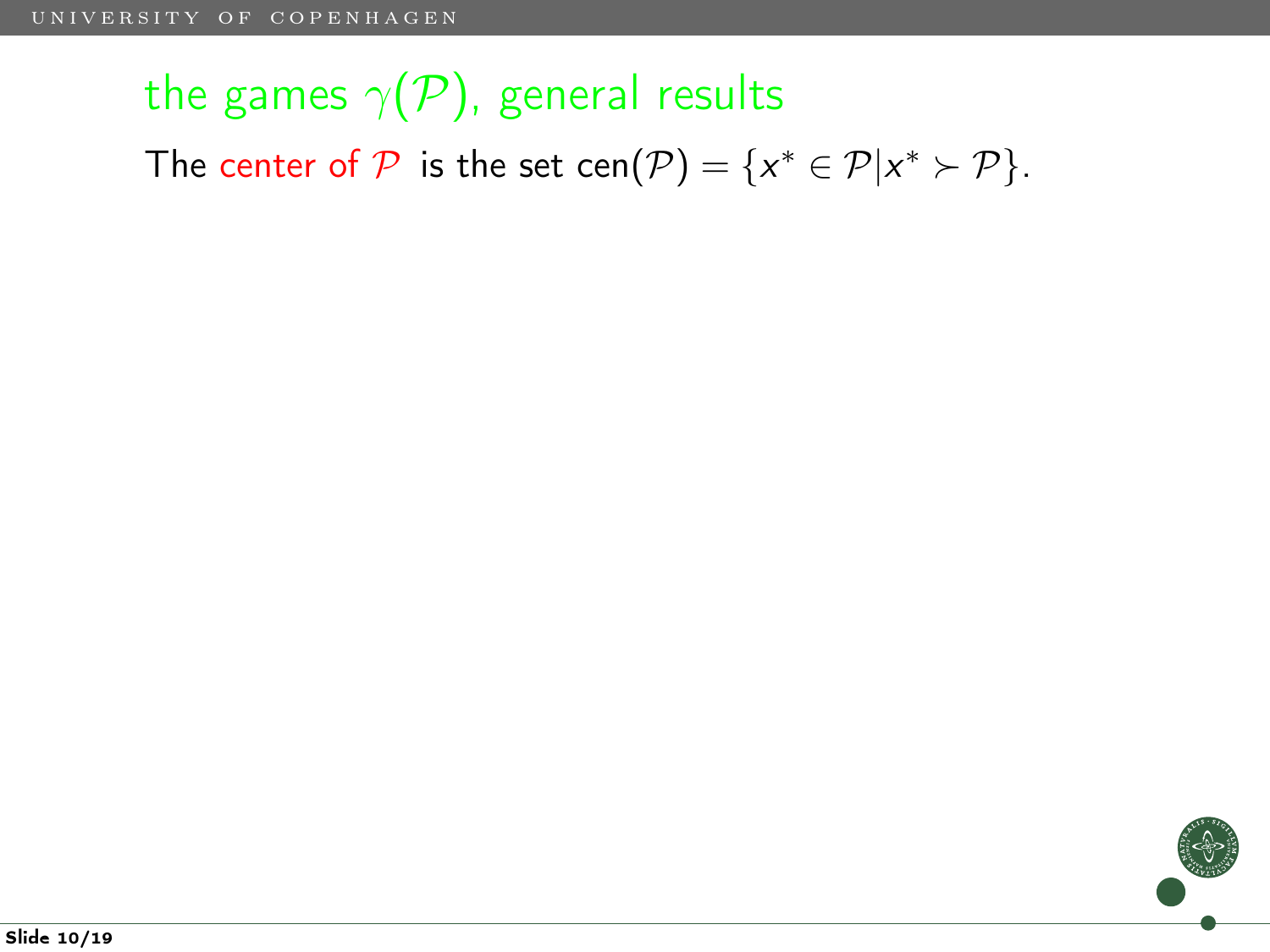# the games $\gamma(\mathcal{P})$, general results

The center of $\mathcal{P}$ is the set $\text{cen}(\mathcal{P}) = \{x^* \in \mathcal{P} | x^* \succ \mathcal{P}\}$.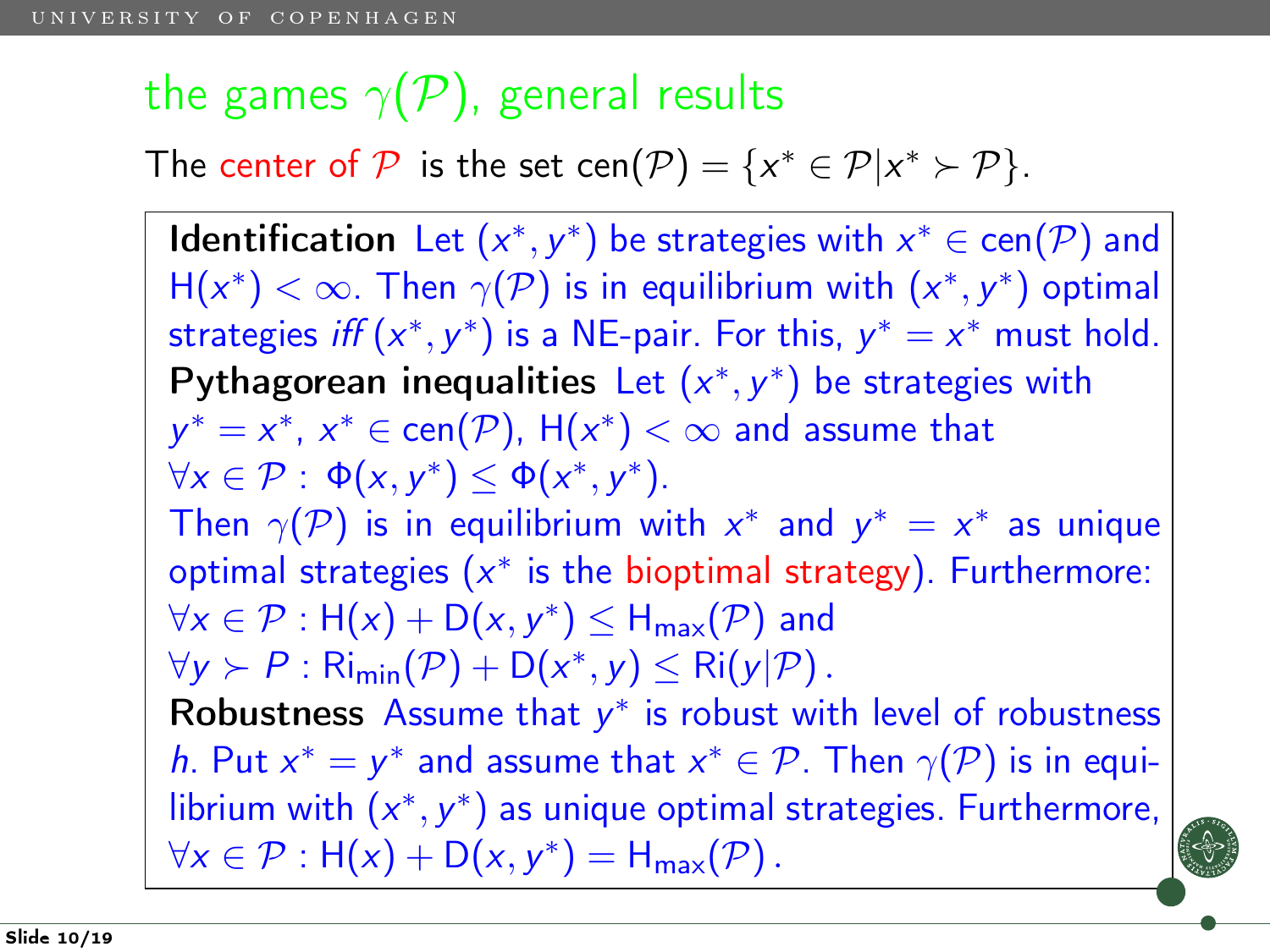## the games $\gamma(\mathcal{P})$, general results

The center of $\mathcal{P}$ is the set $\text{cen}(\mathcal{P}) = \{x^* \in \mathcal{P} | x^* \succ \mathcal{P}\}$.

**Identification** Let $(x^*, y^*)$ be strategies with $x^* \in \text{cen}(\mathcal{P})$ and $\text{H}(x^*) < \infty$. Then $\gamma(\mathcal{P})$ is in equilibrium with $(x^*, y^*)$ optimal strategies *iff* $(x^*, y^*)$ is a NE-pair. For this, $y^* = x^*$ must hold.

**Pythagorean inequalities** Let $(x^*, y^*)$ be strategies with $y^* = x^*$, $x^* \in \text{cen}(\mathcal{P})$, $\text{H}(x^*) < \infty$ and assume that $\forall x \in \mathcal{P} : \Phi(x, y^*) \leq \Phi(x^*, y^*)$.

Then $\gamma(\mathcal{P})$ is in equilibrium with $x^*$ and $y^* = x^*$ as unique optimal strategies ($x^*$ is the bioptimal strategy). Furthermore:
$\forall x \in \mathcal{P} : \text{H}(x) + \text{D}(x, y^*) \leq \text{H}_{\text{max}}(\mathcal{P})$ and
$\forall y \succ P : \text{Ri}_{\text{min}}(\mathcal{P}) + \text{D}(x^*, y) \leq \text{Ri}(y|\mathcal{P})$.

**Robustness** Assume that $y^*$ is robust with level of robustness $h$. Put $x^* = y^*$ and assume that $x^* \in \mathcal{P}$. Then $\gamma(\mathcal{P})$ is in equilibrium with $(x^*, y^*)$ as unique optimal strategies. Furthermore, $\forall x \in \mathcal{P} : \text{H}(x) + \text{D}(x, y^*) = \text{H}_{\text{max}}(\mathcal{P})$.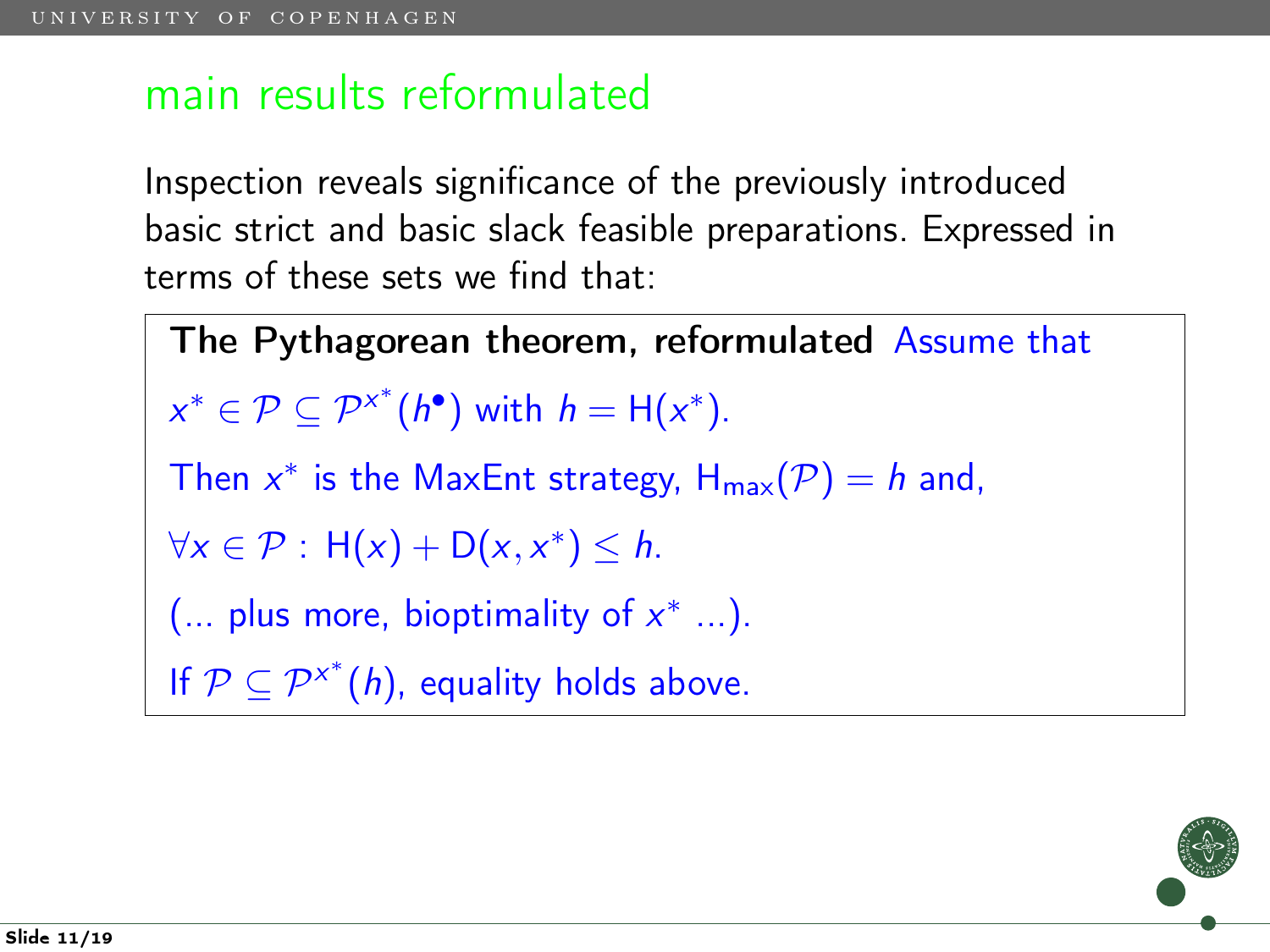## main results reformulated

Inspection reveals significance of the previously introduced basic strict and basic slack feasible preparations. Expressed in terms of these sets we find that:

**The Pythagorean theorem, reformulated** Assume that $x^* \in \mathcal{P} \subseteq \mathcal{P}^{x^*}(h^\bullet)$ with $h = \mathrm{H}(x^*)$.

Then $x^*$ is the MaxEnt strategy, $\mathrm{H}_{\max}(\mathcal{P}) = h$ and,

$\forall x \in \mathcal{P} : \mathrm{H}(x) + \mathrm{D}(x, x^*) \leq h$.

(... plus more, bioptimality of $x^*$ ...).

If $\mathcal{P} \subseteq \mathcal{P}^{x^*}(h)$, equality holds above.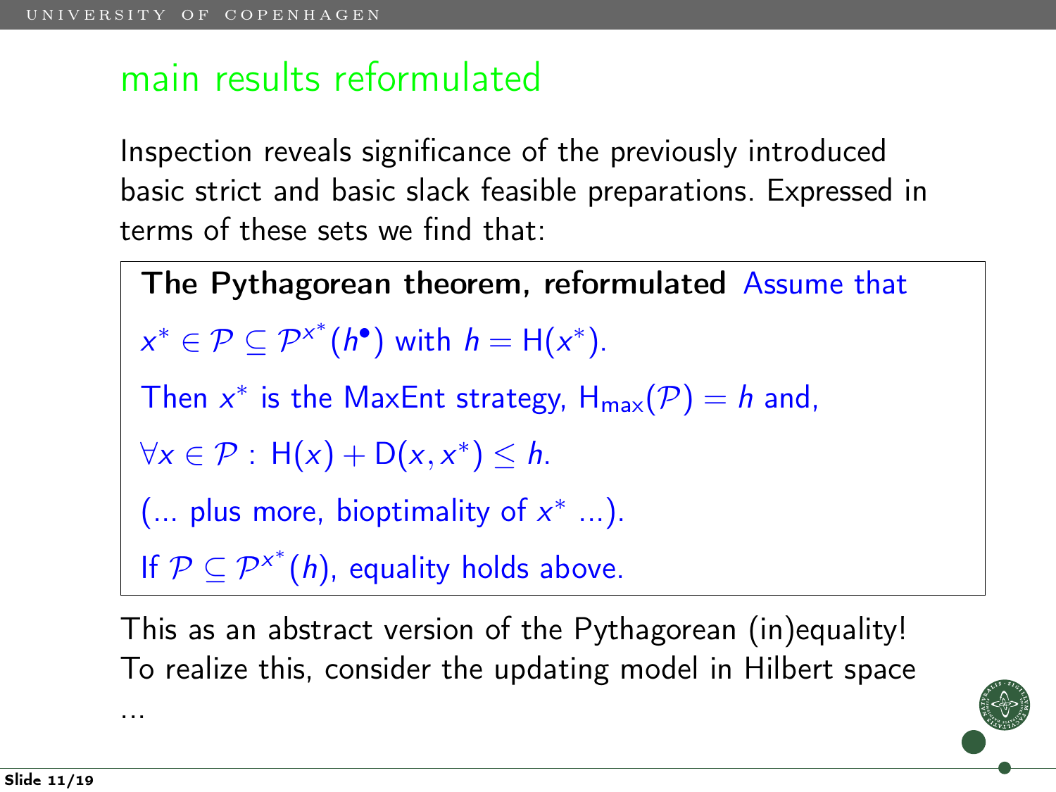## main results reformulated

Inspection reveals significance of the previously introduced basic strict and basic slack feasible preparations. Expressed in terms of these sets we find that:

**The Pythagorean theorem, reformulated** Assume that

$x^* \in \mathcal{P} \subseteq \mathcal{P}^{x^*}(h^\bullet)$ with $h = \mathrm{H}(x^*)$.

Then $x^*$ is the MaxEnt strategy, $\mathrm{H}_{\max}(\mathcal{P}) = h$ and,

$\forall x \in \mathcal{P} : \mathrm{H}(x) + \mathrm{D}(x, x^*) \leq h$.

(... plus more, bioptimality of $x^*$ ...).

If $\mathcal{P} \subseteq \mathcal{P}^{x^*}(h)$, equality holds above.

This as an abstract version of the Pythagorean (in)equality! To realize this, consider the updating model in Hilbert space ...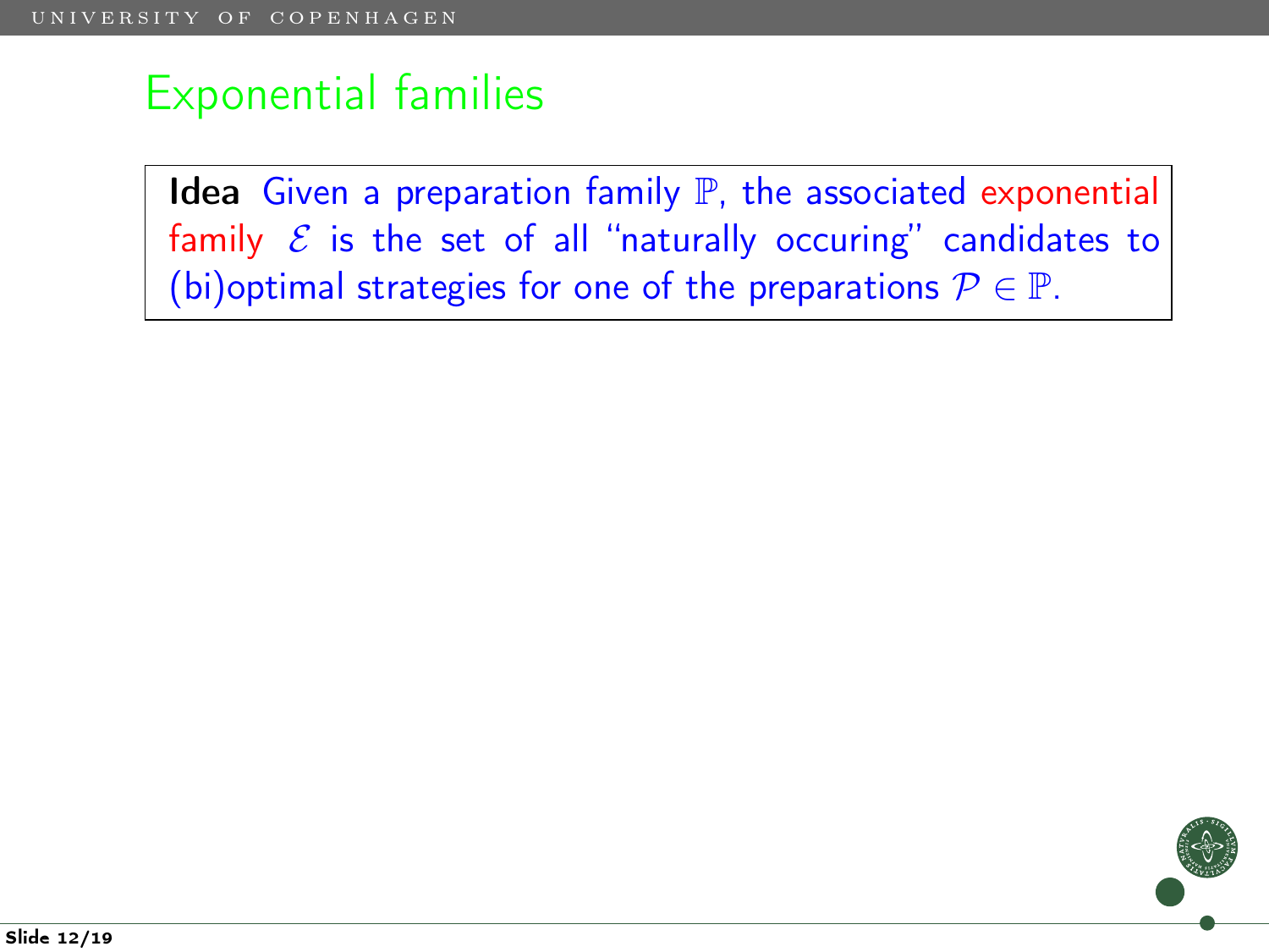# Exponential families

**Idea** Given a preparation family $\mathbb{P}$, the associated exponential family $\mathcal{E}$ is the set of all "naturally occuring" candidates to (bi)optimal strategies for one of the preparations $\mathcal{P} \in \mathbb{P}$.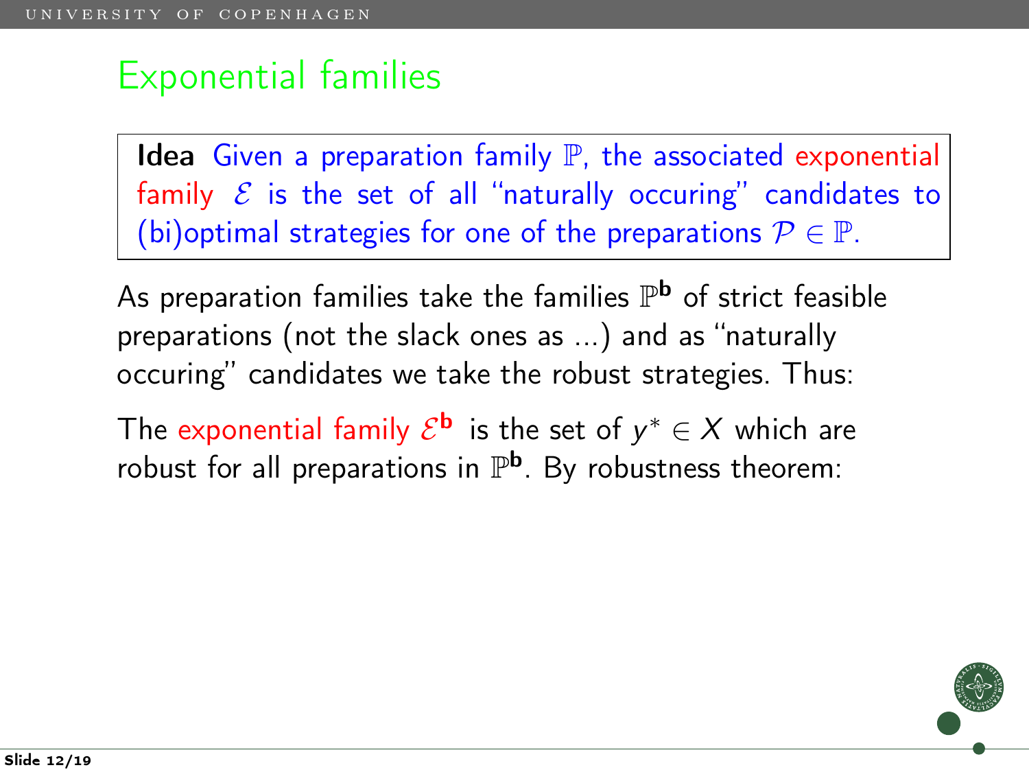## Exponential families

**Idea** Given a preparation family $\mathbb{P}$, the associated exponential family $\mathcal{E}$ is the set of all "naturally occuring" candidates to (bi)optimal strategies for one of the preparations $\mathcal{P} \in \mathbb{P}$.

As preparation families take the families $\mathbb{P}^{\mathbf{b}}$ of strict feasible preparations (not the slack ones as ...) and as "naturally occuring" candidates we take the robust strategies. Thus:

The exponential family $\mathcal{E}^{\mathbf{b}}$ is the set of $y^* \in X$ which are robust for all preparations in $\mathbb{P}^{\mathbf{b}}$. By robustness theorem: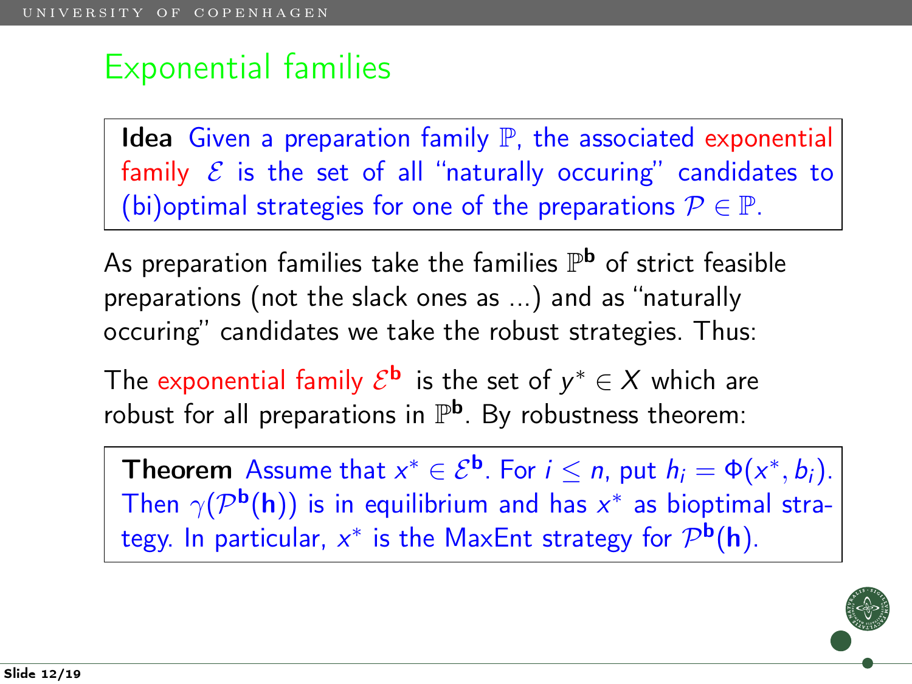# Exponential families

**Idea** Given a preparation family $\mathbb{P}$, the associated exponential family $\mathcal{E}$ is the set of all "naturally occuring" candidates to (bi)optimal strategies for one of the preparations $\mathcal{P} \in \mathbb{P}$.

As preparation families take the families $\mathbb{P}^{\mathbf{b}}$ of strict feasible preparations (not the slack ones as ...) and as "naturally occuring" candidates we take the robust strategies. Thus:

The exponential family $\mathcal{E}^{\mathbf{b}}$ is the set of $y^* \in X$ which are robust for all preparations in $\mathbb{P}^{\mathbf{b}}$. By robustness theorem:

**Theorem** Assume that $x^* \in \mathcal{E}^{\mathbf{b}}$. For $i \leq n$, put $h_i = \Phi(x^*, b_i)$. Then $\gamma(\mathcal{P}^{\mathbf{b}}(\mathbf{h}))$ is in equilibrium and has $x^*$ as bioptimal strategy. In particular, $x^*$ is the MaxEnt strategy for $\mathcal{P}^{\mathbf{b}}(\mathbf{h})$.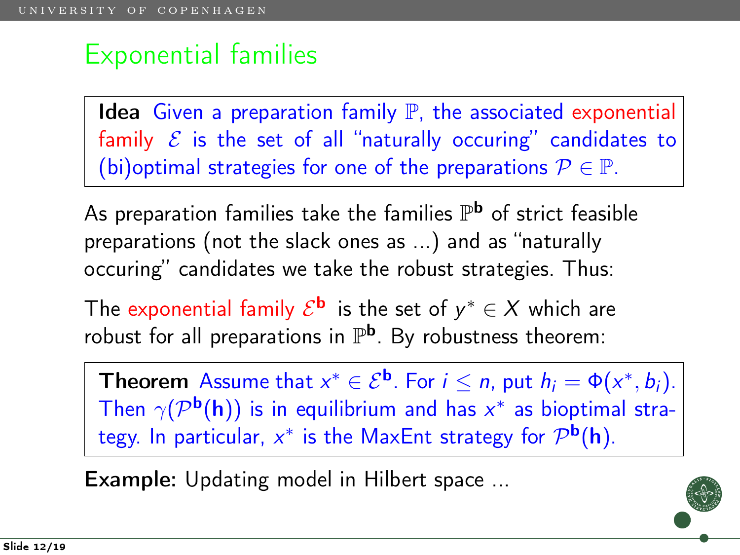# Exponential families

**Idea** Given a preparation family $\mathbb{P}$, the associated exponential family $\mathcal{E}$ is the set of all "naturally occuring" candidates to (bi)optimal strategies for one of the preparations $\mathcal{P} \in \mathbb{P}$.

As preparation families take the families $\mathbb{P}^{\mathbf{b}}$ of strict feasible preparations (not the slack ones as ...) and as "naturally occuring" candidates we take the robust strategies. Thus:

The exponential family $\mathcal{E}^{\mathbf{b}}$ is the set of $y^* \in X$ which are robust for all preparations in $\mathbb{P}^{\mathbf{b}}$. By robustness theorem:

**Theorem** Assume that $x^* \in \mathcal{E}^{\mathbf{b}}$. For $i \leq n$, put $h_i = \Phi(x^*, b_i)$. Then $\gamma(\mathcal{P}^{\mathbf{b}}(\mathbf{h}))$ is in equilibrium and has $x^*$ as bioptimal strategy. In particular, $x^*$ is the MaxEnt strategy for $\mathcal{P}^{\mathbf{b}}(\mathbf{h})$.

**Example:** Updating model in Hilbert space ...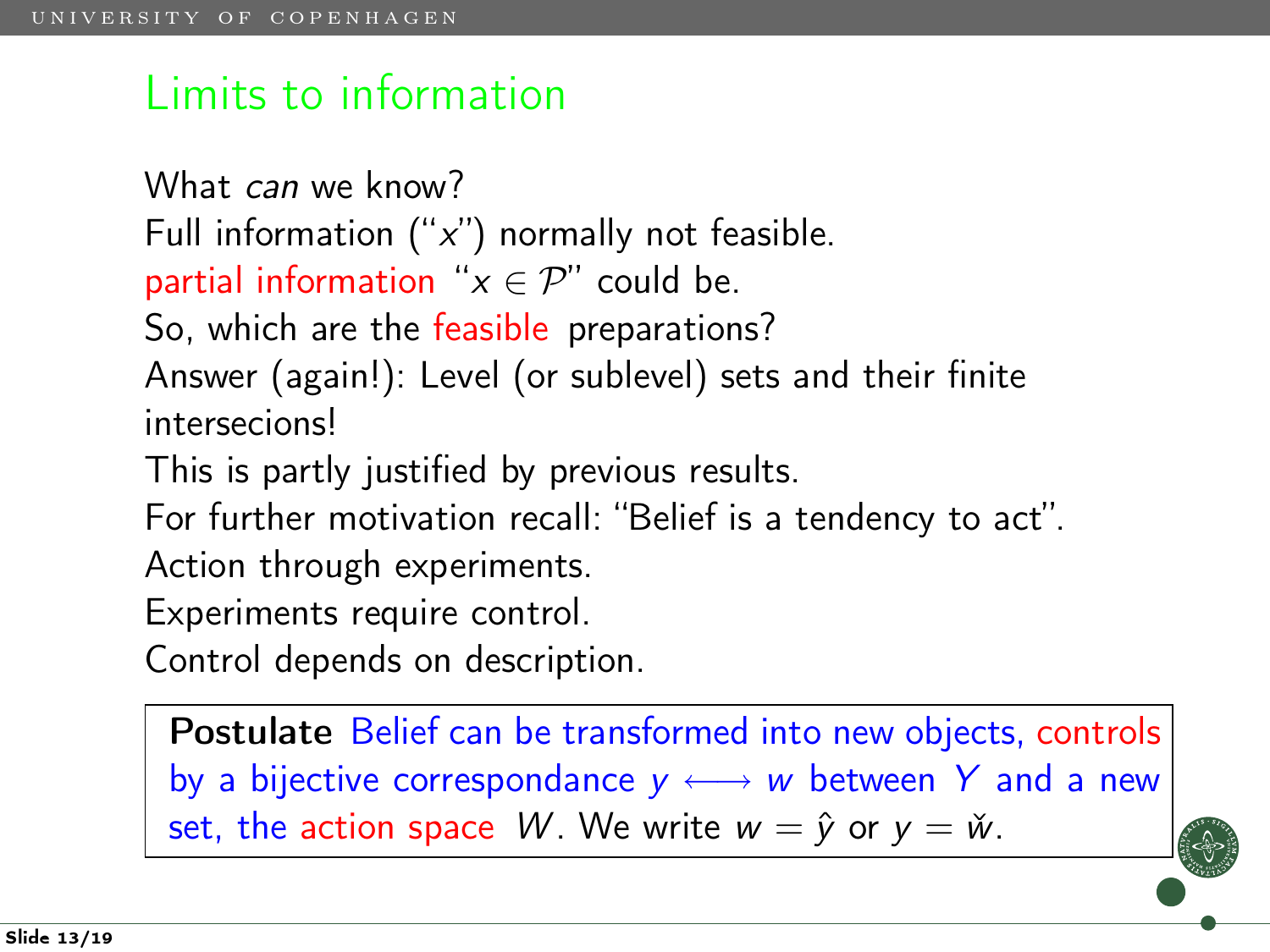# Limits to information

What *can* we know?

Full information ("$x$") normally not feasible.

partial information "$x \in \mathcal{P}$" could be.

So, which are the feasible preparations?

Answer (again!): Level (or sublevel) sets and their finite intersecions!

This is partly justified by previous results.

For further motivation recall: "Belief is a tendency to act".

Action through experiments.

Experiments require control.

Control depends on description.

> **Postulate** Belief can be transformed into new objects, controls by a bijective correspondance $y \longleftrightarrow w$ between $Y$ and a new set, the action space $W$. We write $w = \hat{y}$ or $y = \check{w}$.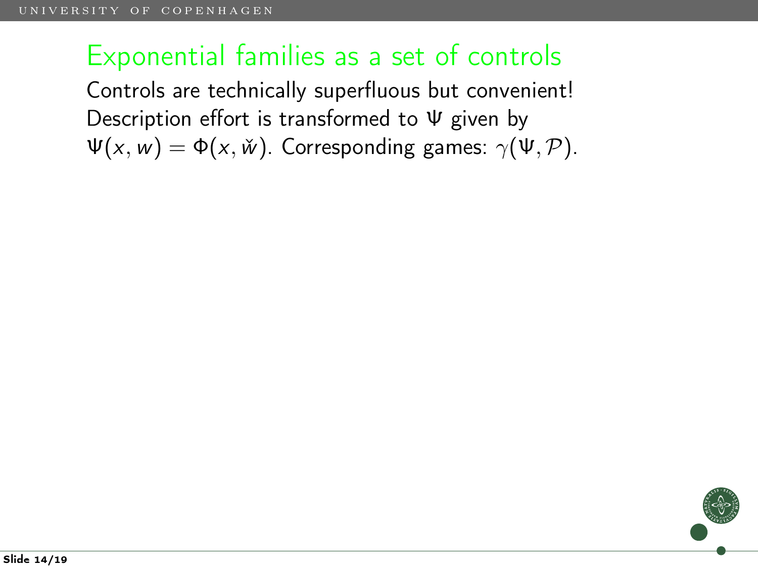# Exponential families as a set of controls

Controls are technically superfluous but convenient! Description effort is transformed to $\Psi$ given by $\Psi(x, w) = \Phi(x, \check{w})$. Corresponding games: $\gamma(\Psi, \mathcal{P})$.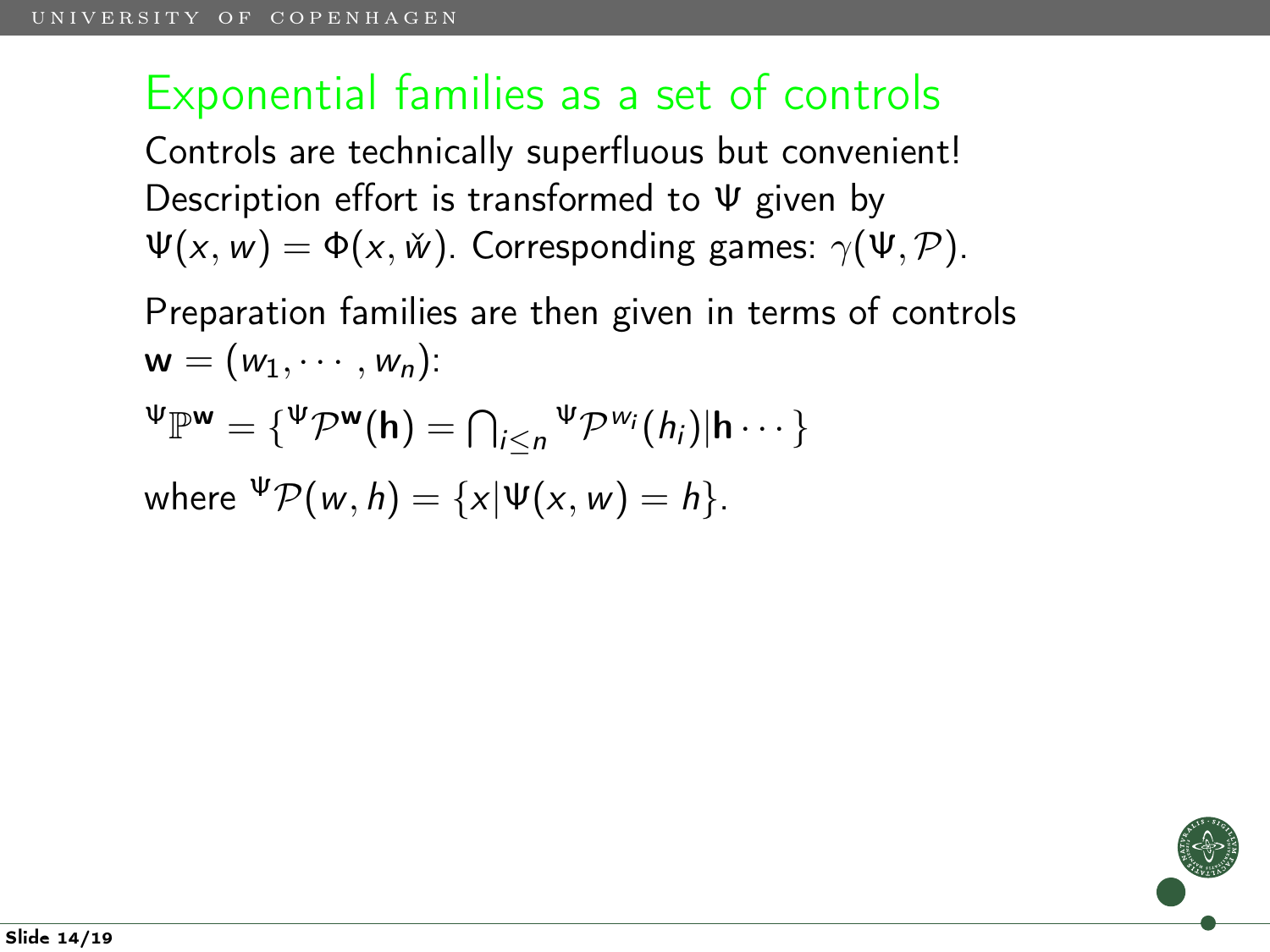# Exponential families as a set of controls

Controls are technically superfluous but convenient! Description effort is transformed to $\Psi$ given by $\Psi(x, w) = \Phi(x, \check{w})$. Corresponding games: $\gamma(\Psi, \mathcal{P})$.

Preparation families are then given in terms of controls $\mathbf{w} = (w_1, \cdots, w_n)$:

$$^{\Psi}\mathbb{P}^{\mathbf{w}} = \{^{\Psi}\mathcal{P}^{\mathbf{w}}(\mathbf{h}) = \textstyle\bigcap_{i \leq n} {}^{\Psi}\mathcal{P}^{w_i}(h_i) | \mathbf{h} \cdots\}$$

where $^{\Psi}\mathcal{P}(w, h) = \{x | \Psi(x, w) = h\}$.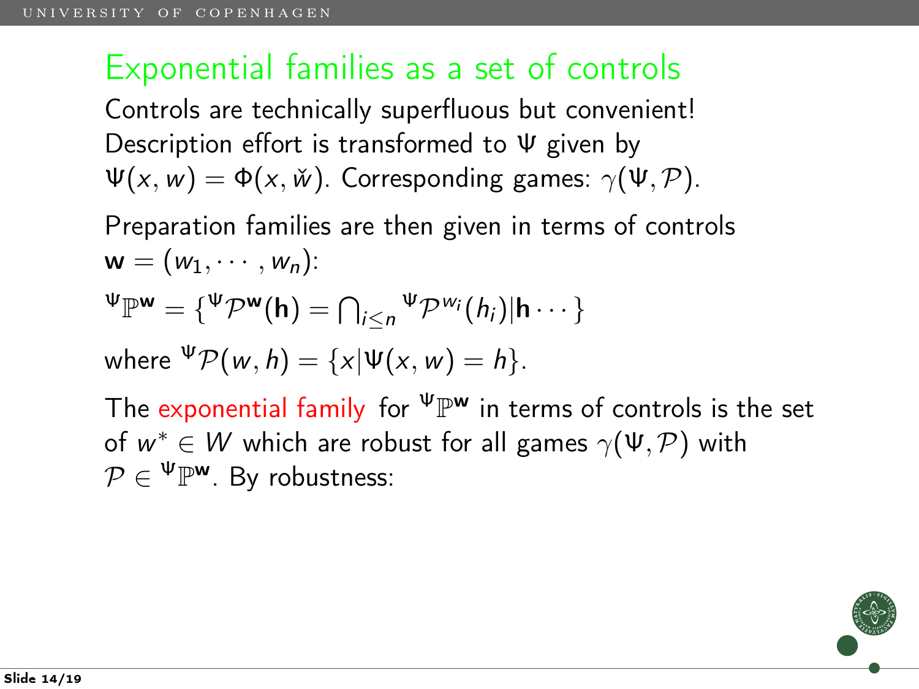# Exponential families as a set of controls

Controls are technically superfluous but convenient! Description effort is transformed to $\Psi$ given by $\Psi(x, w) = \Phi(x, \check{w})$. Corresponding games: $\gamma(\Psi, \mathcal{P})$.

Preparation families are then given in terms of controls $\mathbf{w} = (w_1, \cdots, w_n)$:

$$^{\Psi}\mathbb{P}^{\mathbf{w}} = \{^{\Psi}\mathcal{P}^{\mathbf{w}}(\mathbf{h}) = \bigcap_{i \leq n} {^{\Psi}\mathcal{P}^{w_i}}(h_i) | \mathbf{h} \cdots \}$$

where $^{\Psi}\mathcal{P}(w, h) = \{x | \Psi(x, w) = h\}$.

The exponential family for $^{\Psi}\mathbb{P}^{\mathbf{w}}$ in terms of controls is the set of $w^* \in W$ which are robust for all games $\gamma(\Psi, \mathcal{P})$ with $\mathcal{P} \in {^{\Psi}\mathbb{P}^{\mathbf{w}}}$. By robustness: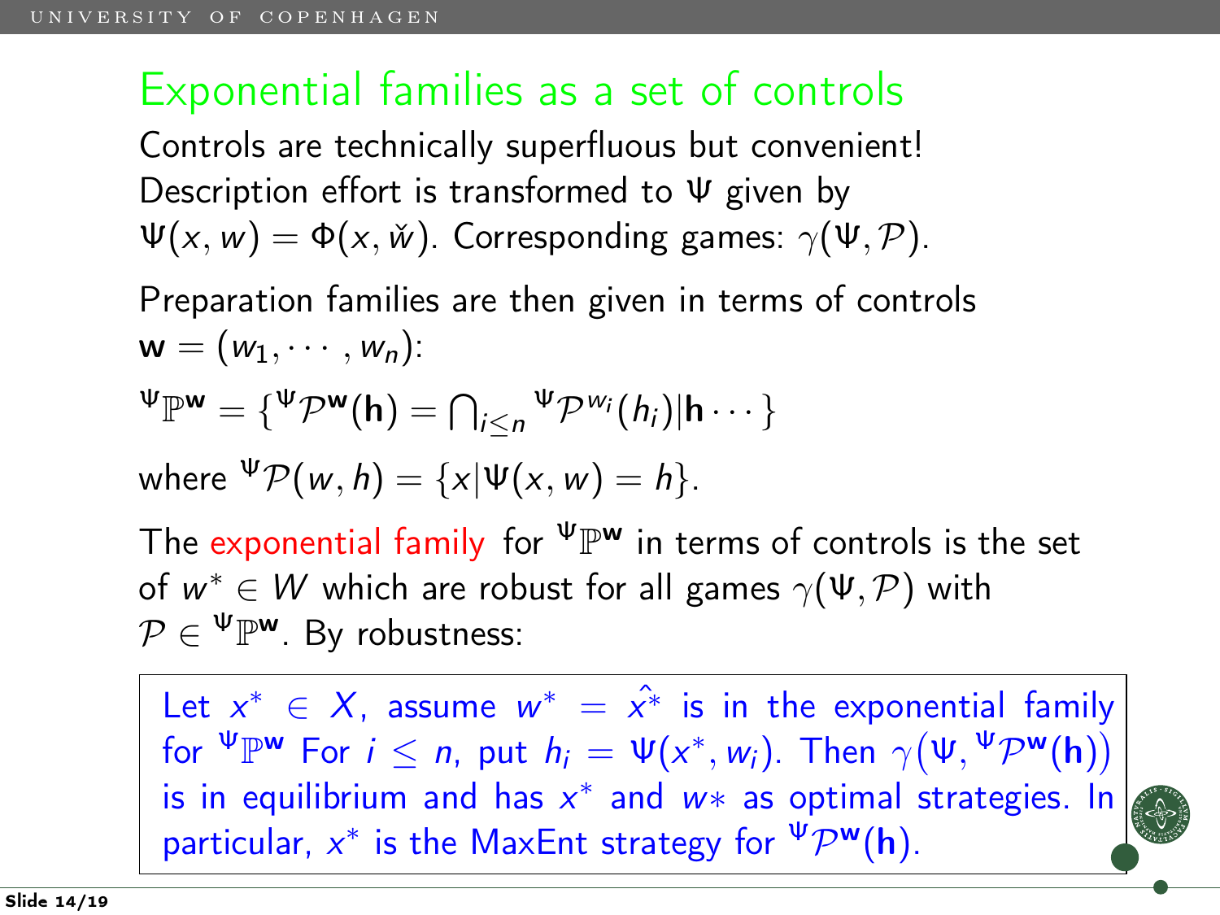# Exponential families as a set of controls

Controls are technically superfluous but convenient! Description effort is transformed to $\Psi$ given by $\Psi(x, w) = \Phi(x, \check{w})$. Corresponding games: $\gamma(\Psi, \mathcal{P})$.

Preparation families are then given in terms of controls $\mathbf{w} = (w_1, \cdots, w_n)$:

$${}^{\Psi}\mathbb{P}^{\mathbf{w}} = \{{}^{\Psi}\mathcal{P}^{\mathbf{w}}(\mathbf{h}) = \bigcap_{i \leq n} {}^{\Psi}\mathcal{P}^{w_i}(h_i) | \mathbf{h} \cdots \}$$

where ${}^{\Psi}\mathcal{P}(w, h) = \{x | \Psi(x, w) = h\}$.

The exponential family for ${}^{\Psi}\mathbb{P}^{\mathbf{w}}$ in terms of controls is the set of $w^* \in W$ which are robust for all games $\gamma(\Psi, \mathcal{P})$ with $\mathcal{P} \in {}^{\Psi}\mathbb{P}^{\mathbf{w}}$. By robustness:

> Let $x^* \in X$, assume $w^* = \hat{x^*}$ is in the exponential family for ${}^{\Psi}\mathbb{P}^{\mathbf{w}}$ For $i \leq n$, put $h_i = \Psi(x^*, w_i)$. Then $\gamma\big(\Psi, {}^{\Psi}\mathcal{P}^{\mathbf{w}}(\mathbf{h})\big)$ is in equilibrium and has $x^*$ and $w*$ as optimal strategies. In particular, $x^*$ is the MaxEnt strategy for ${}^{\Psi}\mathcal{P}^{\mathbf{w}}(\mathbf{h})$.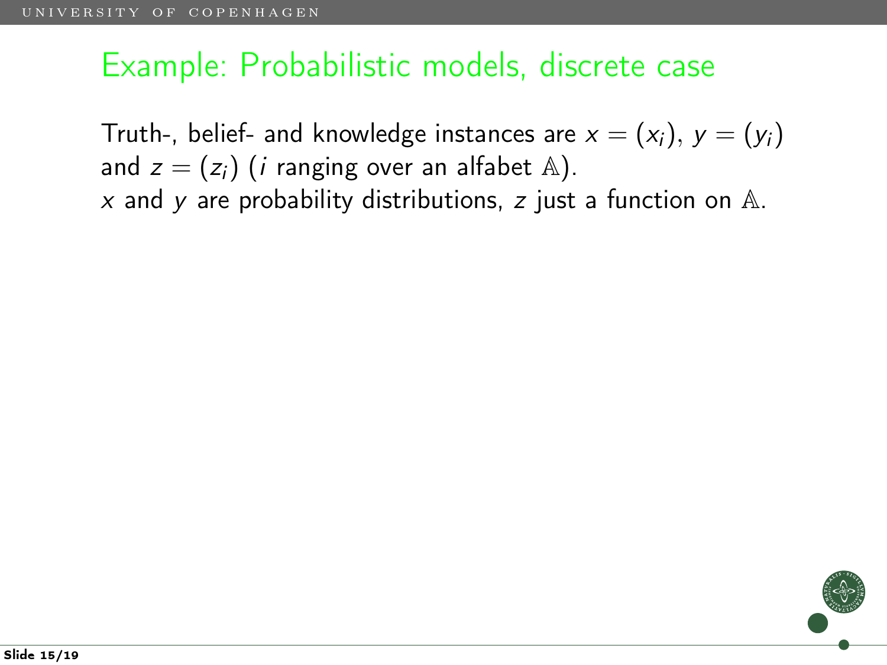# Example: Probabilistic models, discrete case

Truth-, belief- and knowledge instances are $x = (x_i)$, $y = (y_i)$ and $z = (z_i)$ ($i$ ranging over an alfabet $\mathbb{A}$).
$x$ and $y$ are probability distributions, $z$ just a function on $\mathbb{A}$.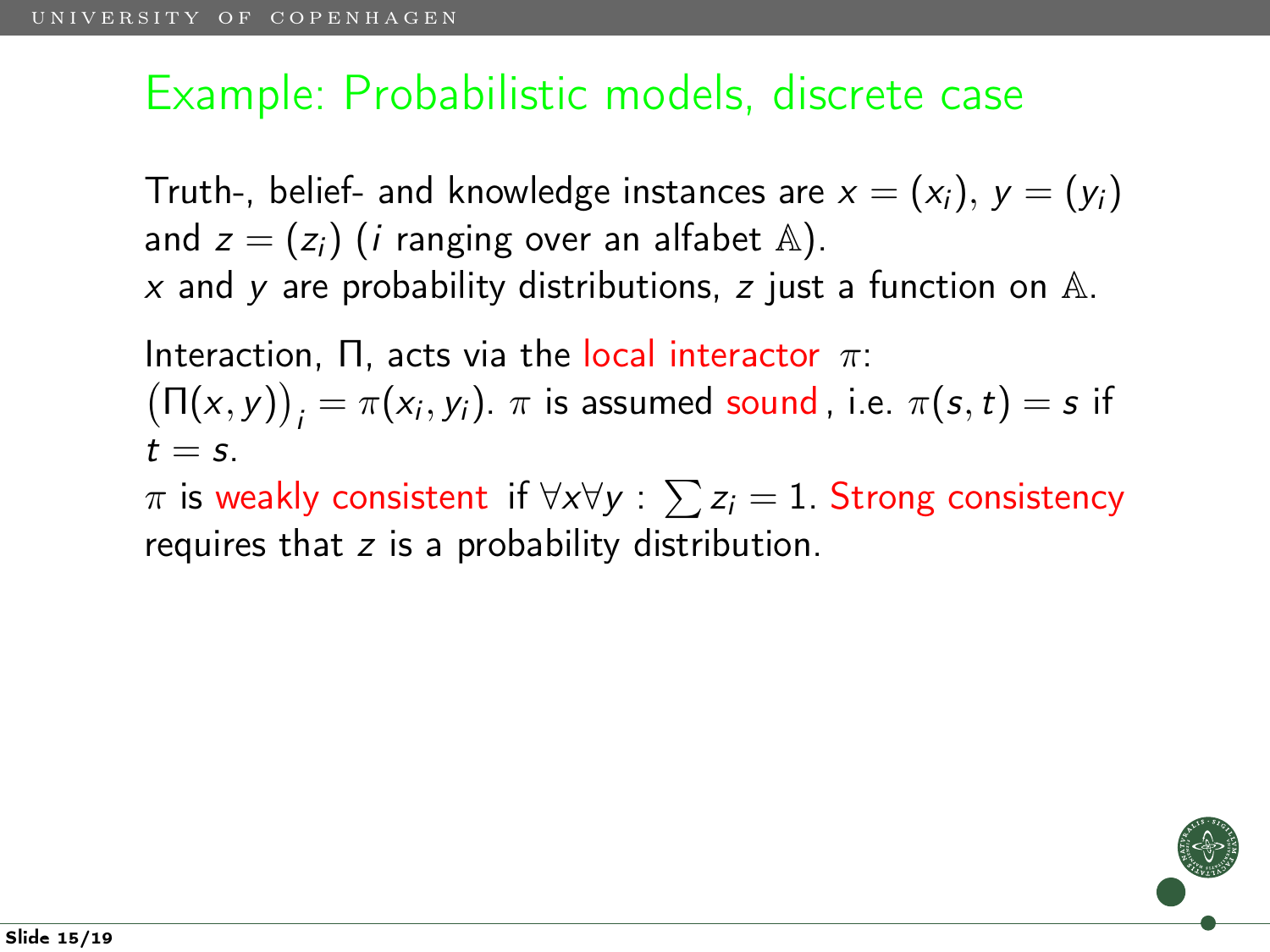# Example: Probabilistic models, discrete case

Truth-, belief- and knowledge instances are $x = (x_i)$, $y = (y_i)$ and $z = (z_i)$ ($i$ ranging over an alfabet $\mathbb{A}$).
$x$ and $y$ are probability distributions, $z$ just a function on $\mathbb{A}$.

Interaction, $\Pi$, acts via the local interactor $\pi$:
$\big(\Pi(x,y)\big)_i = \pi(x_i, y_i)$. $\pi$ is assumed sound, i.e. $\pi(s,t) = s$ if $t = s$.
$\pi$ is weakly consistent if $\forall x \forall y : \sum z_i = 1$. Strong consistency requires that $z$ is a probability distribution.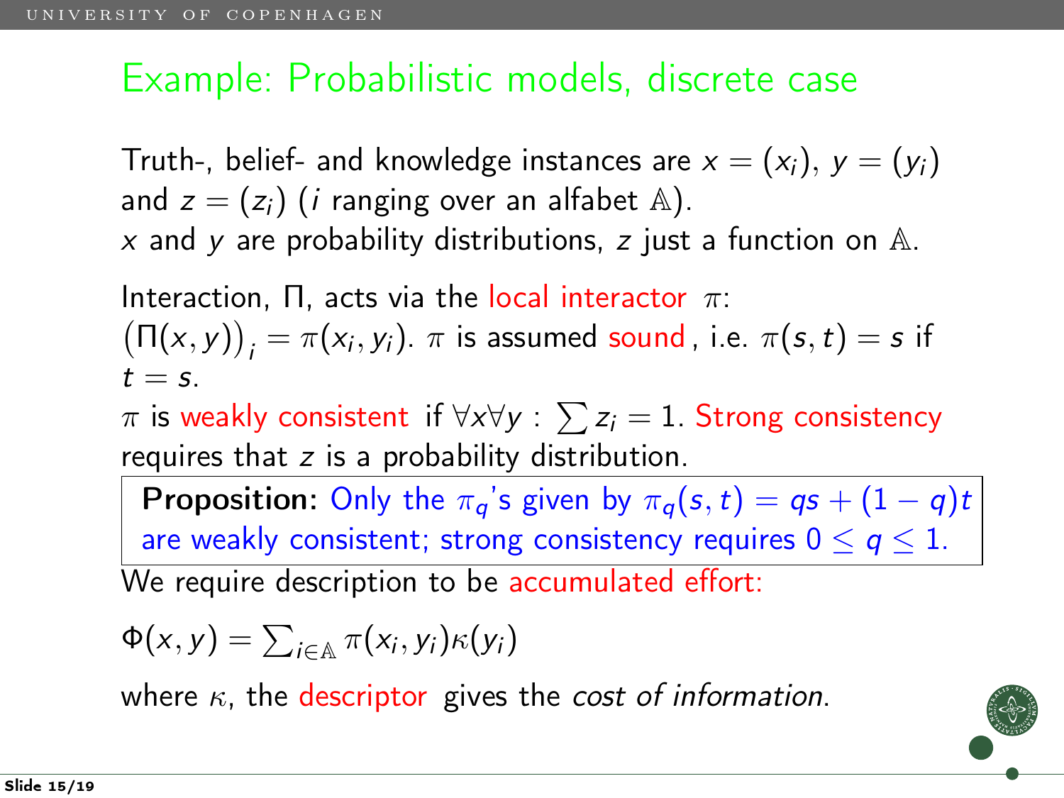# Example: Probabilistic models, discrete case

Truth-, belief- and knowledge instances are $x = (x_i)$, $y = (y_i)$ and $z = (z_i)$ ($i$ ranging over an alfabet $\mathbb{A}$).
$x$ and $y$ are probability distributions, $z$ just a function on $\mathbb{A}$.

Interaction, $\Pi$, acts via the local interactor $\pi$:
$\big(\Pi(x,y)\big)_i = \pi(x_i, y_i)$. $\pi$ is assumed sound, i.e. $\pi(s,t) = s$ if $t = s$.
$\pi$ is weakly consistent if $\forall x \forall y : \sum z_i = 1$. Strong consistency requires that $z$ is a probability distribution.

> **Proposition:** Only the $\pi_q$'s given by $\pi_q(s,t) = qs + (1-q)t$ are weakly consistent; strong consistency requires $0 \leq q \leq 1$.

We require description to be accumulated effort:

$$\Phi(x,y) = \sum_{i \in \mathbb{A}} \pi(x_i, y_i)\kappa(y_i)$$

where $\kappa$, the descriptor gives the *cost of information*.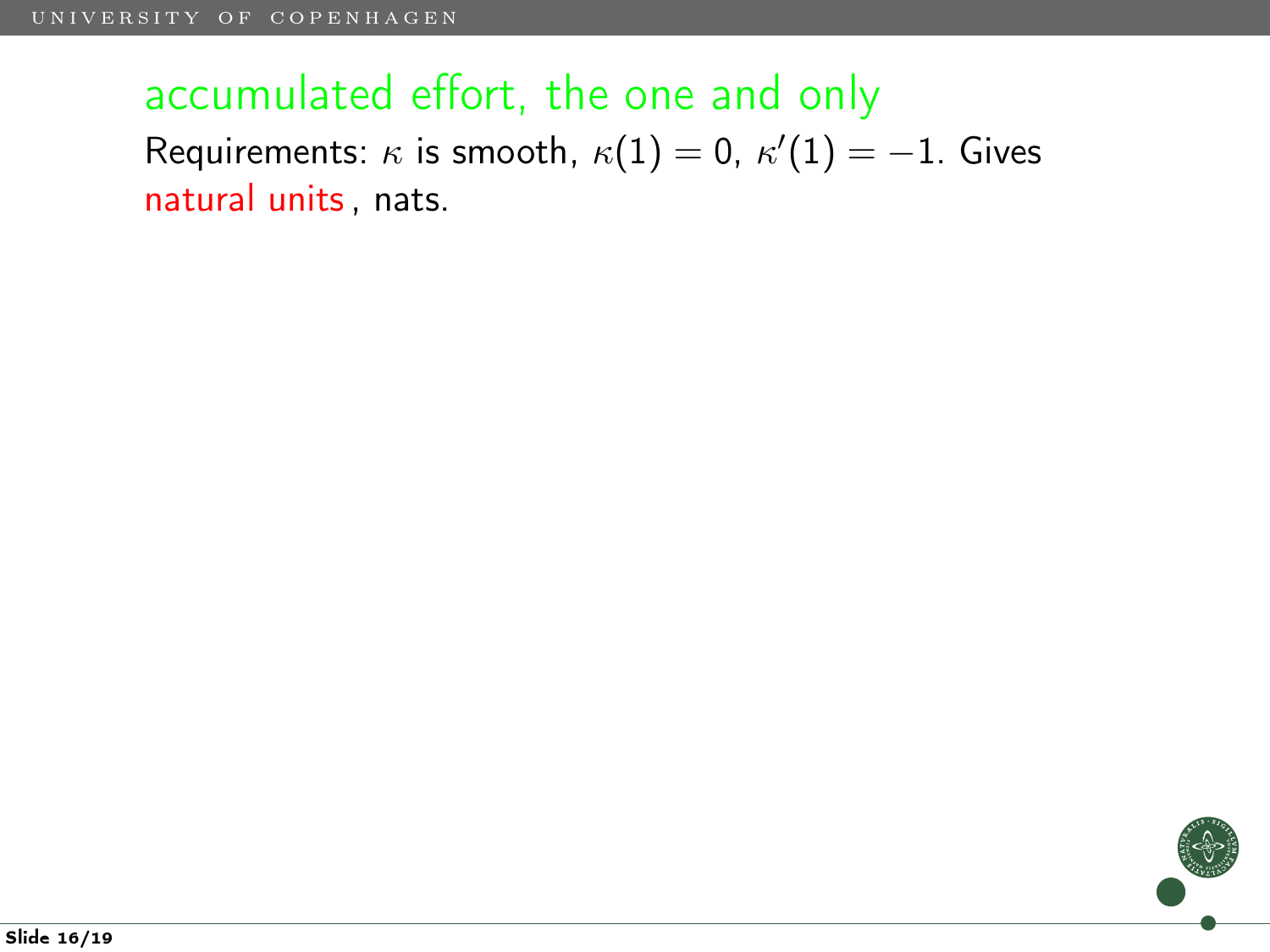## accumulated effort, the one and only

Requirements: $\kappa$ is smooth, $\kappa(1) = 0$, $\kappa'(1) = -1$. Gives natural units, nats.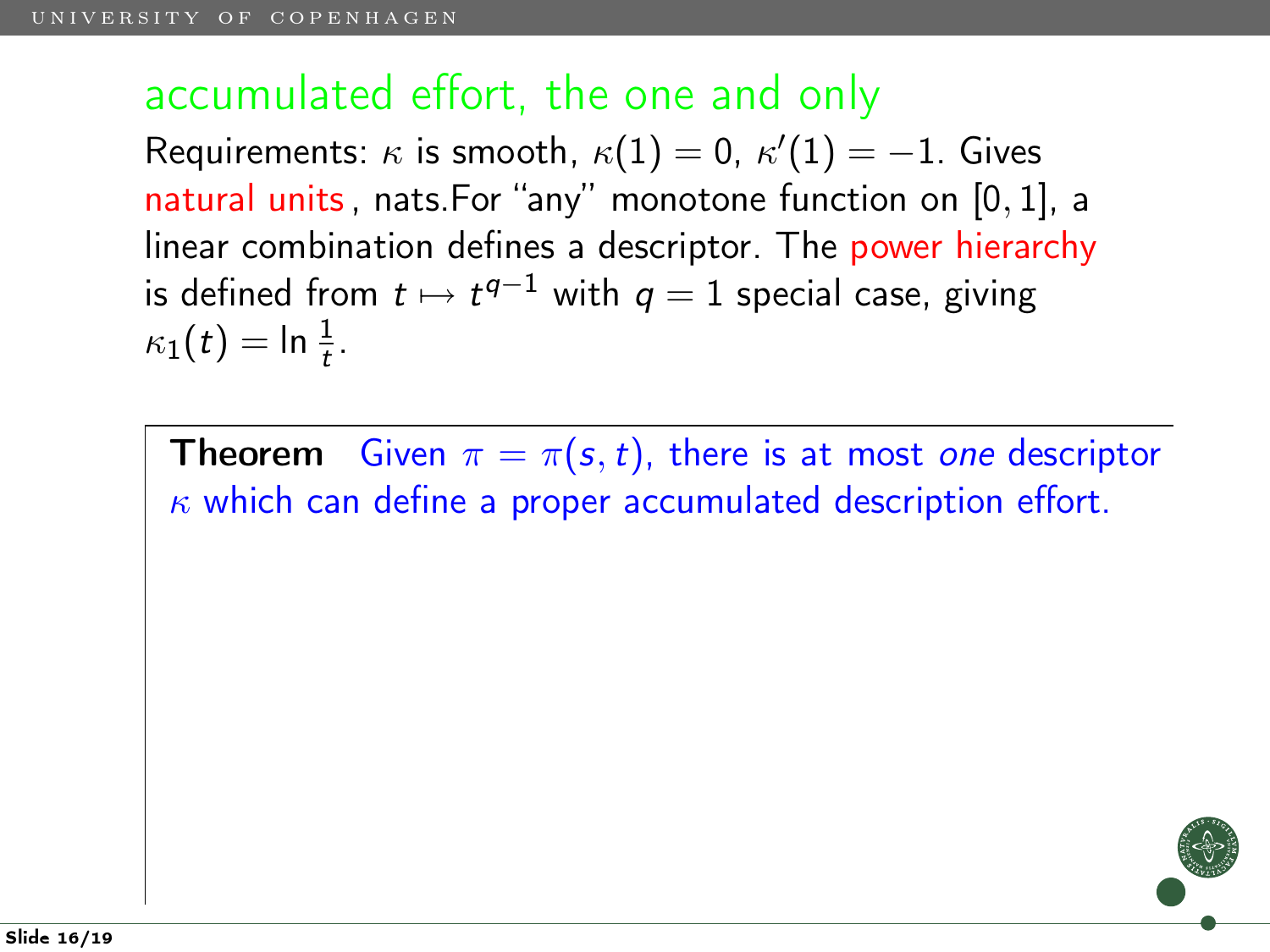## accumulated effort, the one and only

Requirements: $\kappa$ is smooth, $\kappa(1) = 0$, $\kappa'(1) = -1$. Gives natural units, nats.For "any" monotone function on $[0, 1]$, a linear combination defines a descriptor. The power hierarchy is defined from $t \mapsto t^{q-1}$ with $q = 1$ special case, giving $\kappa_1(t) = \ln \frac{1}{t}$.

**Theorem** Given $\pi = \pi(s, t)$, there is at most *one* descriptor $\kappa$ which can define a proper accumulated description effort.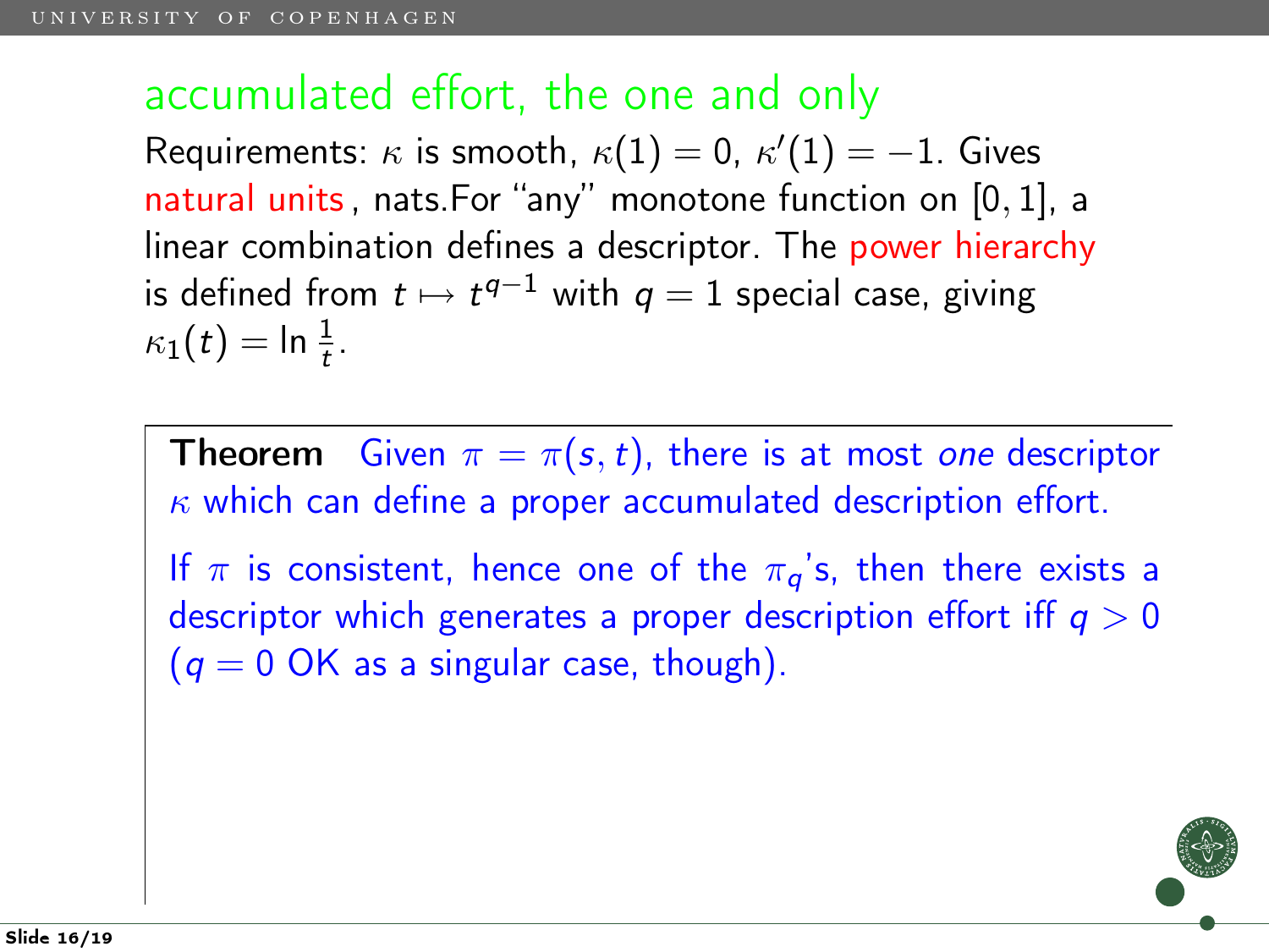## accumulated effort, the one and only

Requirements: $\kappa$ is smooth, $\kappa(1) = 0$, $\kappa'(1) = -1$. Gives natural units, nats.For "any" monotone function on $[0, 1]$, a linear combination defines a descriptor. The power hierarchy is defined from $t \mapsto t^{q-1}$ with $q = 1$ special case, giving $\kappa_1(t) = \ln \frac{1}{t}$.

**Theorem** Given $\pi = \pi(s, t)$, there is at most *one* descriptor $\kappa$ which can define a proper accumulated description effort.

If $\pi$ is consistent, hence one of the $\pi_q$'s, then there exists a descriptor which generates a proper description effort iff $q > 0$ ($q = 0$ OK as a singular case, though).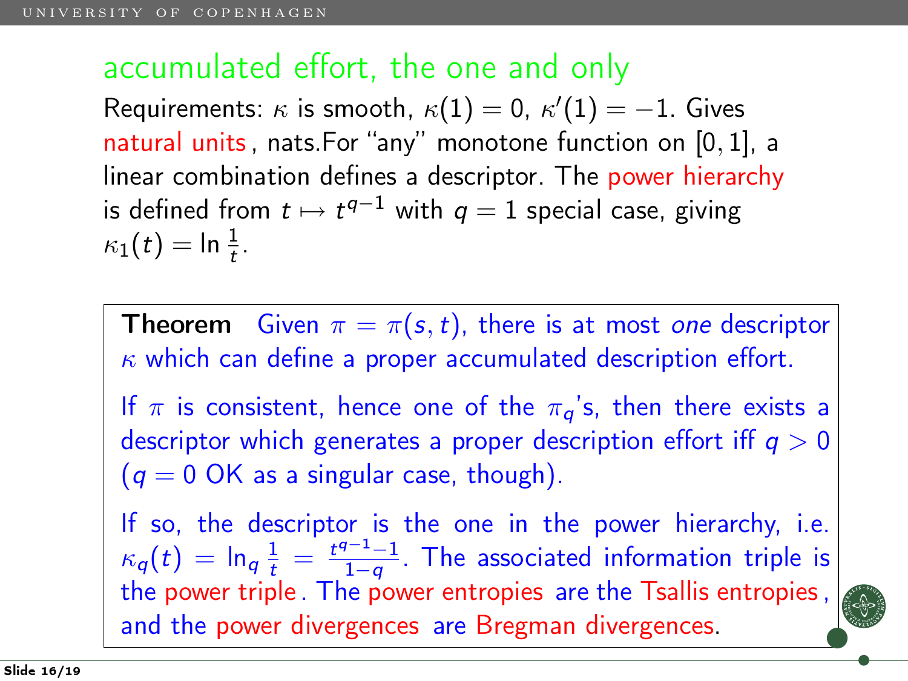## accumulated effort, the one and only

Requirements: $\kappa$ is smooth, $\kappa(1) = 0$, $\kappa'(1) = -1$. Gives natural units, nats.For "any" monotone function on $[0, 1]$, a linear combination defines a descriptor. The power hierarchy is defined from $t \mapsto t^{q-1}$ with $q = 1$ special case, giving $\kappa_1(t) = \ln \frac{1}{t}$.

**Theorem** Given $\pi = \pi(s, t)$, there is at most *one* descriptor $\kappa$ which can define a proper accumulated description effort.

If $\pi$ is consistent, hence one of the $\pi_q$'s, then there exists a descriptor which generates a proper description effort iff $q > 0$ ($q = 0$ OK as a singular case, though).

If so, the descriptor is the one in the power hierarchy, i.e. $\kappa_q(t) = \ln_q \frac{1}{t} = \frac{t^{q-1}-1}{1-q}$. The associated information triple is the power triple. The power entropies are the Tsallis entropies, and the power divergences are Bregman divergences.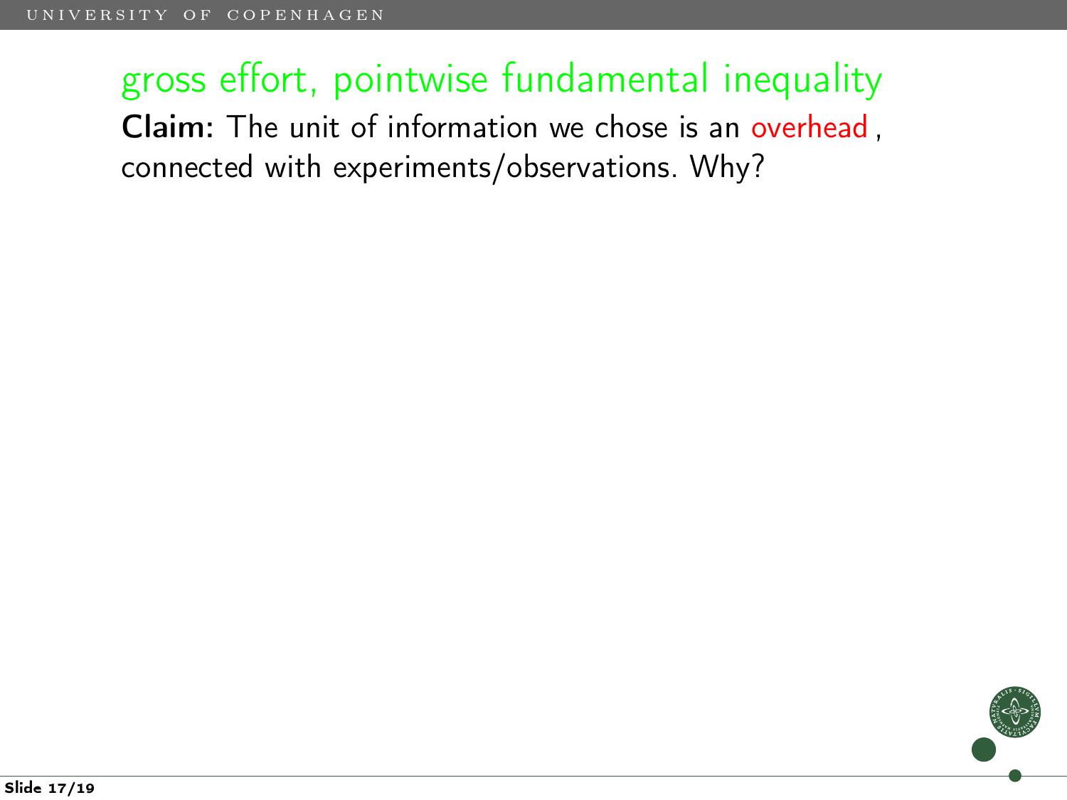## gross effort, pointwise fundamental inequality

**Claim:** The unit of information we chose is an overhead , connected with experiments/observations. Why?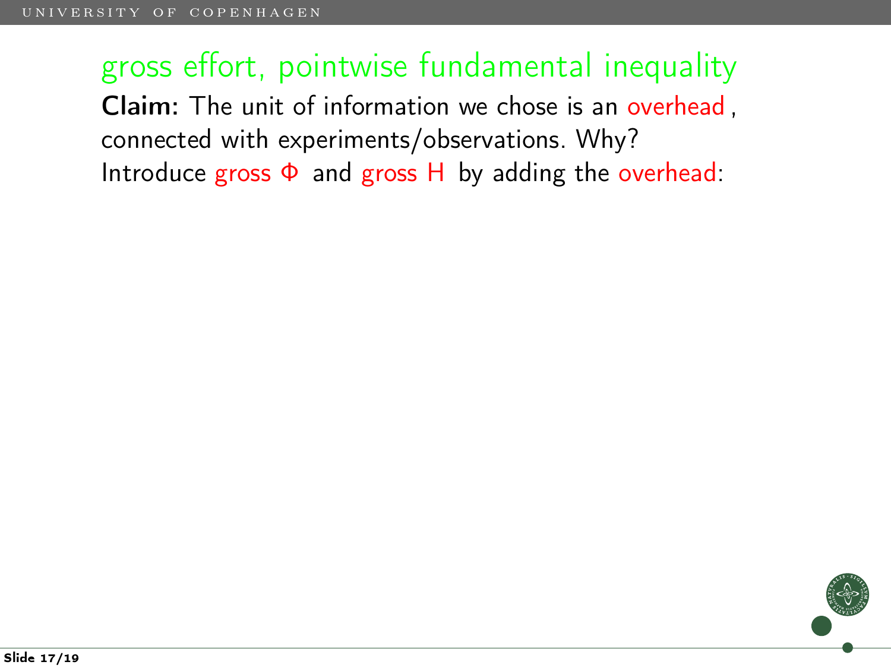## gross effort, pointwise fundamental inequality

**Claim:** The unit of information we chose is an overhead , connected with experiments/observations. Why?

Introduce gross $\Phi$ and gross H by adding the overhead: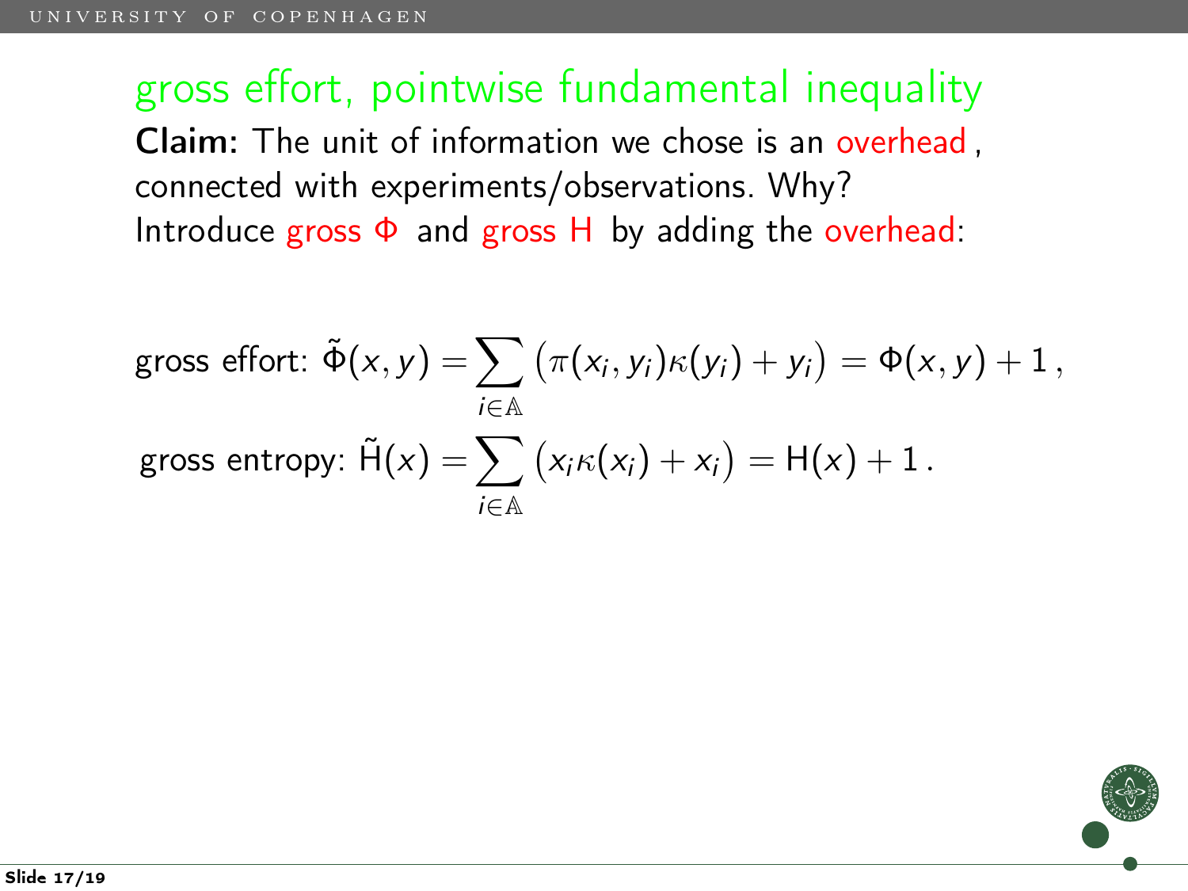## gross effort, pointwise fundamental inequality

**Claim:** The unit of information we chose is an overhead, connected with experiments/observations. Why?

Introduce gross $\Phi$ and gross $\mathrm{H}$ by adding the overhead:

$$\text{gross effort: } \tilde{\Phi}(x,y) = \sum_{i \in \mathbb{A}} \big(\pi(x_i, y_i)\kappa(y_i) + y_i\big) = \Phi(x,y) + 1\,,$$

$$\text{gross entropy: } \tilde{\mathrm{H}}(x) = \sum_{i \in \mathbb{A}} \big(x_i \kappa(x_i) + x_i\big) = \mathrm{H}(x) + 1\,.$$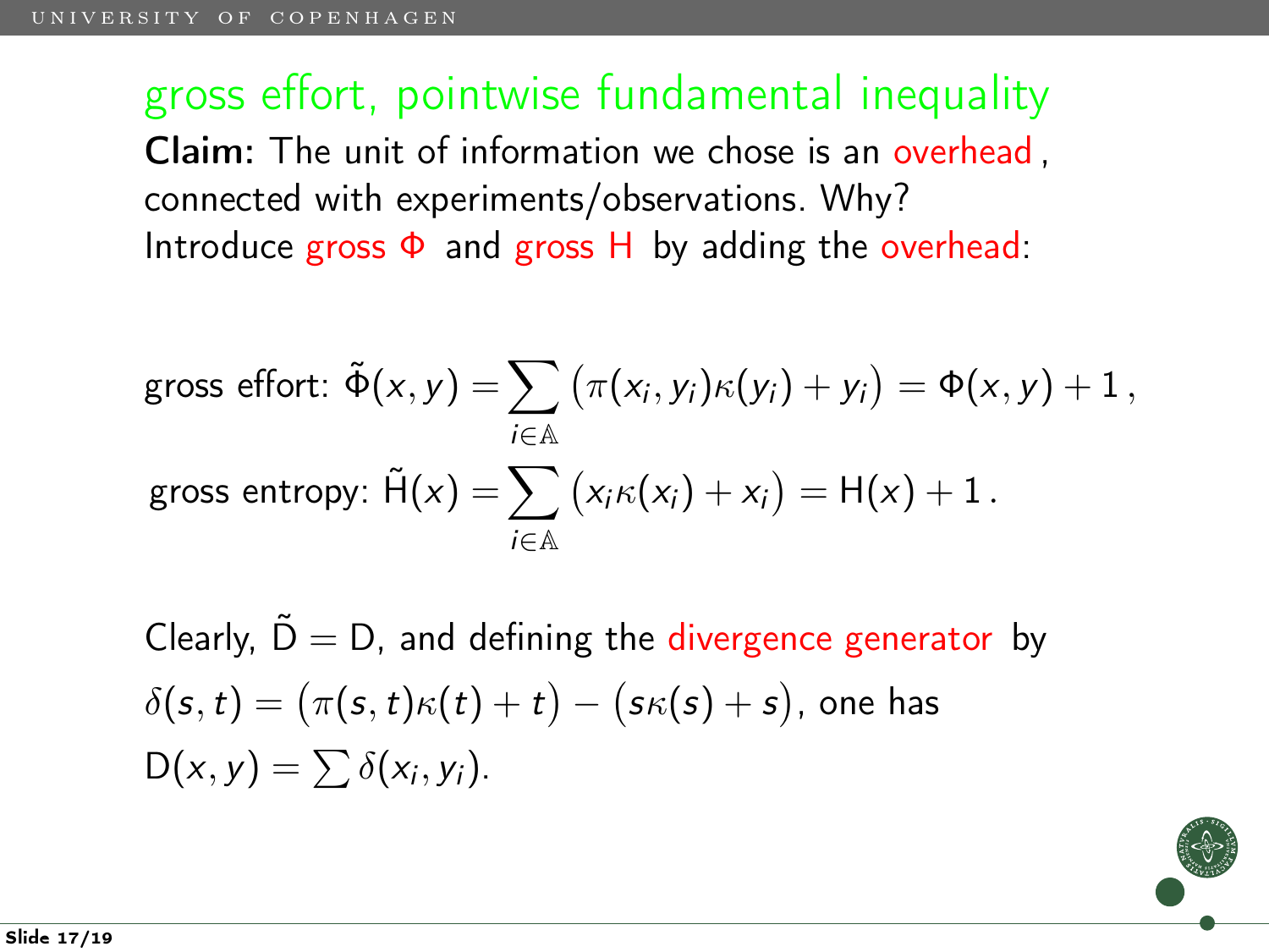# gross effort, pointwise fundamental inequality

**Claim:** The unit of information we chose is an overhead, connected with experiments/observations. Why?

Introduce gross $\Phi$ and gross H by adding the overhead:

$$\text{gross effort: } \tilde{\Phi}(x,y) = \sum_{i \in \mathbb{A}} \big(\pi(x_i, y_i)\kappa(y_i) + y_i\big) = \Phi(x,y) + 1\,,$$

$$\text{gross entropy: } \tilde{\mathrm{H}}(x) = \sum_{i \in \mathbb{A}} \big(x_i \kappa(x_i) + x_i\big) = \mathrm{H}(x) + 1\,.$$

Clearly, $\tilde{\mathrm{D}} = \mathrm{D}$, and defining the divergence generator by $\delta(s,t) = \big(\pi(s,t)\kappa(t) + t\big) - \big(s\kappa(s) + s\big)$, one has $\mathrm{D}(x,y) = \sum \delta(x_i, y_i)$.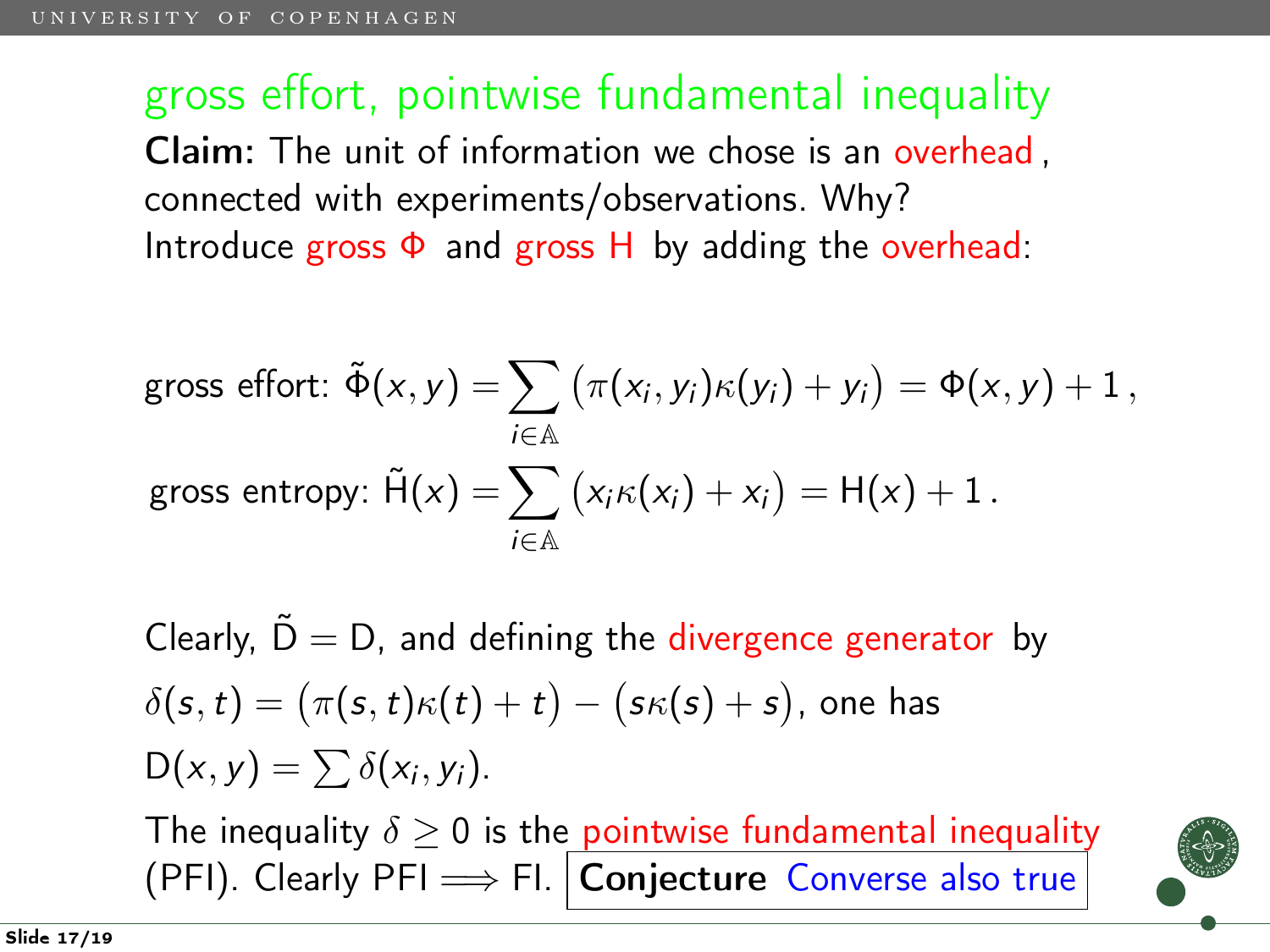## gross effort, pointwise fundamental inequality

**Claim:** The unit of information we chose is an overhead, connected with experiments/observations. Why?

Introduce gross $\Phi$ and gross H by adding the overhead:

$$\text{gross effort: } \tilde{\Phi}(x,y) = \sum_{i\in\mathbb{A}} \big(\pi(x_i,y_i)\kappa(y_i) + y_i\big) = \Phi(x,y) + 1\,,$$

$$\text{gross entropy: } \tilde{\mathrm{H}}(x) = \sum_{i\in\mathbb{A}} \big(x_i\kappa(x_i) + x_i\big) = \mathrm{H}(x) + 1\,.$$

Clearly, $\tilde{\mathrm{D}} = \mathrm{D}$, and defining the divergence generator by $\delta(s,t) = \big(\pi(s,t)\kappa(t) + t\big) - \big(s\kappa(s) + s\big)$, one has $\mathrm{D}(x,y) = \sum \delta(x_i,y_i)$.

The inequality $\delta \geq 0$ is the pointwise fundamental inequality (PFI). Clearly PFI $\Longrightarrow$ FI. **Conjecture** Converse also true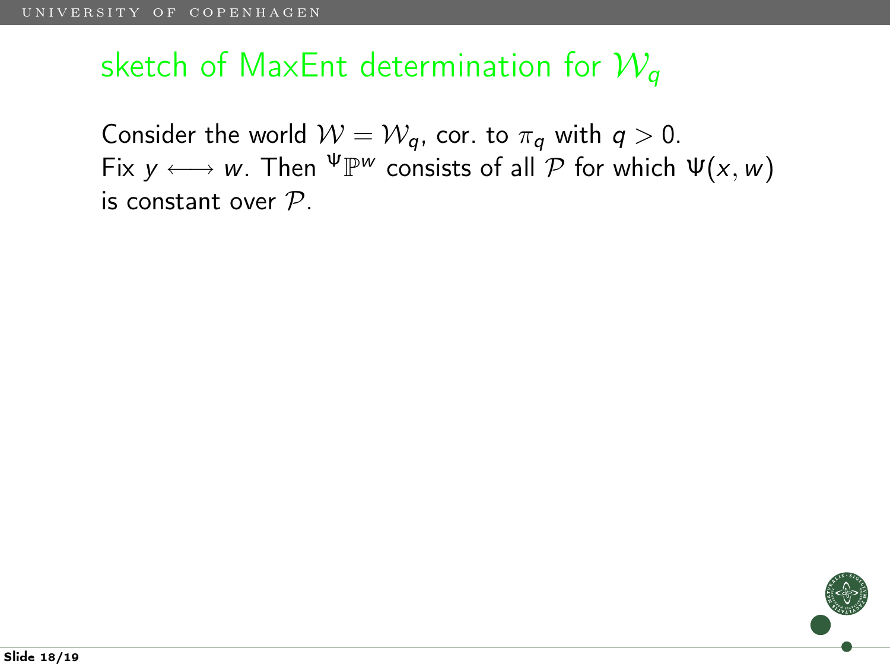# sketch of MaxEnt determination for $\mathcal{W}_q$

Consider the world $\mathcal{W} = \mathcal{W}_q$, cor. to $\pi_q$ with $q > 0$.
Fix $y \longleftrightarrow w$. Then ${}^{\Psi}\mathbb{P}^{w}$ consists of all $\mathcal{P}$ for which $\Psi(x, w)$ is constant over $\mathcal{P}$.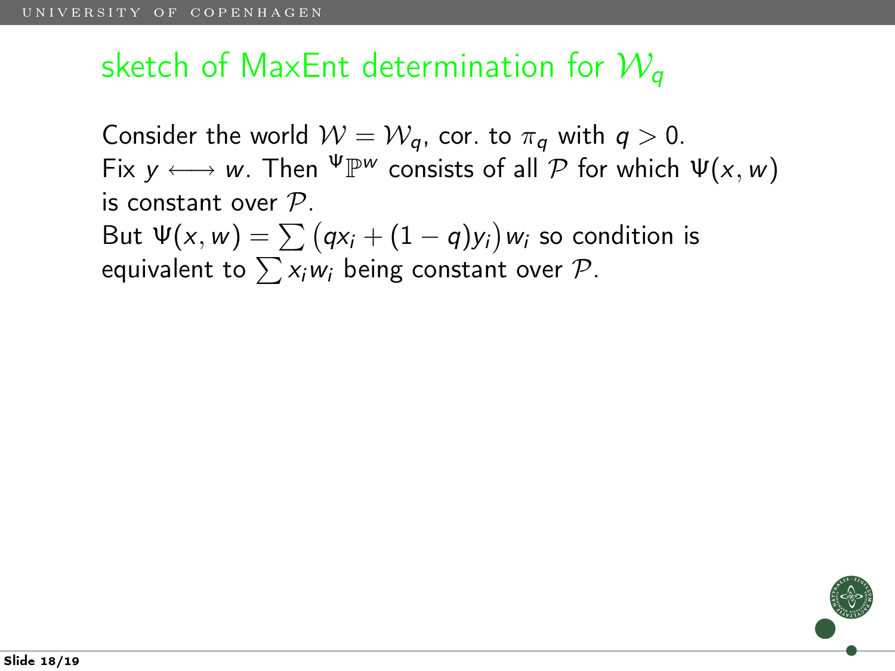# sketch of MaxEnt determination for $\mathcal{W}_q$

Consider the world $\mathcal{W} = \mathcal{W}_q$, cor. to $\pi_q$ with $q > 0$.
Fix $y \longleftrightarrow w$. Then ${}^{\Psi}\mathbb{P}^{w}$ consists of all $\mathcal{P}$ for which $\Psi(x, w)$ is constant over $\mathcal{P}$.
But $\Psi(x, w) = \sum \big(qx_i + (1-q)y_i\big)w_i$ so condition is equivalent to $\sum x_i w_i$ being constant over $\mathcal{P}$.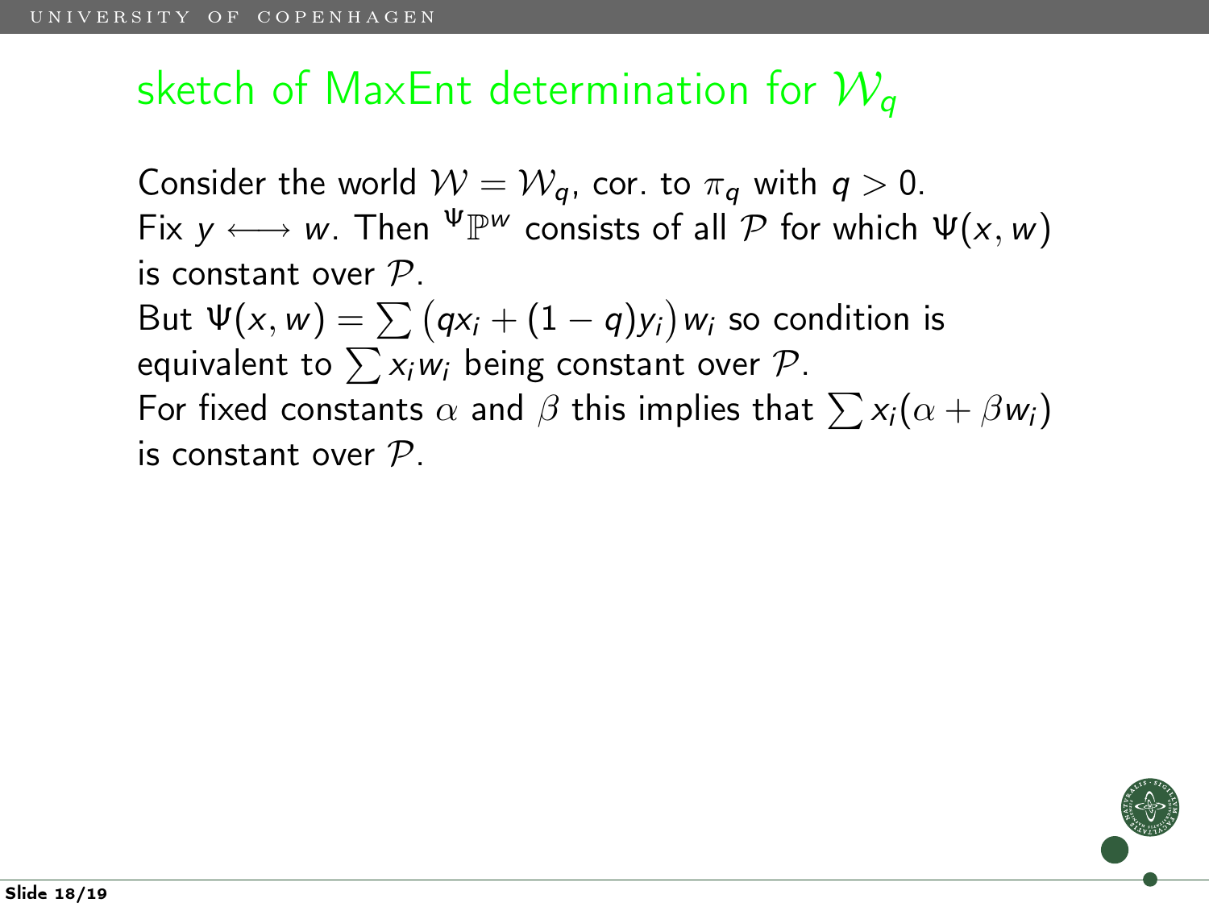## sketch of MaxEnt determination for $\mathcal{W}_q$

Consider the world $\mathcal{W} = \mathcal{W}_q$, cor. to $\pi_q$ with $q > 0$.
Fix $y \longleftrightarrow w$. Then ${}^{\Psi}\mathbb{P}^{w}$ consists of all $\mathcal{P}$ for which $\Psi(x, w)$ is constant over $\mathcal{P}$.
But $\Psi(x, w) = \sum \big(qx_i + (1-q)y_i\big)w_i$ so condition is equivalent to $\sum x_i w_i$ being constant over $\mathcal{P}$.
For fixed constants $\alpha$ and $\beta$ this implies that $\sum x_i(\alpha + \beta w_i)$ is constant over $\mathcal{P}$.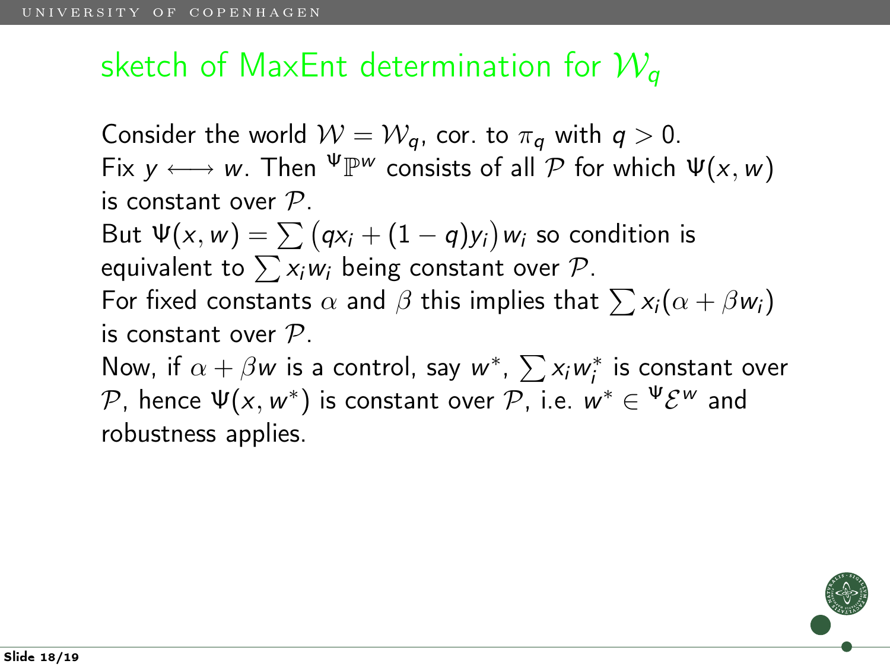# sketch of MaxEnt determination for $\mathcal{W}_q$

Consider the world $\mathcal{W} = \mathcal{W}_q$, cor. to $\pi_q$ with $q > 0$.
Fix $y \longleftrightarrow w$. Then ${}^{\Psi}\mathbb{P}^{w}$ consists of all $\mathcal{P}$ for which $\Psi(x, w)$ is constant over $\mathcal{P}$.
But $\Psi(x, w) = \sum \big(qx_i + (1-q)y_i\big)w_i$ so condition is equivalent to $\sum x_i w_i$ being constant over $\mathcal{P}$.
For fixed constants $\alpha$ and $\beta$ this implies that $\sum x_i(\alpha + \beta w_i)$ is constant over $\mathcal{P}$.
Now, if $\alpha + \beta w$ is a control, say $w^*$, $\sum x_i w_i^*$ is constant over $\mathcal{P}$, hence $\Psi(x, w^*)$ is constant over $\mathcal{P}$, i.e. $w^* \in {}^{\Psi}\mathcal{E}^{w}$ and robustness applies.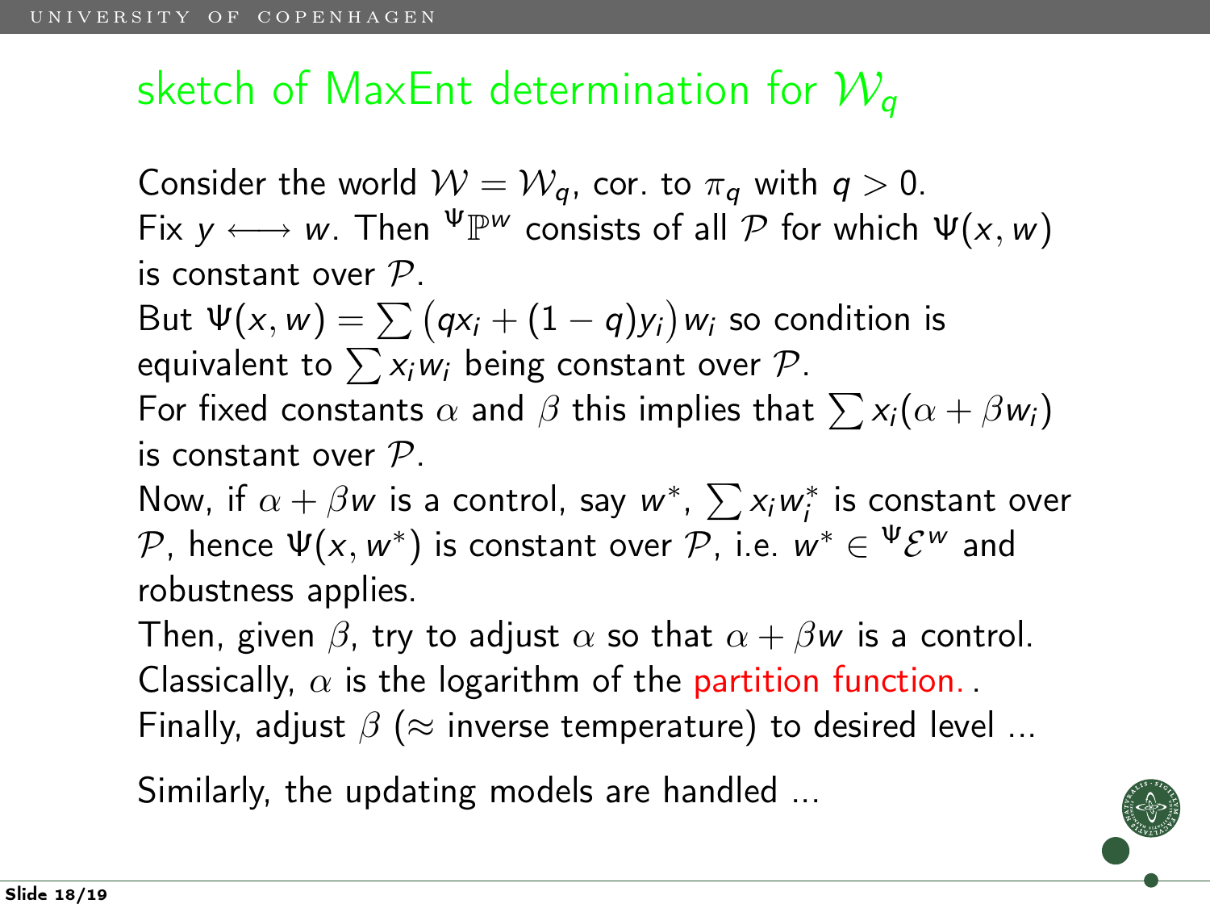## sketch of MaxEnt determination for $\mathcal{W}_q$

Consider the world $\mathcal{W} = \mathcal{W}_q$, cor. to $\pi_q$ with $q > 0$.
Fix $y \longleftrightarrow w$. Then ${}^{\Psi}\mathbb{P}^w$ consists of all $\mathcal{P}$ for which $\Psi(x, w)$ is constant over $\mathcal{P}$.
But $\Psi(x, w) = \sum \big(qx_i + (1-q)y_i\big)w_i$ so condition is equivalent to $\sum x_i w_i$ being constant over $\mathcal{P}$.
For fixed constants $\alpha$ and $\beta$ this implies that $\sum x_i(\alpha + \beta w_i)$ is constant over $\mathcal{P}$.
Now, if $\alpha + \beta w$ is a control, say $w^*$, $\sum x_i w_i^*$ is constant over $\mathcal{P}$, hence $\Psi(x, w^*)$ is constant over $\mathcal{P}$, i.e. $w^* \in {}^{\Psi}\mathcal{E}^w$ and robustness applies.
Then, given $\beta$, try to adjust $\alpha$ so that $\alpha + \beta w$ is a control.
Classically, $\alpha$ is the logarithm of the partition function. .
Finally, adjust $\beta$ ($\approx$ inverse temperature) to desired level ...

Similarly, the updating models are handled ...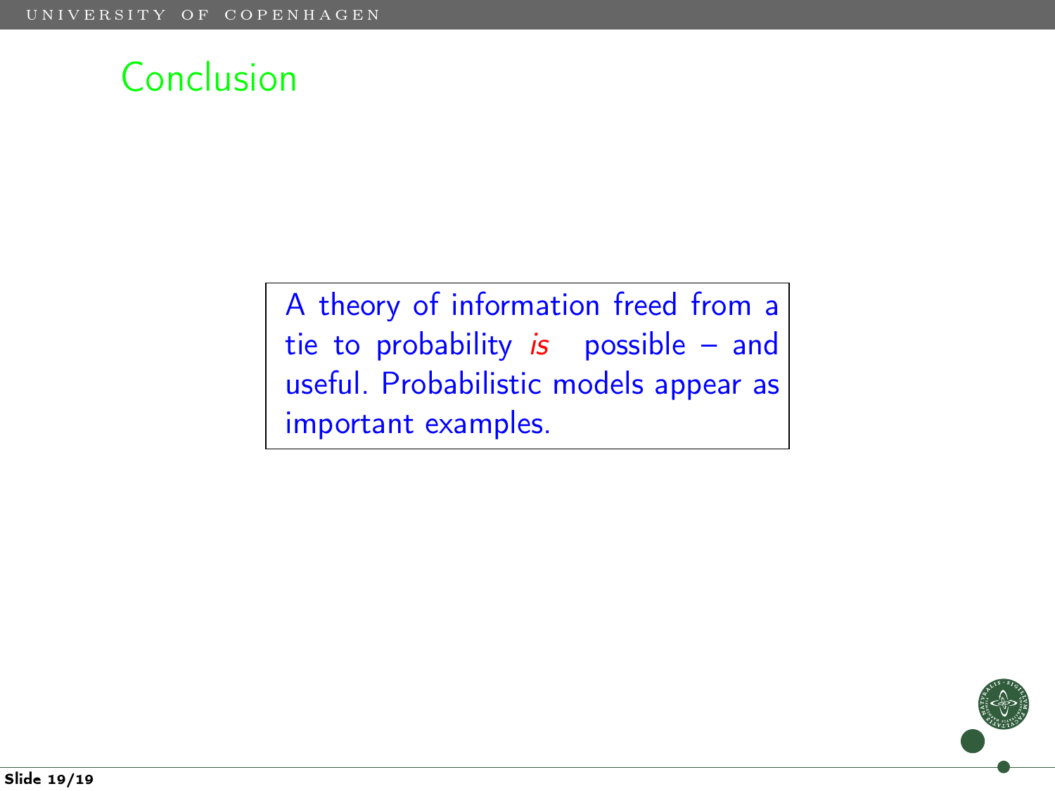# Conclusion

A theory of information freed from a tie to probability *is* possible – and useful. Probabilistic models appear as important examples.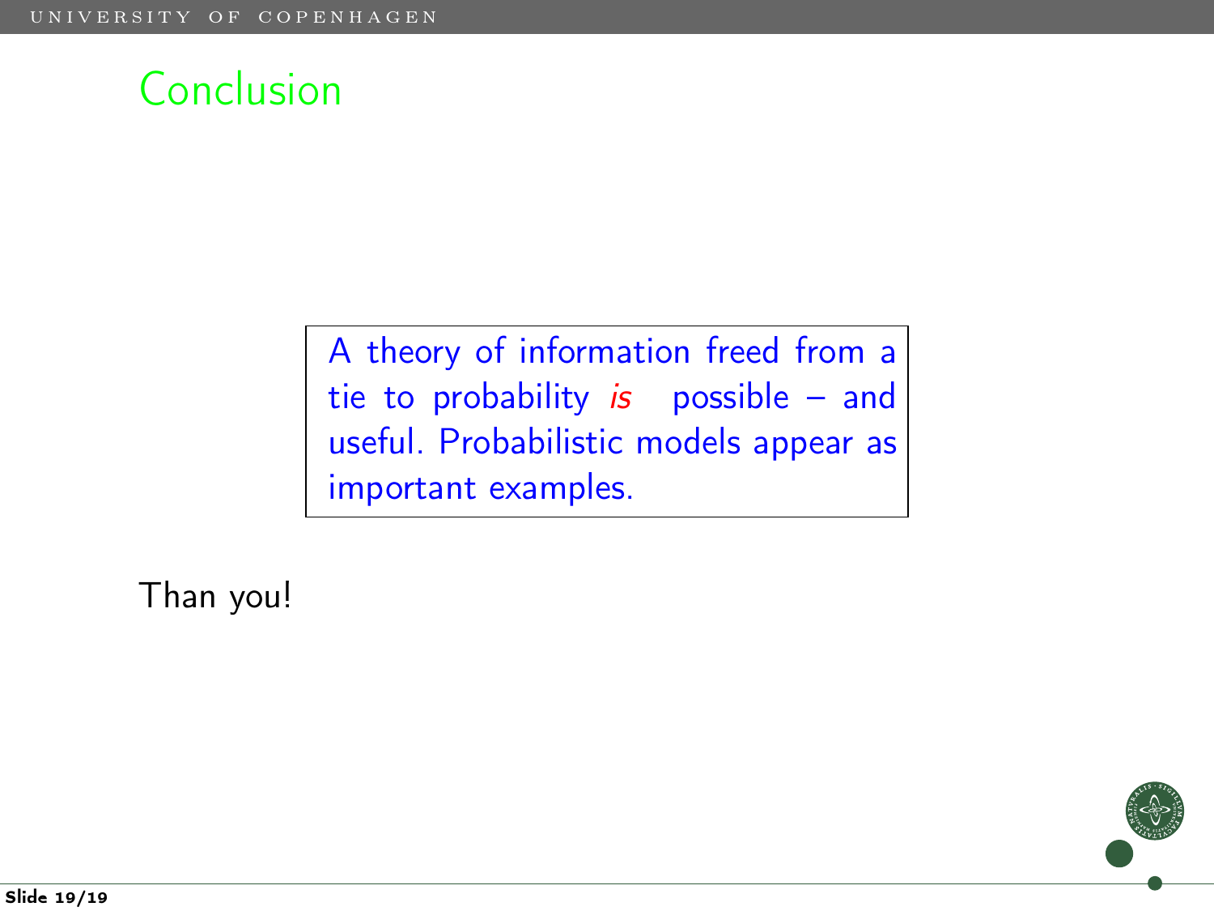## Conclusion

A theory of information freed from a tie to probability *is* possible – and useful. Probabilistic models appear as important examples.

Than you!